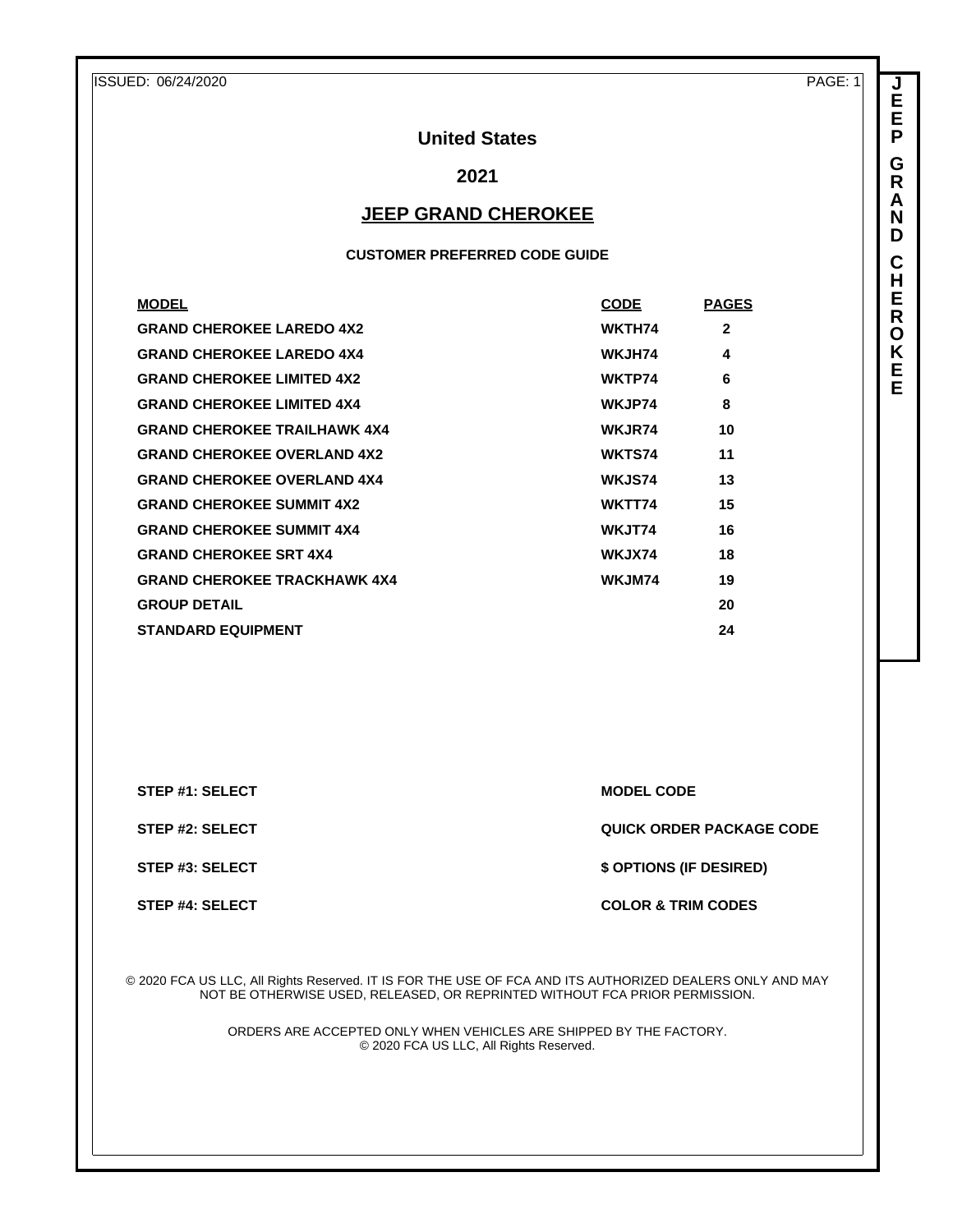ISSUED: 06/24/2020

# United States

## 2021

## JEEP GRAND CHEROKEE

### CUSTOMER PREFERRED CODE GUIDE

| MODEL | CODE | PAGES |
|---|---|---|
| GRAND CHEROKEE LAREDO 4X2 | WKTH74 | 2 |
| GRAND CHEROKEE LAREDO 4X4 | WKJH74 | 4 |
| GRAND CHEROKEE LIMITED 4X2 | WKTP74 | 6 |
| GRAND CHEROKEE LIMITED 4X4 | WKJP74 | 8 |
| GRAND CHEROKEE TRAILHAWK 4X4 | WKJR74 | 10 |
| GRAND CHEROKEE OVERLAND 4X2 | WKTS74 | 11 |
| GRAND CHEROKEE OVERLAND 4X4 | WKJS74 | 13 |
| GRAND CHEROKEE SUMMIT 4X2 | WKTT74 | 15 |
| GRAND CHEROKEE SUMMIT 4X4 | WKJT74 | 16 |
| GRAND CHEROKEE SRT 4X4 | WKJX74 | 18 |
| GRAND CHEROKEE TRACKHAWK 4X4 | WKJM74 | 19 |
| GROUP DETAIL | | 20 |
| STANDARD EQUIPMENT | | 24 |

| | |
|---|---|
| **STEP #1: SELECT** | **MODEL CODE** |
| **STEP #2: SELECT** | **QUICK ORDER PACKAGE CODE** |
| **STEP #3: SELECT** | **$ OPTIONS (IF DESIRED)** |
| **STEP #4: SELECT** | **COLOR & TRIM CODES** |

© 2020 FCA US LLC, All Rights Reserved. IT IS FOR THE USE OF FCA AND ITS AUTHORIZED DEALERS ONLY AND MAY NOT BE OTHERWISE USED, RELEASED, OR REPRINTED WITHOUT FCA PRIOR PERMISSION.

ORDERS ARE ACCEPTED ONLY WHEN VEHICLES ARE SHIPPED BY THE FACTORY.
© 2020 FCA US LLC, All Rights Reserved.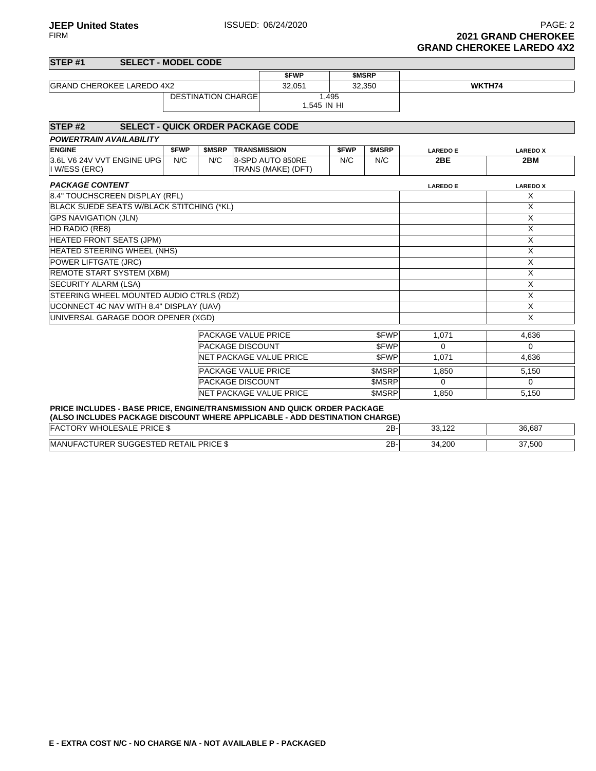**JEEP United States**
FIRM

ISSUED: 06/24/2020

**2021 GRAND CHEROKEE**
**GRAND CHEROKEE LAREDO 4X2**

## STEP #1 SELECT - MODEL CODE

| | | $FWP | $MSRP | |
|---|---|---|---|---|
| GRAND CHEROKEE LAREDO 4X2 | | 32,051 | 32,350 | **WKTH74** |
| | DESTINATION CHARGE | 1,495<br>1,545 IN HI | | |

## STEP #2 SELECT - QUICK ORDER PACKAGE CODE

***POWERTRAIN AVAILABILITY***

| ENGINE | $FWP | $MSRP | TRANSMISSION | $FWP | $MSRP | LAREDO E | LAREDO X |
|---|---|---|---|---|---|---|---|
| 3.6L V6 24V VVT ENGINE UPG I W/ESS (ERC) | N/C | N/C | 8-SPD AUTO 850RE TRANS (MAKE) (DFT) | N/C | N/C | **2BE** | **2BM** |

***PACKAGE CONTENT***

| | | LAREDO E | LAREDO X |
|---|---|---|---|
| 8.4" TOUCHSCREEN DISPLAY (RFL) | | | X |
| BLACK SUEDE SEATS W/BLACK STITCHING (*KL) | | | X |
| GPS NAVIGATION (JLN) | | | X |
| HD RADIO (RE8) | | | X |
| HEATED FRONT SEATS (JPM) | | | X |
| HEATED STEERING WHEEL (NHS) | | | X |
| POWER LIFTGATE (JRC) | | | X |
| REMOTE START SYSTEM (XBM) | | | X |
| SECURITY ALARM (LSA) | | | X |
| STEERING WHEEL MOUNTED AUDIO CTRLS (RDZ) | | | X |
| UCONNECT 4C NAV WITH 8.4" DISPLAY (UAV) | | | X |
| UNIVERSAL GARAGE DOOR OPENER (XGD) | | | X |
| PACKAGE VALUE PRICE | $FWP | 1,071 | 4,636 |
| PACKAGE DISCOUNT | $FWP | 0 | 0 |
| NET PACKAGE VALUE PRICE | $FWP | 1,071 | 4,636 |
| PACKAGE VALUE PRICE | $MSRP | 1,850 | 5,150 |
| PACKAGE DISCOUNT | $MSRP | 0 | 0 |
| NET PACKAGE VALUE PRICE | $MSRP | 1,850 | 5,150 |

**PRICE INCLUDES - BASE PRICE, ENGINE/TRANSMISSION AND QUICK ORDER PACKAGE**
**(ALSO INCLUDES PACKAGE DISCOUNT WHERE APPLICABLE - ADD DESTINATION CHARGE)**

| | | LAREDO E | LAREDO X |
|---|---|---|---|
| FACTORY WHOLESALE PRICE $ | 2B- | 33,122 | 36,687 |
| MANUFACTURER SUGGESTED RETAIL PRICE $ | 2B- | 34,200 | 37,500 |

**E - EXTRA COST N/C - NO CHARGE N/A - NOT AVAILABLE P - PACKAGED**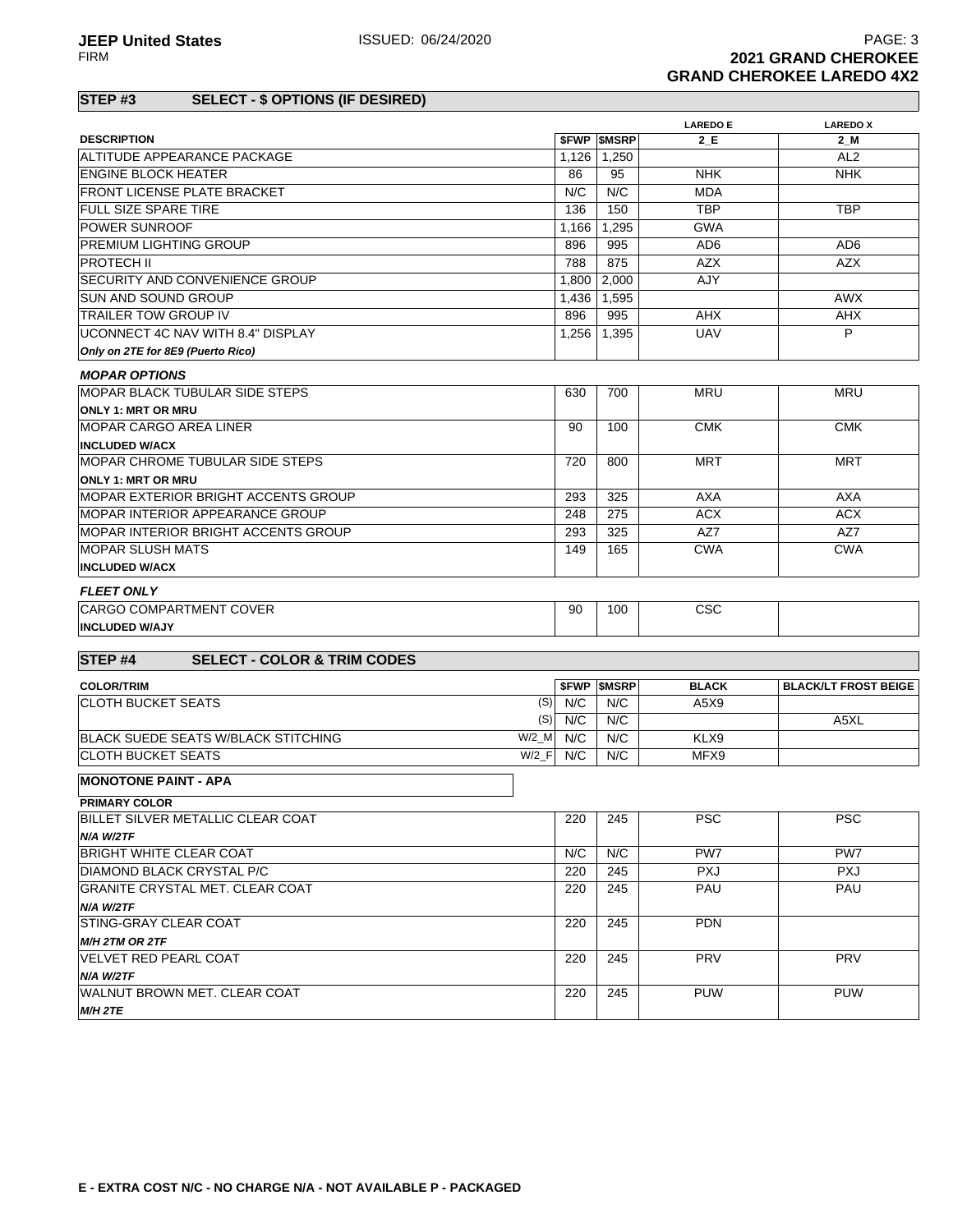## STEP #3 SELECT - $ OPTIONS (IF DESIRED)

| DESCRIPTION | $FWP | $MSRP | LAREDO E 2_E | LAREDO X 2_M |
|---|---|---|---|---|
| ALTITUDE APPEARANCE PACKAGE | 1,126 | 1,250 | | AL2 |
| ENGINE BLOCK HEATER | 86 | 95 | NHK | NHK |
| FRONT LICENSE PLATE BRACKET | N/C | N/C | MDA | |
| FULL SIZE SPARE TIRE | 136 | 150 | TBP | TBP |
| POWER SUNROOF | 1,166 | 1,295 | GWA | |
| PREMIUM LIGHTING GROUP | 896 | 995 | AD6 | AD6 |
| PROTECH II | 788 | 875 | AZX | AZX |
| SECURITY AND CONVENIENCE GROUP | 1,800 | 2,000 | AJY | |
| SUN AND SOUND GROUP | 1,436 | 1,595 | | AWX |
| TRAILER TOW GROUP IV | 896 | 995 | AHX | AHX |
| UCONNECT 4C NAV WITH 8.4" DISPLAY *Only on 2TE for 8E9 (Puerto Rico)* | 1,256 | 1,395 | UAV | P |
| ***MOPAR OPTIONS*** | | | | |
| MOPAR BLACK TUBULAR SIDE STEPS **ONLY 1: MRT OR MRU** | 630 | 700 | MRU | MRU |
| MOPAR CARGO AREA LINER **INCLUDED W/ACX** | 90 | 100 | CMK | CMK |
| MOPAR CHROME TUBULAR SIDE STEPS **ONLY 1: MRT OR MRU** | 720 | 800 | MRT | MRT |
| MOPAR EXTERIOR BRIGHT ACCENTS GROUP | 293 | 325 | AXA | AXA |
| MOPAR INTERIOR APPEARANCE GROUP | 248 | 275 | ACX | ACX |
| MOPAR INTERIOR BRIGHT ACCENTS GROUP | 293 | 325 | AZ7 | AZ7 |
| MOPAR SLUSH MATS **INCLUDED W/ACX** | 149 | 165 | CWA | CWA |
| ***FLEET ONLY*** | | | | |
| CARGO COMPARTMENT COVER **INCLUDED W/AJY** | 90 | 100 | CSC | |

## STEP #4 SELECT - COLOR & TRIM CODES

| COLOR/TRIM | | $FWP | $MSRP | BLACK | BLACK/LT FROST BEIGE |
|---|---|---|---|---|---|
| CLOTH BUCKET SEATS | (S) | N/C | N/C | A5X9 | |
| | (S) | N/C | N/C | | A5XL |
| BLACK SUEDE SEATS W/BLACK STITCHING | W/2_M | N/C | N/C | KLX9 | |
| CLOTH BUCKET SEATS | W/2_F | N/C | N/C | MFX9 | |

**MONOTONE PAINT - APA**

| PRIMARY COLOR | $FWP | $MSRP | BLACK | BLACK/LT FROST BEIGE |
|---|---|---|---|---|
| BILLET SILVER METALLIC CLEAR COAT ***N/A W/2TF*** | 220 | 245 | PSC | PSC |
| BRIGHT WHITE CLEAR COAT | N/C | N/C | PW7 | PW7 |
| DIAMOND BLACK CRYSTAL P/C | 220 | 245 | PXJ | PXJ |
| GRANITE CRYSTAL MET. CLEAR COAT ***N/A W/2TF*** | 220 | 245 | PAU | PAU |
| STING-GRAY CLEAR COAT ***M/H 2TM OR 2TF*** | 220 | 245 | PDN | |
| VELVET RED PEARL COAT ***N/A W/2TF*** | 220 | 245 | PRV | PRV |
| WALNUT BROWN MET. CLEAR COAT ***M/H 2TE*** | 220 | 245 | PUW | PUW |

**E - EXTRA COST N/C - NO CHARGE N/A - NOT AVAILABLE P - PACKAGED**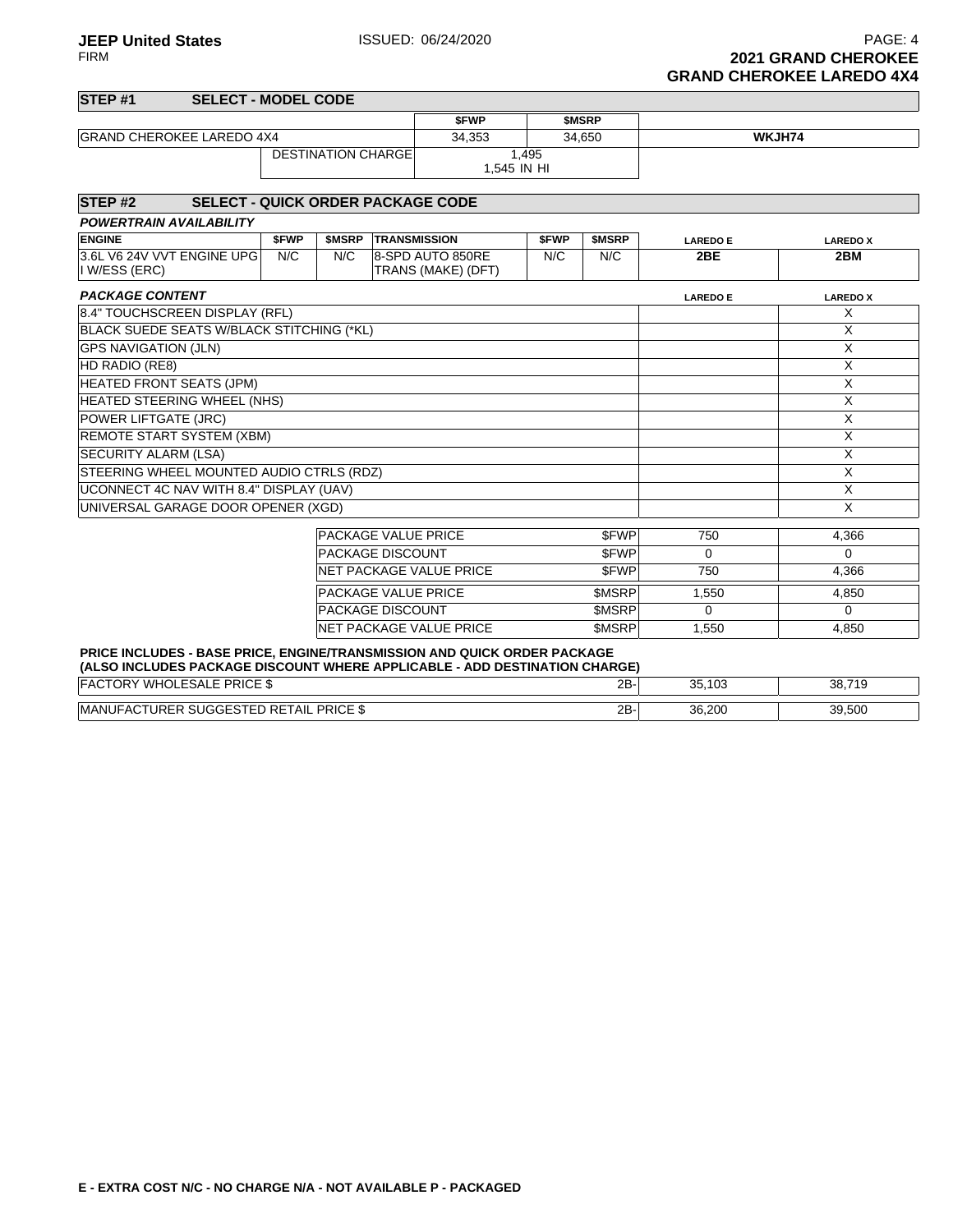# 2021 GRAND CHEROKEE
## GRAND CHEROKEE LAREDO 4X4

### STEP #1 SELECT - MODEL CODE

| | $FWP | $MSRP | |
|---|---|---|---|
| GRAND CHEROKEE LAREDO 4X4 | 34,353 | 34,650 | WKJH74 |
| DESTINATION CHARGE | 1,495 1,545 IN HI | | |

### STEP #2 SELECT - QUICK ORDER PACKAGE CODE

***POWERTRAIN AVAILABILITY***

| ENGINE | $FWP | $MSRP | TRANSMISSION | $FWP | $MSRP | LAREDO E | LAREDO X |
|---|---|---|---|---|---|---|---|
| 3.6L V6 24V VVT ENGINE UPG I W/ESS (ERC) | N/C | N/C | 8-SPD AUTO 850RE TRANS (MAKE) (DFT) | N/C | N/C | 2BE | 2BM |

***PACKAGE CONTENT***

| | LAREDO E | LAREDO X |
|---|---|---|
| 8.4" TOUCHSCREEN DISPLAY (RFL) | | X |
| BLACK SUEDE SEATS W/BLACK STITCHING (*KL) | | X |
| GPS NAVIGATION (JLN) | | X |
| HD RADIO (RE8) | | X |
| HEATED FRONT SEATS (JPM) | | X |
| HEATED STEERING WHEEL (NHS) | | X |
| POWER LIFTGATE (JRC) | | X |
| REMOTE START SYSTEM (XBM) | | X |
| SECURITY ALARM (LSA) | | X |
| STEERING WHEEL MOUNTED AUDIO CTRLS (RDZ) | | X |
| UCONNECT 4C NAV WITH 8.4" DISPLAY (UAV) | | X |
| UNIVERSAL GARAGE DOOR OPENER (XGD) | | X |

| | | LAREDO E | LAREDO X |
|---|---|---|---|
| PACKAGE VALUE PRICE | $FWP | 750 | 4,366 |
| PACKAGE DISCOUNT | $FWP | 0 | 0 |
| NET PACKAGE VALUE PRICE | $FWP | 750 | 4,366 |
| PACKAGE VALUE PRICE | $MSRP | 1,550 | 4,850 |
| PACKAGE DISCOUNT | $MSRP | 0 | 0 |
| NET PACKAGE VALUE PRICE | $MSRP | 1,550 | 4,850 |

**PRICE INCLUDES - BASE PRICE, ENGINE/TRANSMISSION AND QUICK ORDER PACKAGE**
**(ALSO INCLUDES PACKAGE DISCOUNT WHERE APPLICABLE - ADD DESTINATION CHARGE)**

| | | LAREDO E | LAREDO X |
|---|---|---|---|
| FACTORY WHOLESALE PRICE $ | 2B- | 35,103 | 38,719 |
| MANUFACTURER SUGGESTED RETAIL PRICE $ | 2B- | 36,200 | 39,500 |

**E - EXTRA COST N/C - NO CHARGE N/A - NOT AVAILABLE P - PACKAGED**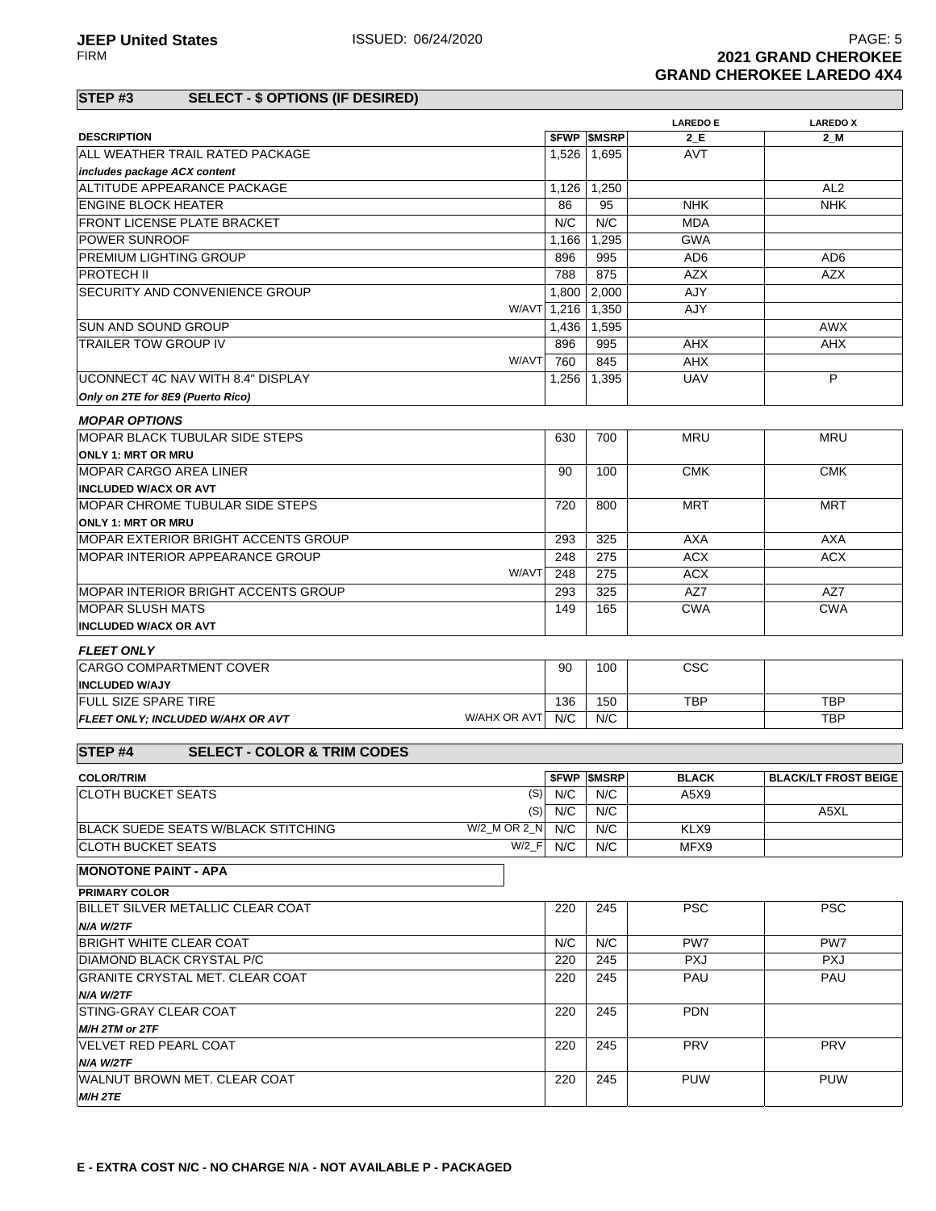## STEP #3 SELECT - $ OPTIONS (IF DESIRED)

| DESCRIPTION | | $FWP | $MSRP | LAREDO E 2_E | LAREDO X 2_M |
|---|---|---|---|---|---|
| ALL WEATHER TRAIL RATED PACKAGE *includes package ACX content* | | 1,526 | 1,695 | AVT | |
| ALTITUDE APPEARANCE PACKAGE | | 1,126 | 1,250 | | AL2 |
| ENGINE BLOCK HEATER | | 86 | 95 | NHK | NHK |
| FRONT LICENSE PLATE BRACKET | | N/C | N/C | MDA | |
| POWER SUNROOF | | 1,166 | 1,295 | GWA | |
| PREMIUM LIGHTING GROUP | | 896 | 995 | AD6 | AD6 |
| PROTECH II | | 788 | 875 | AZX | AZX |
| SECURITY AND CONVENIENCE GROUP | | 1,800 | 2,000 | AJY | |
| | W/AVT | 1,216 | 1,350 | AJY | |
| SUN AND SOUND GROUP | | 1,436 | 1,595 | | AWX |
| TRAILER TOW GROUP IV | | 896 | 995 | AHX | AHX |
| | W/AVT | 760 | 845 | AHX | |
| UCONNECT 4C NAV WITH 8.4" DISPLAY *Only on 2TE for 8E9 (Puerto Rico)* | | 1,256 | 1,395 | UAV | P |
| ***MOPAR OPTIONS*** | | | | | |
| MOPAR BLACK TUBULAR SIDE STEPS **ONLY 1: MRT OR MRU** | | 630 | 700 | MRU | MRU |
| MOPAR CARGO AREA LINER **INCLUDED W/ACX OR AVT** | | 90 | 100 | CMK | CMK |
| MOPAR CHROME TUBULAR SIDE STEPS **ONLY 1: MRT OR MRU** | | 720 | 800 | MRT | MRT |
| MOPAR EXTERIOR BRIGHT ACCENTS GROUP | | 293 | 325 | AXA | AXA |
| MOPAR INTERIOR APPEARANCE GROUP | | 248 | 275 | ACX | ACX |
| | W/AVT | 248 | 275 | ACX | |
| MOPAR INTERIOR BRIGHT ACCENTS GROUP | | 293 | 325 | AZ7 | AZ7 |
| MOPAR SLUSH MATS **INCLUDED W/ACX OR AVT** | | 149 | 165 | CWA | CWA |
| ***FLEET ONLY*** | | | | | |
| CARGO COMPARTMENT COVER **INCLUDED W/AJY** | | 90 | 100 | CSC | |
| FULL SIZE SPARE TIRE | | 136 | 150 | TBP | TBP |
| ***FLEET ONLY; INCLUDED W/AHX OR AVT*** | W/AHX OR AVT | N/C | N/C | | TBP |

## STEP #4 SELECT - COLOR & TRIM CODES

| COLOR/TRIM | | $FWP | $MSRP | BLACK | BLACK/LT FROST BEIGE |
|---|---|---|---|---|---|
| CLOTH BUCKET SEATS | (S) | N/C | N/C | A5X9 | |
| | (S) | N/C | N/C | | A5XL |
| BLACK SUEDE SEATS W/BLACK STITCHING | W/2_M OR 2_N | N/C | N/C | KLX9 | |
| CLOTH BUCKET SEATS | W/2_F | N/C | N/C | MFX9 | |

**MONOTONE PAINT - APA**

| PRIMARY COLOR | $FWP | $MSRP | LAREDO E 2_E | LAREDO X 2_M |
|---|---|---|---|---|
| BILLET SILVER METALLIC CLEAR COAT *N/A W/2TF* | 220 | 245 | PSC | PSC |
| BRIGHT WHITE CLEAR COAT | N/C | N/C | PW7 | PW7 |
| DIAMOND BLACK CRYSTAL P/C | 220 | 245 | PXJ | PXJ |
| GRANITE CRYSTAL MET. CLEAR COAT *N/A W/2TF* | 220 | 245 | PAU | PAU |
| STING-GRAY CLEAR COAT *M/H 2TM or 2TF* | 220 | 245 | PDN | |
| VELVET RED PEARL COAT *N/A W/2TF* | 220 | 245 | PRV | PRV |
| WALNUT BROWN MET. CLEAR COAT *M/H 2TE* | 220 | 245 | PUW | PUW |

**E - EXTRA COST N/C - NO CHARGE N/A - NOT AVAILABLE P - PACKAGED**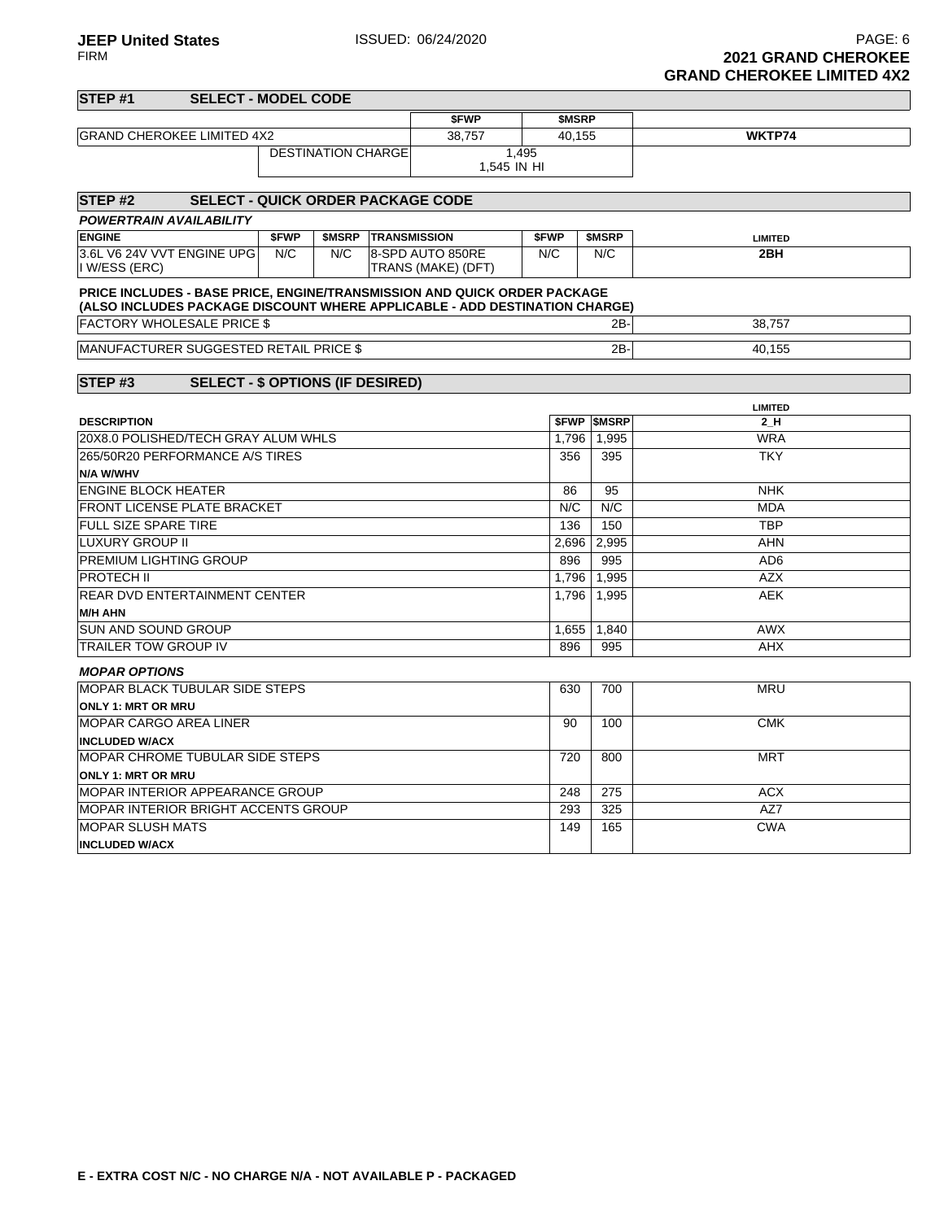**JEEP United States**
FIRM

ISSUED: 06/24/2020

**2021 GRAND CHEROKEE**
**GRAND CHEROKEE LIMITED 4X2**

## STEP #1 SELECT - MODEL CODE

| | | $FWP | $MSRP | |
|---|---|---|---|---|
| GRAND CHEROKEE LIMITED 4X2 | | 38,757 | 40,155 | **WKTP74** |
| | DESTINATION CHARGE | 1,495 1,545 IN HI | | |

## STEP #2 SELECT - QUICK ORDER PACKAGE CODE

***POWERTRAIN AVAILABILITY***

| ENGINE | $FWP | $MSRP | TRANSMISSION | $FWP | $MSRP | LIMITED |
|---|---|---|---|---|---|---|
| 3.6L V6 24V VVT ENGINE UPG I W/ESS (ERC) | N/C | N/C | 8-SPD AUTO 850RE TRANS (MAKE) (DFT) | N/C | N/C | **2BH** |

**PRICE INCLUDES - BASE PRICE, ENGINE/TRANSMISSION AND QUICK ORDER PACKAGE (ALSO INCLUDES PACKAGE DISCOUNT WHERE APPLICABLE - ADD DESTINATION CHARGE)**

| | | |
|---|---|---|
| FACTORY WHOLESALE PRICE $ | 2B- | 38,757 |
| MANUFACTURER SUGGESTED RETAIL PRICE $ | 2B- | 40,155 |

## STEP #3 SELECT - $ OPTIONS (IF DESIRED)

| DESCRIPTION | $FWP | $MSRP | LIMITED 2_H |
|---|---|---|---|
| 20X8.0 POLISHED/TECH GRAY ALUM WHLS | 1,796 | 1,995 | WRA |
| 265/50R20 PERFORMANCE A/S TIRES **N/A W/WHV** | 356 | 395 | TKY |
| ENGINE BLOCK HEATER | 86 | 95 | NHK |
| FRONT LICENSE PLATE BRACKET | N/C | N/C | MDA |
| FULL SIZE SPARE TIRE | 136 | 150 | TBP |
| LUXURY GROUP II | 2,696 | 2,995 | AHN |
| PREMIUM LIGHTING GROUP | 896 | 995 | AD6 |
| PROTECH II | 1,796 | 1,995 | AZX |
| REAR DVD ENTERTAINMENT CENTER **M/H AHN** | 1,796 | 1,995 | AEK |
| SUN AND SOUND GROUP | 1,655 | 1,840 | AWX |
| TRAILER TOW GROUP IV | 896 | 995 | AHX |

***MOPAR OPTIONS***

| DESCRIPTION | $FWP | $MSRP | LIMITED 2_H |
|---|---|---|---|
| MOPAR BLACK TUBULAR SIDE STEPS **ONLY 1: MRT OR MRU** | 630 | 700 | MRU |
| MOPAR CARGO AREA LINER **INCLUDED W/ACX** | 90 | 100 | CMK |
| MOPAR CHROME TUBULAR SIDE STEPS **ONLY 1: MRT OR MRU** | 720 | 800 | MRT |
| MOPAR INTERIOR APPEARANCE GROUP | 248 | 275 | ACX |
| MOPAR INTERIOR BRIGHT ACCENTS GROUP | 293 | 325 | AZ7 |
| MOPAR SLUSH MATS **INCLUDED W/ACX** | 149 | 165 | CWA |

**E - EXTRA COST N/C - NO CHARGE N/A - NOT AVAILABLE P - PACKAGED**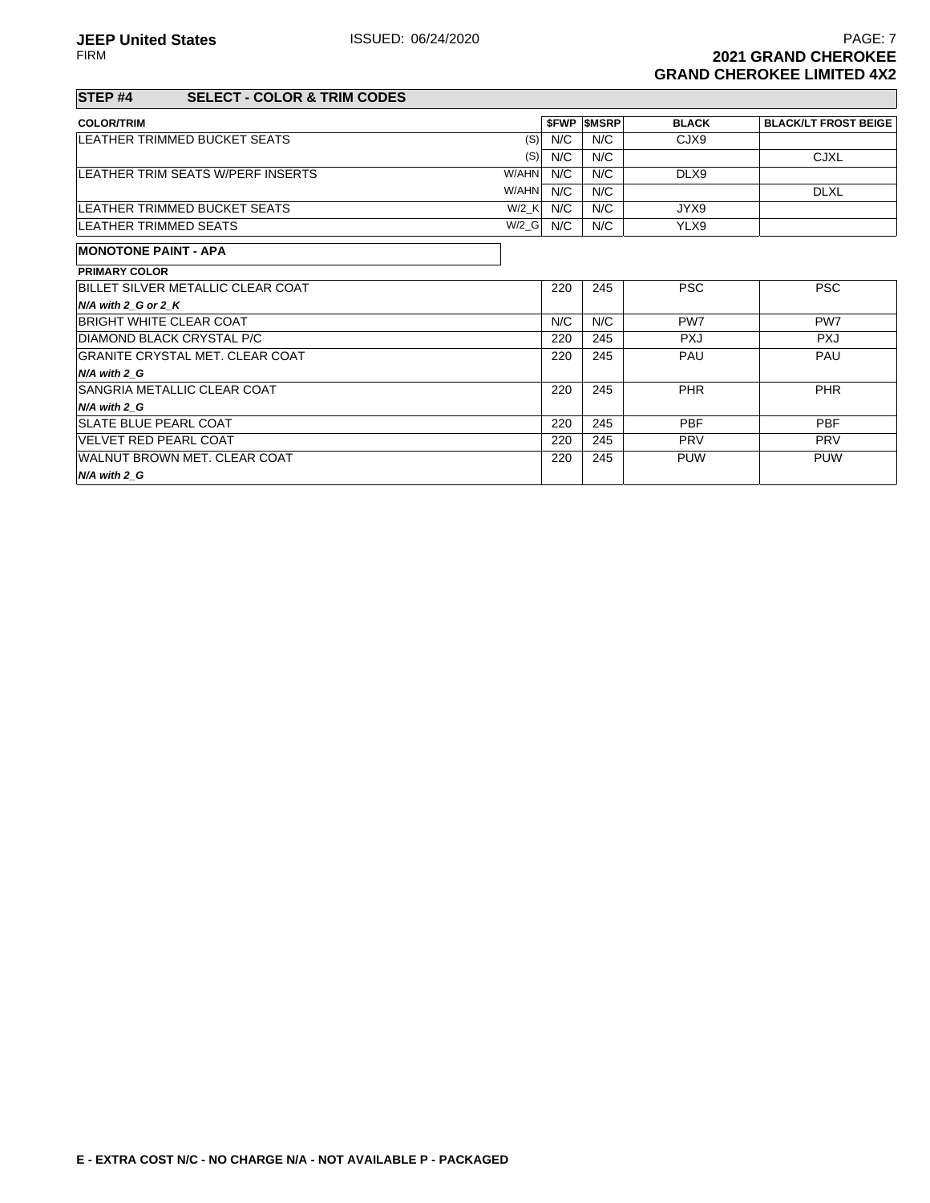## STEP #4 SELECT - COLOR & TRIM CODES

| COLOR/TRIM | | $FWP | $MSRP | BLACK | BLACK/LT FROST BEIGE |
|---|---|---|---|---|---|
| LEATHER TRIMMED BUCKET SEATS | (S) | N/C | N/C | CJX9 | |
| | (S) | N/C | N/C | | CJXL |
| LEATHER TRIM SEATS W/PERF INSERTS | W/AHN | N/C | N/C | DLX9 | |
| | W/AHN | N/C | N/C | | DLXL |
| LEATHER TRIMMED BUCKET SEATS | W/2_K | N/C | N/C | JYX9 | |
| LEATHER TRIMMED SEATS | W/2_G | N/C | N/C | YLX9 | |

**MONOTONE PAINT - APA**

| PRIMARY COLOR | $FWP | $MSRP | BLACK | BLACK/LT FROST BEIGE |
|---|---|---|---|---|
| BILLET SILVER METALLIC CLEAR COAT<br>*N/A with 2_G or 2_K* | 220 | 245 | PSC | PSC |
| BRIGHT WHITE CLEAR COAT | N/C | N/C | PW7 | PW7 |
| DIAMOND BLACK CRYSTAL P/C | 220 | 245 | PXJ | PXJ |
| GRANITE CRYSTAL MET. CLEAR COAT<br>*N/A with 2_G* | 220 | 245 | PAU | PAU |
| SANGRIA METALLIC CLEAR COAT<br>*N/A with 2_G* | 220 | 245 | PHR | PHR |
| SLATE BLUE PEARL COAT | 220 | 245 | PBF | PBF |
| VELVET RED PEARL COAT | 220 | 245 | PRV | PRV |
| WALNUT BROWN MET. CLEAR COAT<br>*N/A with 2_G* | 220 | 245 | PUW | PUW |

**E - EXTRA COST N/C - NO CHARGE N/A - NOT AVAILABLE P - PACKAGED**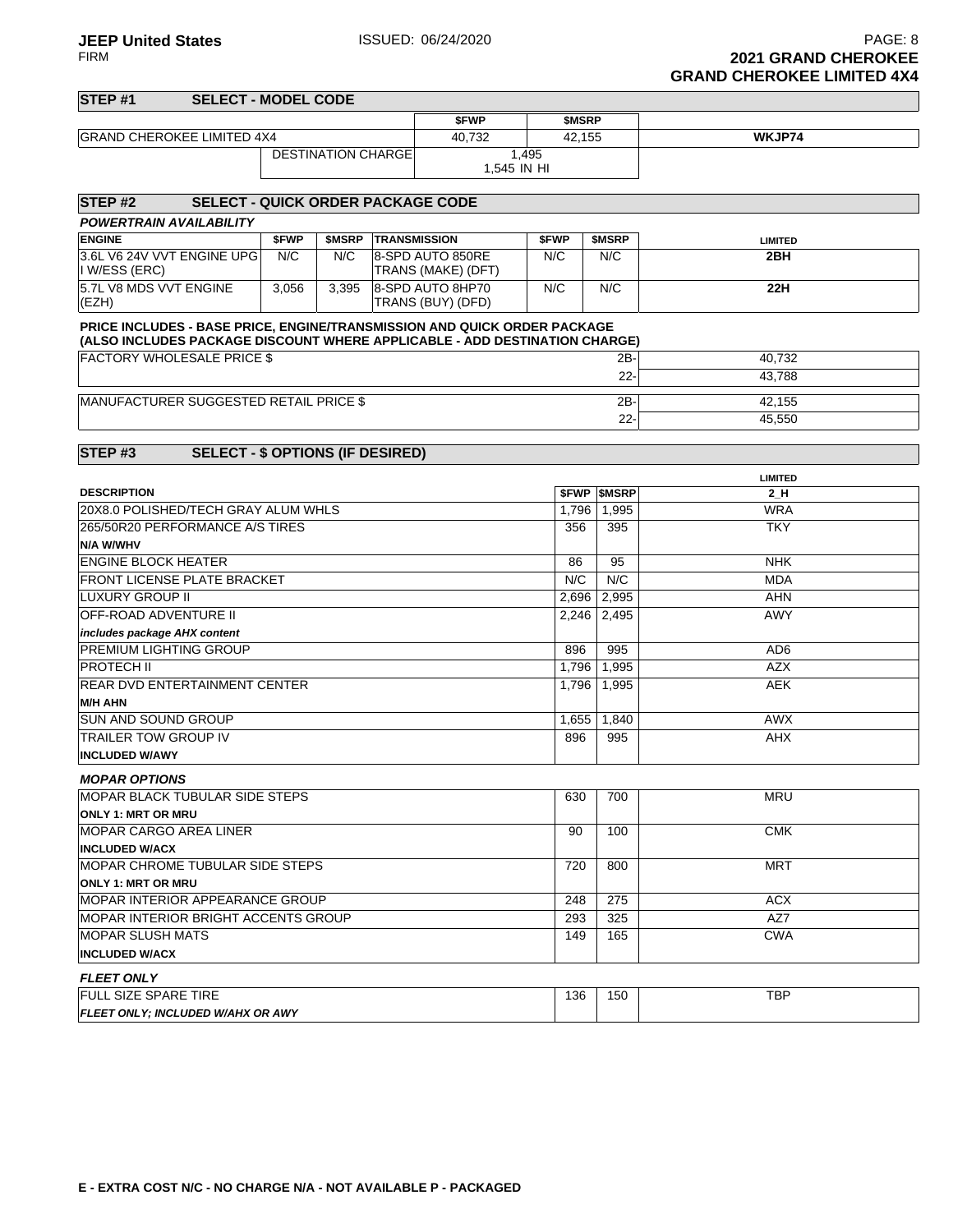**JEEP United States** ISSUED: 06/24/2020
FIRM

**2021 GRAND CHEROKEE**
**GRAND CHEROKEE LIMITED 4X4**

## STEP #1 SELECT - MODEL CODE

| | | $FWP | $MSRP | |
|---|---|---|---|---|
| GRAND CHEROKEE LIMITED 4X4 | | 40,732 | 42,155 | **WKJP74** |
| | DESTINATION CHARGE | 1,495<br>1,545 IN HI | | |

## STEP #2 SELECT - QUICK ORDER PACKAGE CODE

***POWERTRAIN AVAILABILITY***

| ENGINE | $FWP | $MSRP | TRANSMISSION | $FWP | $MSRP | LIMITED |
|---|---|---|---|---|---|---|
| 3.6L V6 24V VVT ENGINE UPG I W/ESS (ERC) | N/C | N/C | 8-SPD AUTO 850RE TRANS (MAKE) (DFT) | N/C | N/C | **2BH** |
| 5.7L V8 MDS VVT ENGINE (EZH) | 3,056 | 3,395 | 8-SPD AUTO 8HP70 TRANS (BUY) (DFD) | N/C | N/C | **22H** |

**PRICE INCLUDES - BASE PRICE, ENGINE/TRANSMISSION AND QUICK ORDER PACKAGE**
**(ALSO INCLUDES PACKAGE DISCOUNT WHERE APPLICABLE - ADD DESTINATION CHARGE)**

| | | |
|---|---|---|
| FACTORY WHOLESALE PRICE $ | 2B- | 40,732 |
| | 22- | 43,788 |
| MANUFACTURER SUGGESTED RETAIL PRICE $ | 2B- | 42,155 |
| | 22- | 45,550 |

## STEP #3 SELECT - $ OPTIONS (IF DESIRED)

| DESCRIPTION | $FWP | $MSRP | LIMITED<br>2_H |
|---|---|---|---|
| 20X8.0 POLISHED/TECH GRAY ALUM WHLS | 1,796 | 1,995 | WRA |
| 265/50R20 PERFORMANCE A/S TIRES<br>**N/A W/WHV** | 356 | 395 | TKY |
| ENGINE BLOCK HEATER | 86 | 95 | NHK |
| FRONT LICENSE PLATE BRACKET | N/C | N/C | MDA |
| LUXURY GROUP II | 2,696 | 2,995 | AHN |
| OFF-ROAD ADVENTURE II<br>***includes package AHX content*** | 2,246 | 2,495 | AWY |
| PREMIUM LIGHTING GROUP | 896 | 995 | AD6 |
| PROTECH II | 1,796 | 1,995 | AZX |
| REAR DVD ENTERTAINMENT CENTER<br>**M/H AHN** | 1,796 | 1,995 | AEK |
| SUN AND SOUND GROUP | 1,655 | 1,840 | AWX |
| TRAILER TOW GROUP IV<br>**INCLUDED W/AWY** | 896 | 995 | AHX |
| ***MOPAR OPTIONS*** | | | |
| MOPAR BLACK TUBULAR SIDE STEPS<br>**ONLY 1: MRT OR MRU** | 630 | 700 | MRU |
| MOPAR CARGO AREA LINER<br>**INCLUDED W/ACX** | 90 | 100 | CMK |
| MOPAR CHROME TUBULAR SIDE STEPS<br>**ONLY 1: MRT OR MRU** | 720 | 800 | MRT |
| MOPAR INTERIOR APPEARANCE GROUP | 248 | 275 | ACX |
| MOPAR INTERIOR BRIGHT ACCENTS GROUP | 293 | 325 | AZ7 |
| MOPAR SLUSH MATS<br>**INCLUDED W/ACX** | 149 | 165 | CWA |
| ***FLEET ONLY*** | | | |
| FULL SIZE SPARE TIRE<br>***FLEET ONLY; INCLUDED W/AHX OR AWY*** | 136 | 150 | TBP |

**E - EXTRA COST N/C - NO CHARGE N/A - NOT AVAILABLE P - PACKAGED**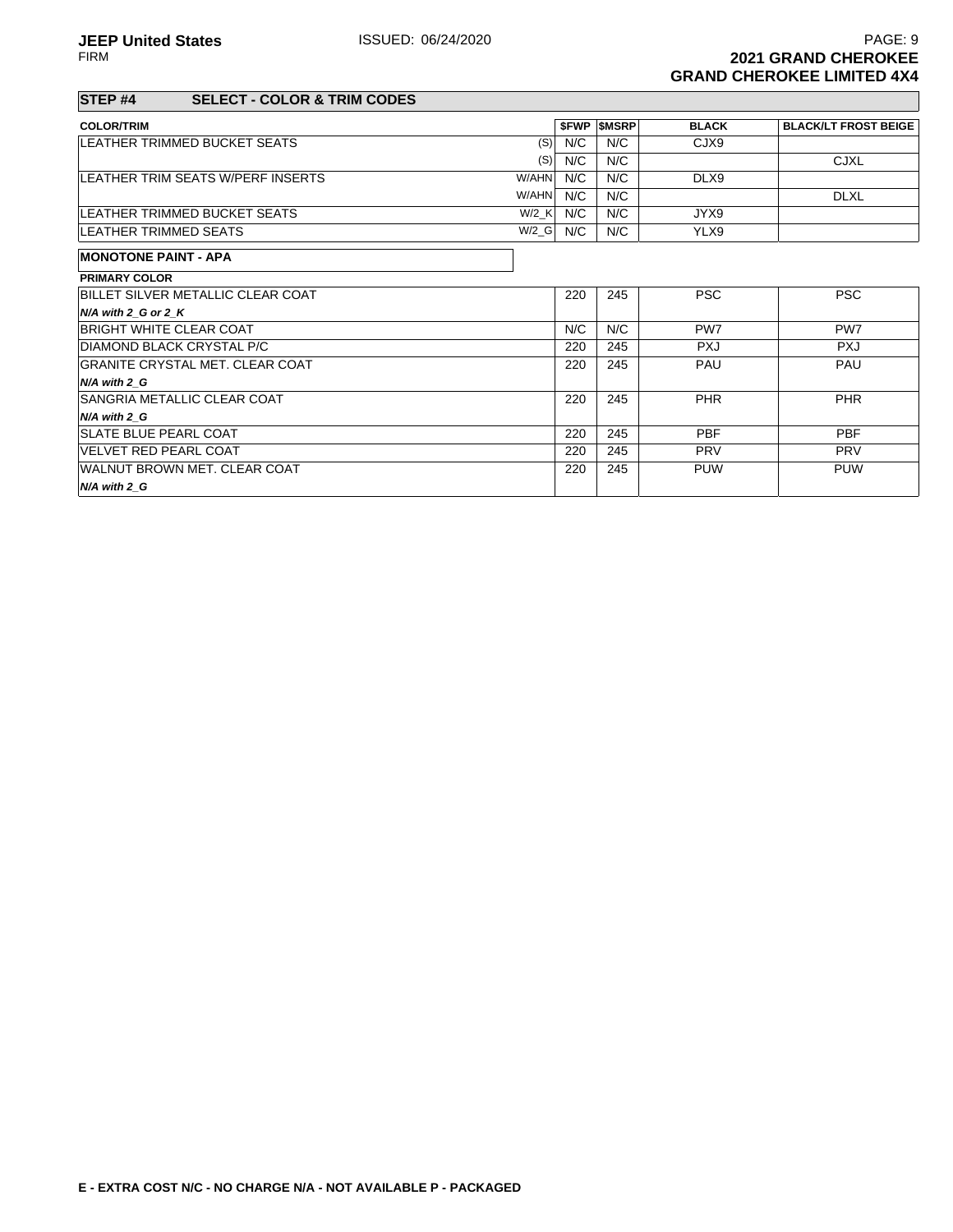**JEEP United States** ISSUED: 06/24/2020
FIRM

**2021 GRAND CHEROKEE**
**GRAND CHEROKEE LIMITED 4X4**

## STEP #4 SELECT - COLOR & TRIM CODES

| COLOR/TRIM | | $FWP | $MSRP | BLACK | BLACK/LT FROST BEIGE |
|---|---|---|---|---|---|
| LEATHER TRIMMED BUCKET SEATS | (S) | N/C | N/C | CJX9 | |
| | (S) | N/C | N/C | | CJXL |
| LEATHER TRIM SEATS W/PERF INSERTS | W/AHN | N/C | N/C | DLX9 | |
| | W/AHN | N/C | N/C | | DLXL |
| LEATHER TRIMMED BUCKET SEATS | W/2_K | N/C | N/C | JYX9 | |
| LEATHER TRIMMED SEATS | W/2_G | N/C | N/C | YLX9 | |

**MONOTONE PAINT - APA**

| PRIMARY COLOR | $FWP | $MSRP | BLACK | BLACK/LT FROST BEIGE |
|---|---|---|---|---|
| BILLET SILVER METALLIC CLEAR COAT<br>*N/A with 2_G or 2_K* | 220 | 245 | PSC | PSC |
| BRIGHT WHITE CLEAR COAT | N/C | N/C | PW7 | PW7 |
| DIAMOND BLACK CRYSTAL P/C | 220 | 245 | PXJ | PXJ |
| GRANITE CRYSTAL MET. CLEAR COAT<br>*N/A with 2_G* | 220 | 245 | PAU | PAU |
| SANGRIA METALLIC CLEAR COAT<br>*N/A with 2_G* | 220 | 245 | PHR | PHR |
| SLATE BLUE PEARL COAT | 220 | 245 | PBF | PBF |
| VELVET RED PEARL COAT | 220 | 245 | PRV | PRV |
| WALNUT BROWN MET. CLEAR COAT<br>*N/A with 2_G* | 220 | 245 | PUW | PUW |

**E - EXTRA COST N/C - NO CHARGE N/A - NOT AVAILABLE P - PACKAGED**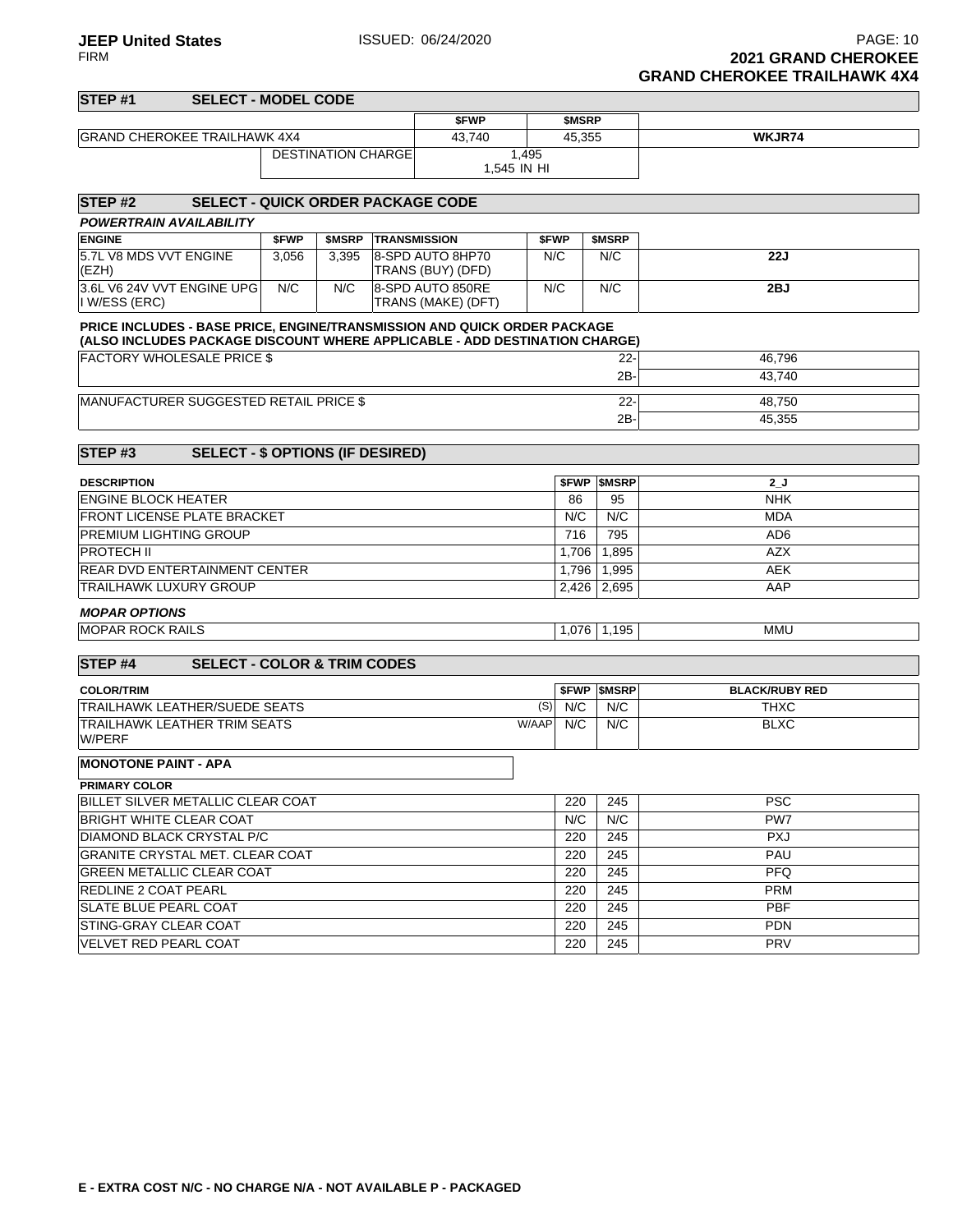## 2021 GRAND CHEROKEE
## GRAND CHEROKEE TRAILHAWK 4X4

### STEP #1 SELECT - MODEL CODE

| | | $FWP | $MSRP | |
|---|---|---|---|---|
| GRAND CHEROKEE TRAILHAWK 4X4 | | 43,740 | 45,355 | **WKJR74** |
| | DESTINATION CHARGE | 1,495 1,545 IN HI | | |

### STEP #2 SELECT - QUICK ORDER PACKAGE CODE

***POWERTRAIN AVAILABILITY***

| ENGINE | $FWP | $MSRP | TRANSMISSION | $FWP | $MSRP | |
|---|---|---|---|---|---|---|
| 5.7L V8 MDS VVT ENGINE (EZH) | 3,056 | 3,395 | 8-SPD AUTO 8HP70 TRANS (BUY) (DFD) | N/C | N/C | **22J** |
| 3.6L V6 24V VVT ENGINE UPG I W/ESS (ERC) | N/C | N/C | 8-SPD AUTO 850RE TRANS (MAKE) (DFT) | N/C | N/C | **2BJ** |

**PRICE INCLUDES - BASE PRICE, ENGINE/TRANSMISSION AND QUICK ORDER PACKAGE (ALSO INCLUDES PACKAGE DISCOUNT WHERE APPLICABLE - ADD DESTINATION CHARGE)**

| | | |
|---|---|---|
| FACTORY WHOLESALE PRICE $ | 22- | 46,796 |
| | 2B- | 43,740 |
| MANUFACTURER SUGGESTED RETAIL PRICE $ | 22- | 48,750 |
| | 2B- | 45,355 |

### STEP #3 SELECT - $ OPTIONS (IF DESIRED)

| DESCRIPTION | $FWP | $MSRP | 2_J |
|---|---|---|---|
| ENGINE BLOCK HEATER | 86 | 95 | NHK |
| FRONT LICENSE PLATE BRACKET | N/C | N/C | MDA |
| PREMIUM LIGHTING GROUP | 716 | 795 | AD6 |
| PROTECH II | 1,706 | 1,895 | AZX |
| REAR DVD ENTERTAINMENT CENTER | 1,796 | 1,995 | AEK |
| TRAILHAWK LUXURY GROUP | 2,426 | 2,695 | AAP |
| ***MOPAR OPTIONS*** | | | |
| MOPAR ROCK RAILS | 1,076 | 1,195 | MMU |

### STEP #4 SELECT - COLOR & TRIM CODES

| COLOR/TRIM | | $FWP | $MSRP | BLACK/RUBY RED |
|---|---|---|---|---|
| TRAILHAWK LEATHER/SUEDE SEATS | (S) | N/C | N/C | THXC |
| TRAILHAWK LEATHER TRIM SEATS W/PERF | W/AAP | N/C | N/C | BLXC |

**MONOTONE PAINT - APA**

| PRIMARY COLOR | $FWP | $MSRP | |
|---|---|---|---|
| BILLET SILVER METALLIC CLEAR COAT | 220 | 245 | PSC |
| BRIGHT WHITE CLEAR COAT | N/C | N/C | PW7 |
| DIAMOND BLACK CRYSTAL P/C | 220 | 245 | PXJ |
| GRANITE CRYSTAL MET. CLEAR COAT | 220 | 245 | PAU |
| GREEN METALLIC CLEAR COAT | 220 | 245 | PFQ |
| REDLINE 2 COAT PEARL | 220 | 245 | PRM |
| SLATE BLUE PEARL COAT | 220 | 245 | PBF |
| STING-GRAY CLEAR COAT | 220 | 245 | PDN |
| VELVET RED PEARL COAT | 220 | 245 | PRV |

**E - EXTRA COST N/C - NO CHARGE N/A - NOT AVAILABLE P - PACKAGED**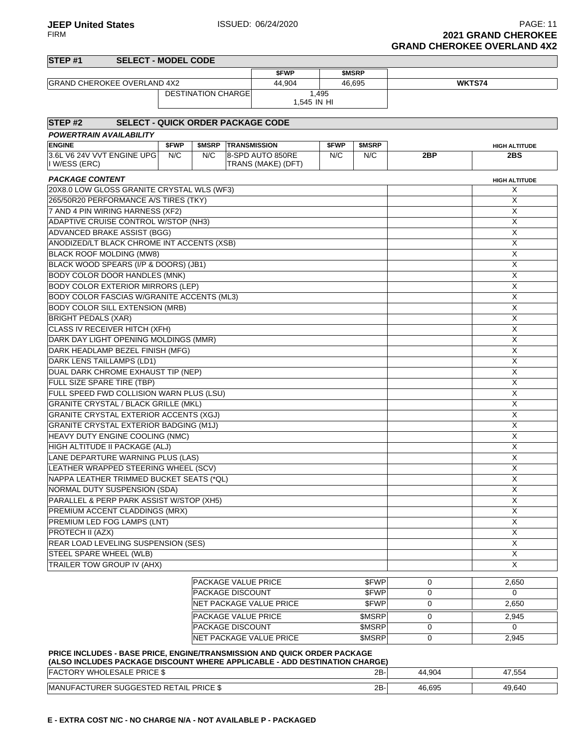**JEEP United States**
FIRM

ISSUED: 06/24/2020

**2021 GRAND CHEROKEE**
**GRAND CHEROKEE OVERLAND 4X2**

## STEP #1 SELECT - MODEL CODE

| | | $FWP | $MSRP | |
|---|---|---|---|---|
| GRAND CHEROKEE OVERLAND 4X2 | | 44,904 | 46,695 | **WKTS74** |
| | DESTINATION CHARGE | 1,495<br>1,545 IN HI | | |

## STEP #2 SELECT - QUICK ORDER PACKAGE CODE

***POWERTRAIN AVAILABILITY***

| ENGINE | $FWP | $MSRP | TRANSMISSION | $FWP | $MSRP | | HIGH ALTITUDE |
|---|---|---|---|---|---|---|---|
| 3.6L V6 24V VVT ENGINE UPG I W/ESS (ERC) | N/C | N/C | 8-SPD AUTO 850RE TRANS (MAKE) (DFT) | N/C | N/C | **2BP** | **2BS** |

***PACKAGE CONTENT***

| | | HIGH ALTITUDE |
|---|---|---|
| 20X8.0 LOW GLOSS GRANITE CRYSTAL WLS (WF3) | | X |
| 265/50R20 PERFORMANCE A/S TIRES (TKY) | | X |
| 7 AND 4 PIN WIRING HARNESS (XF2) | | X |
| ADAPTIVE CRUISE CONTROL W/STOP (NH3) | | X |
| ADVANCED BRAKE ASSIST (BGG) | | X |
| ANODIZED/LT BLACK CHROME INT ACCENTS (XSB) | | X |
| BLACK ROOF MOLDING (MW8) | | X |
| BLACK WOOD SPEARS (I/P & DOORS) (JB1) | | X |
| BODY COLOR DOOR HANDLES (MNK) | | X |
| BODY COLOR EXTERIOR MIRRORS (LEP) | | X |
| BODY COLOR FASCIAS W/GRANITE ACCENTS (ML3) | | X |
| BODY COLOR SILL EXTENSION (MRB) | | X |
| BRIGHT PEDALS (XAR) | | X |
| CLASS IV RECEIVER HITCH (XFH) | | X |
| DARK DAY LIGHT OPENING MOLDINGS (MMR) | | X |
| DARK HEADLAMP BEZEL FINISH (MFG) | | X |
| DARK LENS TAILLAMPS (LD1) | | X |
| DUAL DARK CHROME EXHAUST TIP (NEP) | | X |
| FULL SIZE SPARE TIRE (TBP) | | X |
| FULL SPEED FWD COLLISION WARN PLUS (LSU) | | X |
| GRANITE CRYSTAL / BLACK GRILLE (MKL) | | X |
| GRANITE CRYSTAL EXTERIOR ACCENTS (XGJ) | | X |
| GRANITE CRYSTAL EXTERIOR BADGING (M1J) | | X |
| HEAVY DUTY ENGINE COOLING (NMC) | | X |
| HIGH ALTITUDE II PACKAGE (ALJ) | | X |
| LANE DEPARTURE WARNING PLUS (LAS) | | X |
| LEATHER WRAPPED STEERING WHEEL (SCV) | | X |
| NAPPA LEATHER TRIMMED BUCKET SEATS (*QL) | | X |
| NORMAL DUTY SUSPENSION (SDA) | | X |
| PARALLEL & PERP PARK ASSIST W/STOP (XH5) | | X |
| PREMIUM ACCENT CLADDINGS (MRX) | | X |
| PREMIUM LED FOG LAMPS (LNT) | | X |
| PROTECH II (AZX) | | X |
| REAR LOAD LEVELING SUSPENSION (SES) | | X |
| STEEL SPARE WHEEL (WLB) | | X |
| TRAILER TOW GROUP IV (AHX) | | X |

| | | 2BP | 2BS |
|---|---|---|---|
| PACKAGE VALUE PRICE | $FWP | 0 | 2,650 |
| PACKAGE DISCOUNT | $FWP | 0 | 0 |
| NET PACKAGE VALUE PRICE | $FWP | 0 | 2,650 |
| PACKAGE VALUE PRICE | $MSRP | 0 | 2,945 |
| PACKAGE DISCOUNT | $MSRP | 0 | 0 |
| NET PACKAGE VALUE PRICE | $MSRP | 0 | 2,945 |

**PRICE INCLUDES - BASE PRICE, ENGINE/TRANSMISSION AND QUICK ORDER PACKAGE**
**(ALSO INCLUDES PACKAGE DISCOUNT WHERE APPLICABLE - ADD DESTINATION CHARGE)**

| | | | |
|---|---|---|---|
| FACTORY WHOLESALE PRICE $ | 2B- | 44,904 | 47,554 |
| MANUFACTURER SUGGESTED RETAIL PRICE $ | 2B- | 46,695 | 49,640 |

**E - EXTRA COST N/C - NO CHARGE N/A - NOT AVAILABLE P - PACKAGED**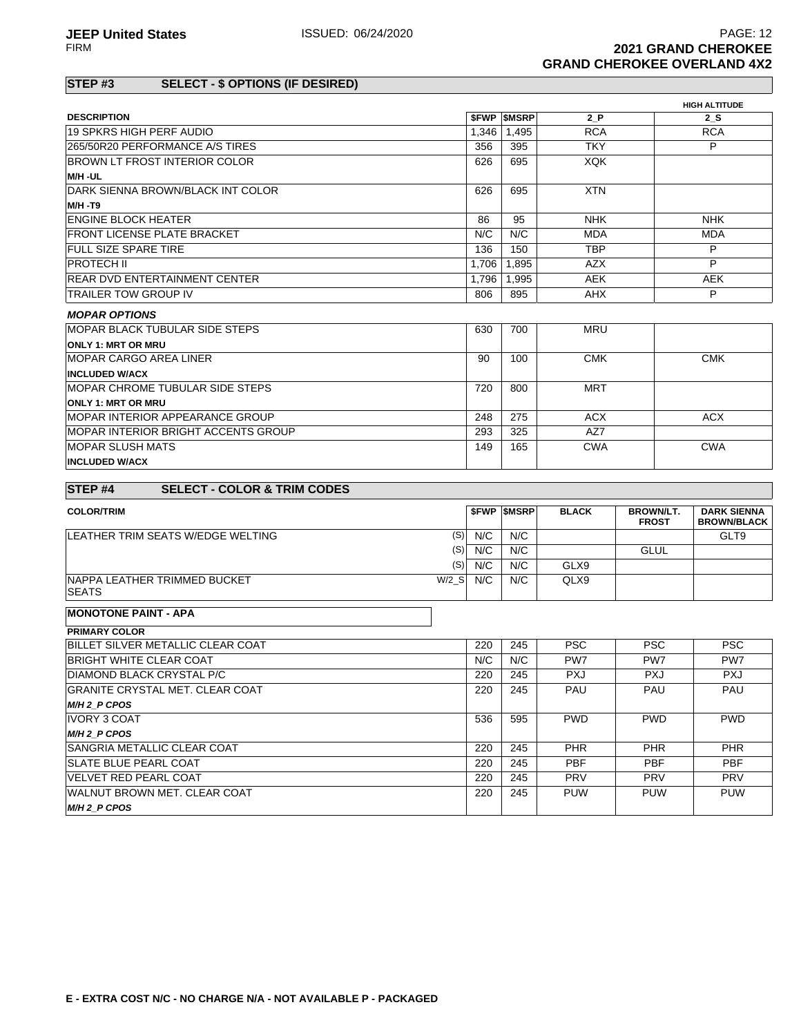## STEP #3 SELECT - $ OPTIONS (IF DESIRED)

| DESCRIPTION | $FWP | $MSRP | 2_P | HIGH ALTITUDE 2_S |
|---|---|---|---|---|
| 19 SPKRS HIGH PERF AUDIO | 1,346 | 1,495 | RCA | RCA |
| 265/50R20 PERFORMANCE A/S TIRES | 356 | 395 | TKY | P |
| BROWN LT FROST INTERIOR COLOR | 626 | 695 | XQK | |
| **M/H -UL** | | | | |
| DARK SIENNA BROWN/BLACK INT COLOR | 626 | 695 | XTN | |
| **M/H -T9** | | | | |
| ENGINE BLOCK HEATER | 86 | 95 | NHK | NHK |
| FRONT LICENSE PLATE BRACKET | N/C | N/C | MDA | MDA |
| FULL SIZE SPARE TIRE | 136 | 150 | TBP | P |
| PROTECH II | 1,706 | 1,895 | AZX | P |
| REAR DVD ENTERTAINMENT CENTER | 1,796 | 1,995 | AEK | AEK |
| TRAILER TOW GROUP IV | 806 | 895 | AHX | P |
| ***MOPAR OPTIONS*** | | | | |
| MOPAR BLACK TUBULAR SIDE STEPS | 630 | 700 | MRU | |
| **ONLY 1: MRT OR MRU** | | | | |
| MOPAR CARGO AREA LINER | 90 | 100 | CMK | CMK |
| **INCLUDED W/ACX** | | | | |
| MOPAR CHROME TUBULAR SIDE STEPS | 720 | 800 | MRT | |
| **ONLY 1: MRT OR MRU** | | | | |
| MOPAR INTERIOR APPEARANCE GROUP | 248 | 275 | ACX | ACX |
| MOPAR INTERIOR BRIGHT ACCENTS GROUP | 293 | 325 | AZ7 | |
| MOPAR SLUSH MATS | 149 | 165 | CWA | CWA |
| **INCLUDED W/ACX** | | | | |

## STEP #4 SELECT - COLOR & TRIM CODES

| COLOR/TRIM | | $FWP | $MSRP | BLACK | BROWN/LT. FROST | DARK SIENNA BROWN/BLACK |
|---|---|---|---|---|---|---|
| LEATHER TRIM SEATS W/EDGE WELTING | (S) | N/C | N/C | | | GLT9 |
| | (S) | N/C | N/C | | GLUL | |
| | (S) | N/C | N/C | GLX9 | | |
| NAPPA LEATHER TRIMMED BUCKET SEATS | W/2_S | N/C | N/C | QLX9 | | |

**MONOTONE PAINT - APA**

| PRIMARY COLOR | $FWP | $MSRP | BLACK | BROWN/LT. FROST | DARK SIENNA BROWN/BLACK |
|---|---|---|---|---|---|
| BILLET SILVER METALLIC CLEAR COAT | 220 | 245 | PSC | PSC | PSC |
| BRIGHT WHITE CLEAR COAT | N/C | N/C | PW7 | PW7 | PW7 |
| DIAMOND BLACK CRYSTAL P/C | 220 | 245 | PXJ | PXJ | PXJ |
| GRANITE CRYSTAL MET. CLEAR COAT | 220 | 245 | PAU | PAU | PAU |
| ***M/H 2_P CPOS*** | | | | | |
| IVORY 3 COAT | 536 | 595 | PWD | PWD | PWD |
| ***M/H 2_P CPOS*** | | | | | |
| SANGRIA METALLIC CLEAR COAT | 220 | 245 | PHR | PHR | PHR |
| SLATE BLUE PEARL COAT | 220 | 245 | PBF | PBF | PBF |
| VELVET RED PEARL COAT | 220 | 245 | PRV | PRV | PRV |
| WALNUT BROWN MET. CLEAR COAT | 220 | 245 | PUW | PUW | PUW |
| ***M/H 2_P CPOS*** | | | | | |

**E - EXTRA COST N/C - NO CHARGE N/A - NOT AVAILABLE P - PACKAGED**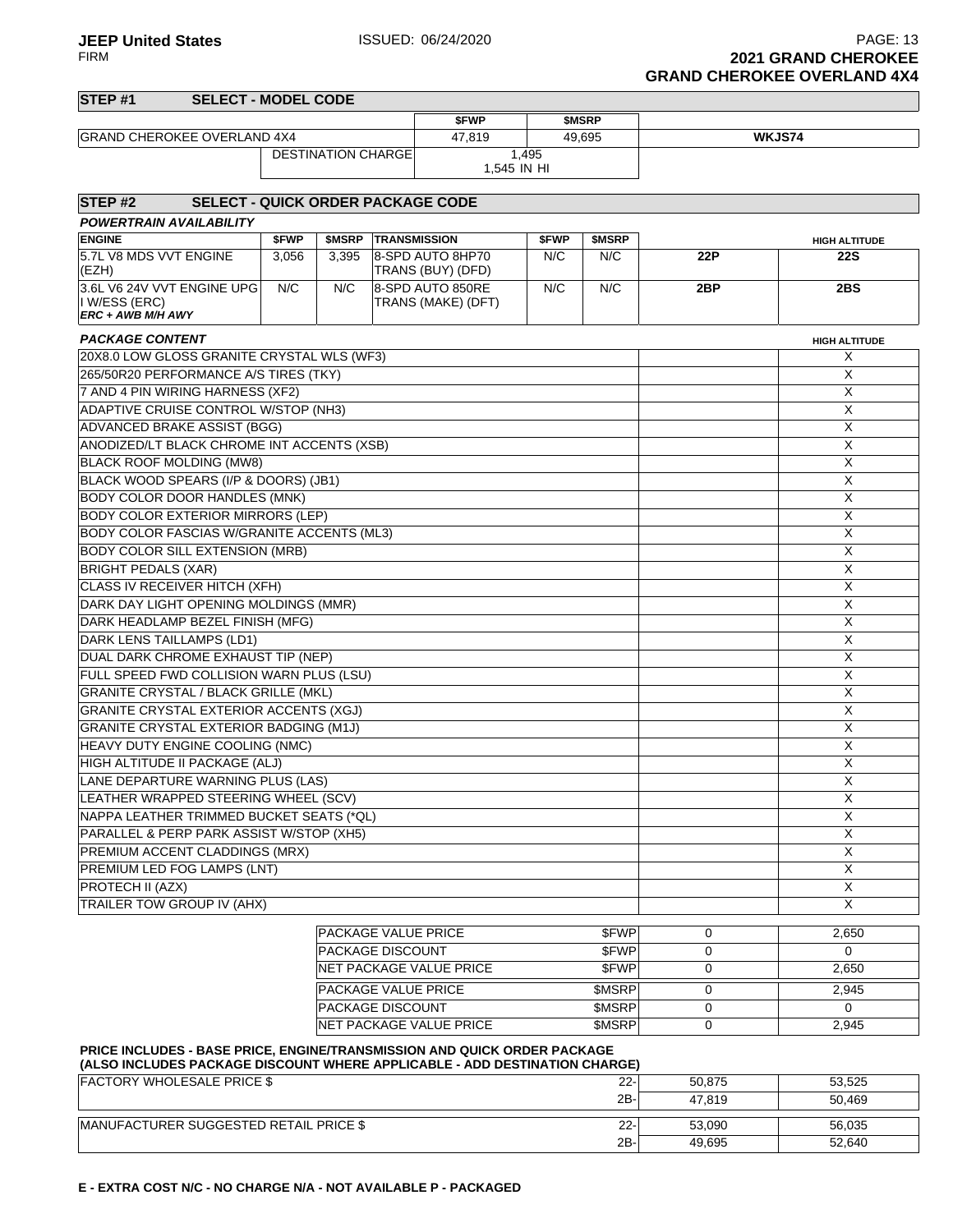# JEEP United States
FIRM

ISSUED: 06/24/2020

**2021 GRAND CHEROKEE**
**GRAND CHEROKEE OVERLAND 4X4**

## STEP #1 SELECT - MODEL CODE

| | | $FWP | $MSRP | |
|---|---|---|---|---|
| GRAND CHEROKEE OVERLAND 4X4 | | 47,819 | 49,695 | **WKJS74** |
| | DESTINATION CHARGE | 1,495<br>1,545 IN HI | | |

## STEP #2 SELECT - QUICK ORDER PACKAGE CODE

***POWERTRAIN AVAILABILITY***

| ENGINE | $FWP | $MSRP | TRANSMISSION | $FWP | $MSRP | | HIGH ALTITUDE |
|---|---|---|---|---|---|---|---|
| 5.7L V8 MDS VVT ENGINE (EZH) | 3,056 | 3,395 | 8-SPD AUTO 8HP70 TRANS (BUY) (DFD) | N/C | N/C | **22P** | **22S** |
| 3.6L V6 24V VVT ENGINE UPG I W/ESS (ERC) ***ERC + AWB M/H AWY*** | N/C | N/C | 8-SPD AUTO 850RE TRANS (MAKE) (DFT) | N/C | N/C | **2BP** | **2BS** |

***PACKAGE CONTENT***

| | | HIGH ALTITUDE |
|---|---|---|
| 20X8.0 LOW GLOSS GRANITE CRYSTAL WLS (WF3) | | X |
| 265/50R20 PERFORMANCE A/S TIRES (TKY) | | X |
| 7 AND 4 PIN WIRING HARNESS (XF2) | | X |
| ADAPTIVE CRUISE CONTROL W/STOP (NH3) | | X |
| ADVANCED BRAKE ASSIST (BGG) | | X |
| ANODIZED/LT BLACK CHROME INT ACCENTS (XSB) | | X |
| BLACK ROOF MOLDING (MW8) | | X |
| BLACK WOOD SPEARS (I/P & DOORS) (JB1) | | X |
| BODY COLOR DOOR HANDLES (MNK) | | X |
| BODY COLOR EXTERIOR MIRRORS (LEP) | | X |
| BODY COLOR FASCIAS W/GRANITE ACCENTS (ML3) | | X |
| BODY COLOR SILL EXTENSION (MRB) | | X |
| BRIGHT PEDALS (XAR) | | X |
| CLASS IV RECEIVER HITCH (XFH) | | X |
| DARK DAY LIGHT OPENING MOLDINGS (MMR) | | X |
| DARK HEADLAMP BEZEL FINISH (MFG) | | X |
| DARK LENS TAILLAMPS (LD1) | | X |
| DUAL DARK CHROME EXHAUST TIP (NEP) | | X |
| FULL SPEED FWD COLLISION WARN PLUS (LSU) | | X |
| GRANITE CRYSTAL / BLACK GRILLE (MKL) | | X |
| GRANITE CRYSTAL EXTERIOR ACCENTS (XGJ) | | X |
| GRANITE CRYSTAL EXTERIOR BADGING (M1J) | | X |
| HEAVY DUTY ENGINE COOLING (NMC) | | X |
| HIGH ALTITUDE II PACKAGE (ALJ) | | X |
| LANE DEPARTURE WARNING PLUS (LAS) | | X |
| LEATHER WRAPPED STEERING WHEEL (SCV) | | X |
| NAPPA LEATHER TRIMMED BUCKET SEATS (*QL) | | X |
| PARALLEL & PERP PARK ASSIST W/STOP (XH5) | | X |
| PREMIUM ACCENT CLADDINGS (MRX) | | X |
| PREMIUM LED FOG LAMPS (LNT) | | X |
| PROTECH II (AZX) | | X |
| TRAILER TOW GROUP IV (AHX) | | X |

| | | | |
|---|---|---|---|
| PACKAGE VALUE PRICE | $FWP | 0 | 2,650 |
| PACKAGE DISCOUNT | $FWP | 0 | 0 |
| NET PACKAGE VALUE PRICE | $FWP | 0 | 2,650 |
| PACKAGE VALUE PRICE | $MSRP | 0 | 2,945 |
| PACKAGE DISCOUNT | $MSRP | 0 | 0 |
| NET PACKAGE VALUE PRICE | $MSRP | 0 | 2,945 |

**PRICE INCLUDES - BASE PRICE, ENGINE/TRANSMISSION AND QUICK ORDER PACKAGE**
**(ALSO INCLUDES PACKAGE DISCOUNT WHERE APPLICABLE - ADD DESTINATION CHARGE)**

| | | | |
|---|---|---|---|
| FACTORY WHOLESALE PRICE $ | 22- | 50,875 | 53,525 |
| | 2B- | 47,819 | 50,469 |
| MANUFACTURER SUGGESTED RETAIL PRICE $ | 22- | 53,090 | 56,035 |
| | 2B- | 49,695 | 52,640 |

**E - EXTRA COST N/C - NO CHARGE N/A - NOT AVAILABLE P - PACKAGED**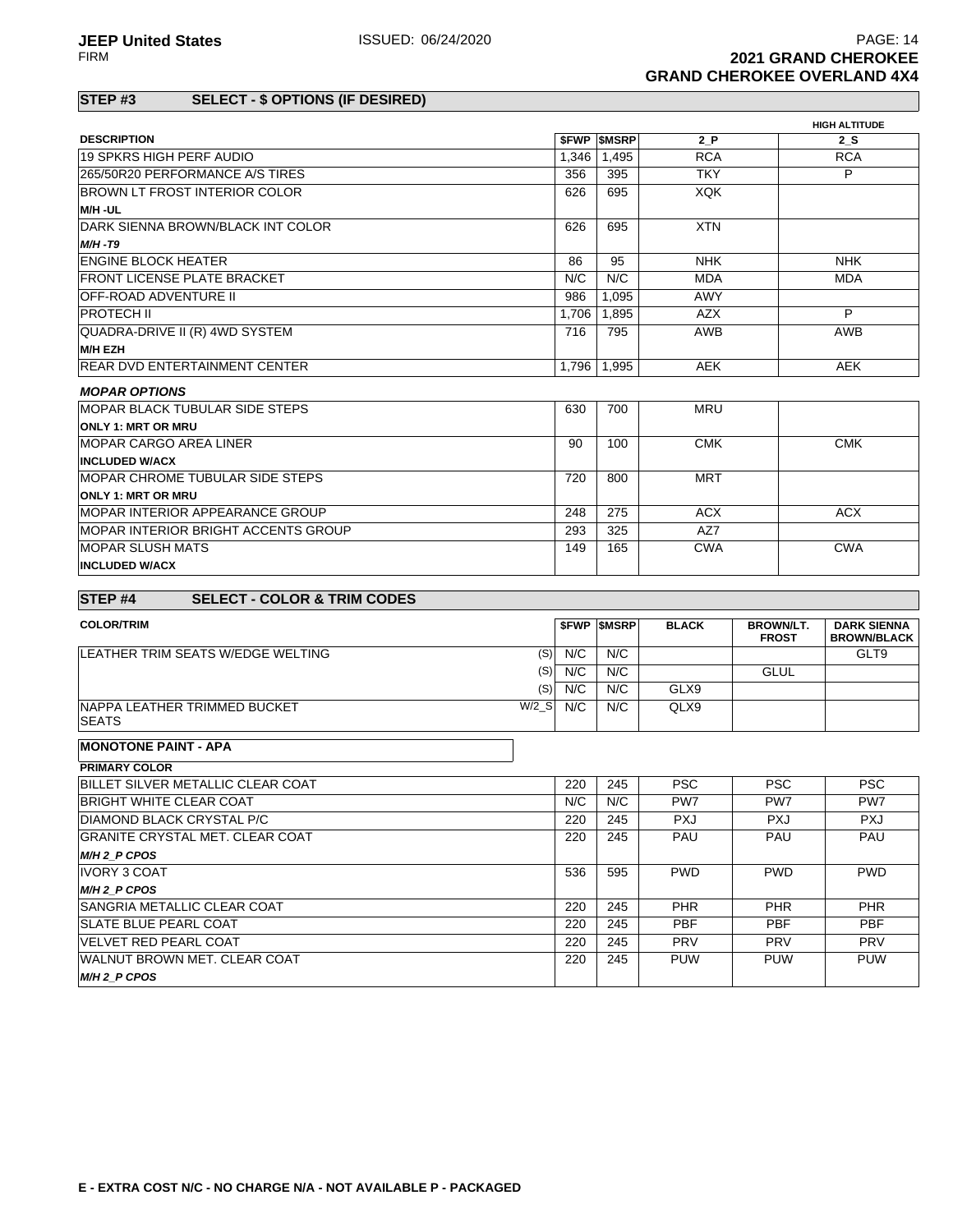## STEP #3 SELECT - $ OPTIONS (IF DESIRED)

| DESCRIPTION | $FWP | $MSRP | 2_P | HIGH ALTITUDE 2_S |
|---|---|---|---|---|
| 19 SPKRS HIGH PERF AUDIO | 1,346 | 1,495 | RCA | RCA |
| 265/50R20 PERFORMANCE A/S TIRES | 356 | 395 | TKY | P |
| BROWN LT FROST INTERIOR COLOR | 626 | 695 | XQK | |
| M/H -UL | | | | |
| DARK SIENNA BROWN/BLACK INT COLOR | 626 | 695 | XTN | |
| *M/H -T9* | | | | |
| ENGINE BLOCK HEATER | 86 | 95 | NHK | NHK |
| FRONT LICENSE PLATE BRACKET | N/C | N/C | MDA | MDA |
| OFF-ROAD ADVENTURE II | 986 | 1,095 | AWY | |
| PROTECH II | 1,706 | 1,895 | AZX | P |
| QUADRA-DRIVE II (R) 4WD SYSTEM | 716 | 795 | AWB | AWB |
| M/H EZH | | | | |
| REAR DVD ENTERTAINMENT CENTER | 1,796 | 1,995 | AEK | AEK |
| ***MOPAR OPTIONS*** | | | | |
| MOPAR BLACK TUBULAR SIDE STEPS | 630 | 700 | MRU | |
| ONLY 1: MRT OR MRU | | | | |
| MOPAR CARGO AREA LINER | 90 | 100 | CMK | CMK |
| INCLUDED W/ACX | | | | |
| MOPAR CHROME TUBULAR SIDE STEPS | 720 | 800 | MRT | |
| ONLY 1: MRT OR MRU | | | | |
| MOPAR INTERIOR APPEARANCE GROUP | 248 | 275 | ACX | ACX |
| MOPAR INTERIOR BRIGHT ACCENTS GROUP | 293 | 325 | AZ7 | |
| MOPAR SLUSH MATS | 149 | 165 | CWA | CWA |
| INCLUDED W/ACX | | | | |

## STEP #4 SELECT - COLOR & TRIM CODES

| COLOR/TRIM | | $FWP | $MSRP | BLACK | BROWN/LT. FROST | DARK SIENNA BROWN/BLACK |
|---|---|---|---|---|---|---|
| LEATHER TRIM SEATS W/EDGE WELTING | (S) | N/C | N/C | | | GLT9 |
| | (S) | N/C | N/C | | GLUL | |
| | (S) | N/C | N/C | GLX9 | | |
| NAPPA LEATHER TRIMMED BUCKET SEATS | W/2_S | N/C | N/C | QLX9 | | |

**MONOTONE PAINT - APA**

| PRIMARY COLOR | $FWP | $MSRP | BLACK | BROWN/LT. FROST | DARK SIENNA BROWN/BLACK |
|---|---|---|---|---|---|
| BILLET SILVER METALLIC CLEAR COAT | 220 | 245 | PSC | PSC | PSC |
| BRIGHT WHITE CLEAR COAT | N/C | N/C | PW7 | PW7 | PW7 |
| DIAMOND BLACK CRYSTAL P/C | 220 | 245 | PXJ | PXJ | PXJ |
| GRANITE CRYSTAL MET. CLEAR COAT | 220 | 245 | PAU | PAU | PAU |
| *M/H 2_P CPOS* | | | | | |
| IVORY 3 COAT | 536 | 595 | PWD | PWD | PWD |
| *M/H 2_P CPOS* | | | | | |
| SANGRIA METALLIC CLEAR COAT | 220 | 245 | PHR | PHR | PHR |
| SLATE BLUE PEARL COAT | 220 | 245 | PBF | PBF | PBF |
| VELVET RED PEARL COAT | 220 | 245 | PRV | PRV | PRV |
| WALNUT BROWN MET. CLEAR COAT | 220 | 245 | PUW | PUW | PUW |
| *M/H 2_P CPOS* | | | | | |

**E - EXTRA COST N/C - NO CHARGE N/A - NOT AVAILABLE P - PACKAGED**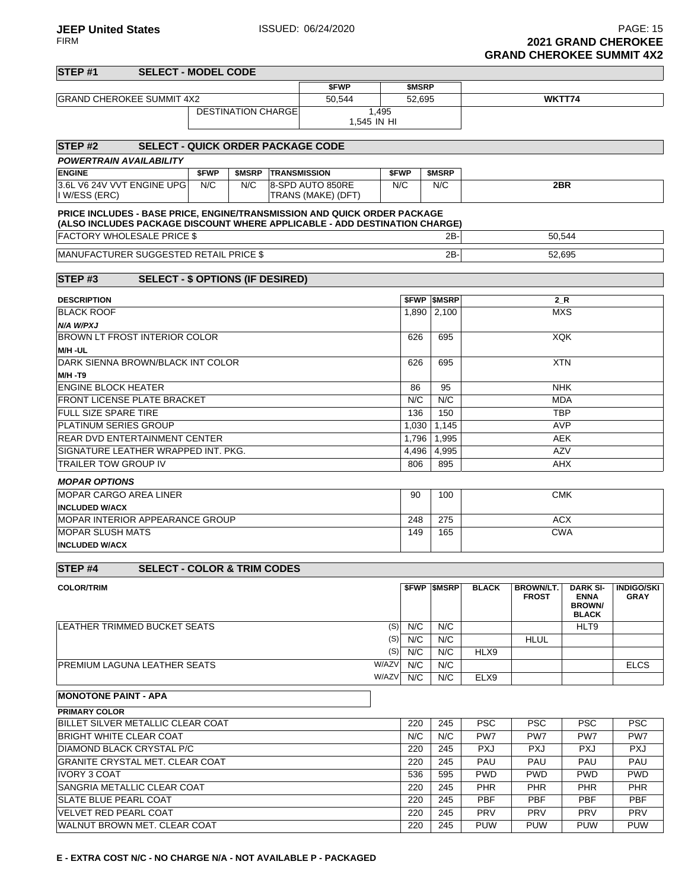**2021 GRAND CHEROKEE**
**GRAND CHEROKEE SUMMIT 4X2**

## STEP #1 SELECT - MODEL CODE

| | $FWP | $MSRP | |
|---|---|---|---|
| GRAND CHEROKEE SUMMIT 4X2 | 50,544 | 52,695 | WKTT74 |
| DESTINATION CHARGE | 1,495 / 1,545 IN HI | | |

## STEP #2 SELECT - QUICK ORDER PACKAGE CODE

***POWERTRAIN AVAILABILITY***

| ENGINE | $FWP | $MSRP | TRANSMISSION | $FWP | $MSRP | |
|---|---|---|---|---|---|---|
| 3.6L V6 24V VVT ENGINE UPG I W/ESS (ERC) | N/C | N/C | 8-SPD AUTO 850RE TRANS (MAKE) (DFT) | N/C | N/C | 2BR |

**PRICE INCLUDES - BASE PRICE, ENGINE/TRANSMISSION AND QUICK ORDER PACKAGE (ALSO INCLUDES PACKAGE DISCOUNT WHERE APPLICABLE - ADD DESTINATION CHARGE)**

| | | |
|---|---|---|
| FACTORY WHOLESALE PRICE $ | 2B- | 50,544 |
| MANUFACTURER SUGGESTED RETAIL PRICE $ | 2B- | 52,695 |

## STEP #3 SELECT - $ OPTIONS (IF DESIRED)

| DESCRIPTION | $FWP | $MSRP | 2_R |
|---|---|---|---|
| BLACK ROOF<br>***N/A W/PXJ*** | 1,890 | 2,100 | MXS |
| BROWN LT FROST INTERIOR COLOR<br>**M/H -UL** | 626 | 695 | XQK |
| DARK SIENNA BROWN/BLACK INT COLOR<br>**M/H -T9** | 626 | 695 | XTN |
| ENGINE BLOCK HEATER | 86 | 95 | NHK |
| FRONT LICENSE PLATE BRACKET | N/C | N/C | MDA |
| FULL SIZE SPARE TIRE | 136 | 150 | TBP |
| PLATINUM SERIES GROUP | 1,030 | 1,145 | AVP |
| REAR DVD ENTERTAINMENT CENTER | 1,796 | 1,995 | AEK |
| SIGNATURE LEATHER WRAPPED INT. PKG. | 4,496 | 4,995 | AZV |
| TRAILER TOW GROUP IV | 806 | 895 | AHX |

***MOPAR OPTIONS***

| DESCRIPTION | $FWP | $MSRP | 2_R |
|---|---|---|---|
| MOPAR CARGO AREA LINER<br>**INCLUDED W/ACX** | 90 | 100 | CMK |
| MOPAR INTERIOR APPEARANCE GROUP | 248 | 275 | ACX |
| MOPAR SLUSH MATS<br>**INCLUDED W/ACX** | 149 | 165 | CWA |

## STEP #4 SELECT - COLOR & TRIM CODES

| COLOR/TRIM | | $FWP | $MSRP | BLACK | BROWN/LT. FROST | DARK SIENNA BROWN/ BLACK | INDIGO/SKI GRAY |
|---|---|---|---|---|---|---|---|
| LEATHER TRIMMED BUCKET SEATS | (S) | N/C | N/C | | | HLT9 | |
| | (S) | N/C | N/C | | HLUL | | |
| | (S) | N/C | N/C | HLX9 | | | |
| PREMIUM LAGUNA LEATHER SEATS | W/AZV | N/C | N/C | | | | ELCS |
| | W/AZV | N/C | N/C | ELX9 | | | |

**MONOTONE PAINT - APA**

| PRIMARY COLOR | $FWP | $MSRP | BLACK | BROWN/LT. FROST | DARK SIENNA BROWN/ BLACK | INDIGO/SKI GRAY |
|---|---|---|---|---|---|---|
| BILLET SILVER METALLIC CLEAR COAT | 220 | 245 | PSC | PSC | PSC | PSC |
| BRIGHT WHITE CLEAR COAT | N/C | N/C | PW7 | PW7 | PW7 | PW7 |
| DIAMOND BLACK CRYSTAL P/C | 220 | 245 | PXJ | PXJ | PXJ | PXJ |
| GRANITE CRYSTAL MET. CLEAR COAT | 220 | 245 | PAU | PAU | PAU | PAU |
| IVORY 3 COAT | 536 | 595 | PWD | PWD | PWD | PWD |
| SANGRIA METALLIC CLEAR COAT | 220 | 245 | PHR | PHR | PHR | PHR |
| SLATE BLUE PEARL COAT | 220 | 245 | PBF | PBF | PBF | PBF |
| VELVET RED PEARL COAT | 220 | 245 | PRV | PRV | PRV | PRV |
| WALNUT BROWN MET. CLEAR COAT | 220 | 245 | PUW | PUW | PUW | PUW |

**E - EXTRA COST N/C - NO CHARGE N/A - NOT AVAILABLE P - PACKAGED**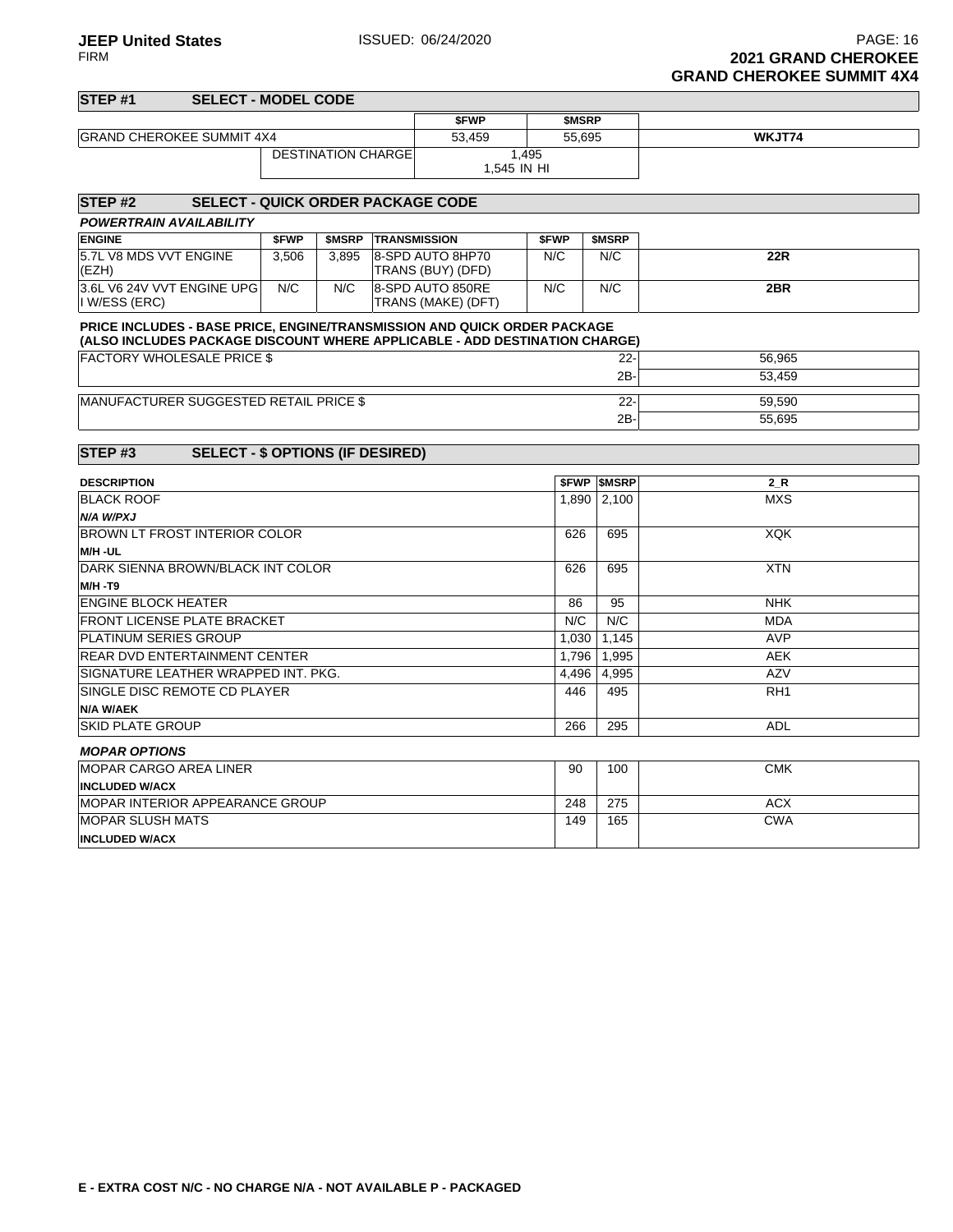**2021 GRAND CHEROKEE**
**GRAND CHEROKEE SUMMIT 4X4**

JEEP United States
FIRM

ISSUED: 06/24/2020

## STEP #1 SELECT - MODEL CODE

| | | $FWP | $MSRP | |
|---|---|---|---|---|
| GRAND CHEROKEE SUMMIT 4X4 | | 53,459 | 55,695 | WKJT74 |
| | DESTINATION CHARGE | 1,495<br>1,545 IN HI | | |

## STEP #2 SELECT - QUICK ORDER PACKAGE CODE

***POWERTRAIN AVAILABILITY***

| ENGINE | $FWP | $MSRP | TRANSMISSION | $FWP | $MSRP | |
|---|---|---|---|---|---|---|
| 5.7L V8 MDS VVT ENGINE (EZH) | 3,506 | 3,895 | 8-SPD AUTO 8HP70 TRANS (BUY) (DFD) | N/C | N/C | 22R |
| 3.6L V6 24V VVT ENGINE UPG I W/ESS (ERC) | N/C | N/C | 8-SPD AUTO 850RE TRANS (MAKE) (DFT) | N/C | N/C | 2BR |

**PRICE INCLUDES - BASE PRICE, ENGINE/TRANSMISSION AND QUICK ORDER PACKAGE**
**(ALSO INCLUDES PACKAGE DISCOUNT WHERE APPLICABLE - ADD DESTINATION CHARGE)**

| | | |
|---|---|---|
| FACTORY WHOLESALE PRICE $ | 22- | 56,965 |
| | 2B- | 53,459 |
| MANUFACTURER SUGGESTED RETAIL PRICE $ | 22- | 59,590 |
| | 2B- | 55,695 |

## STEP #3 SELECT - $ OPTIONS (IF DESIRED)

| DESCRIPTION | $FWP | $MSRP | 2_R |
|---|---|---|---|
| BLACK ROOF<br>*N/A W/PXJ* | 1,890 | 2,100 | MXS |
| BROWN LT FROST INTERIOR COLOR<br>**M/H -UL** | 626 | 695 | XQK |
| DARK SIENNA BROWN/BLACK INT COLOR<br>**M/H -T9** | 626 | 695 | XTN |
| ENGINE BLOCK HEATER | 86 | 95 | NHK |
| FRONT LICENSE PLATE BRACKET | N/C | N/C | MDA |
| PLATINUM SERIES GROUP | 1,030 | 1,145 | AVP |
| REAR DVD ENTERTAINMENT CENTER | 1,796 | 1,995 | AEK |
| SIGNATURE LEATHER WRAPPED INT. PKG. | 4,496 | 4,995 | AZV |
| SINGLE DISC REMOTE CD PLAYER<br>**N/A W/AEK** | 446 | 495 | RH1 |
| SKID PLATE GROUP | 266 | 295 | ADL |

***MOPAR OPTIONS***

| DESCRIPTION | $FWP | $MSRP | 2_R |
|---|---|---|---|
| MOPAR CARGO AREA LINER<br>**INCLUDED W/ACX** | 90 | 100 | CMK |
| MOPAR INTERIOR APPEARANCE GROUP | 248 | 275 | ACX |
| MOPAR SLUSH MATS<br>**INCLUDED W/ACX** | 149 | 165 | CWA |

**E - EXTRA COST N/C - NO CHARGE N/A - NOT AVAILABLE P - PACKAGED**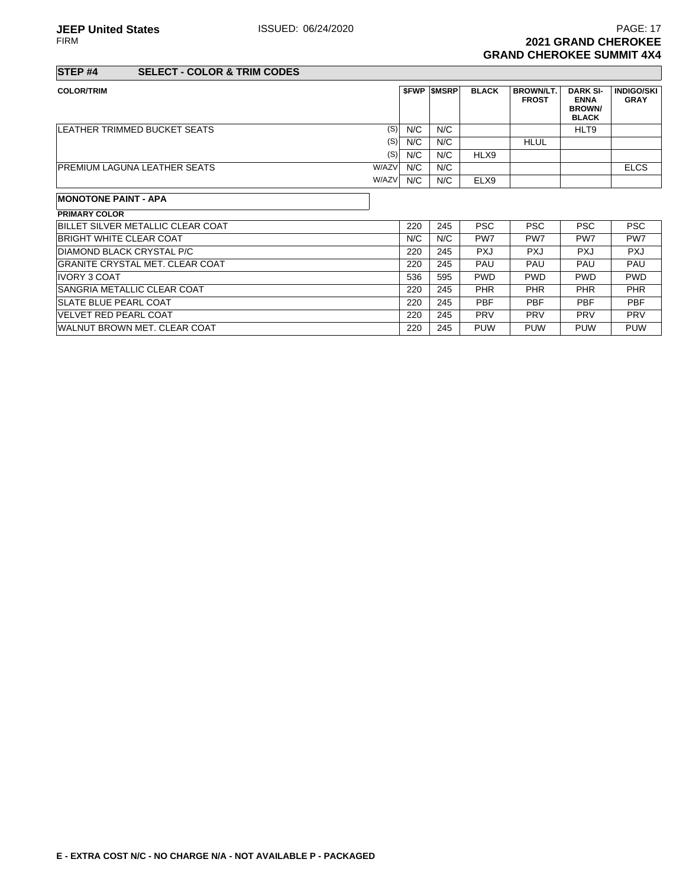## STEP #4 SELECT - COLOR & TRIM CODES

| COLOR/TRIM | | $FWP | $MSRP | BLACK | BROWN/LT. FROST | DARK SI-ENNA BROWN/ BLACK | INDIGO/SKI GRAY |
|---|---|---|---|---|---|---|---|
| LEATHER TRIMMED BUCKET SEATS | (S) | N/C | N/C | | | HLT9 | |
| | (S) | N/C | N/C | | HLUL | | |
| | (S) | N/C | N/C | HLX9 | | | |
| PREMIUM LAGUNA LEATHER SEATS | W/AZV | N/C | N/C | | | | ELCS |
| | W/AZV | N/C | N/C | ELX9 | | | |

### MONOTONE PAINT - APA

| PRIMARY COLOR | $FWP | $MSRP | BLACK | BROWN/LT. FROST | DARK SIENNA BROWN/ BLACK | INDIGO/SKI GRAY |
|---|---|---|---|---|---|---|
| BILLET SILVER METALLIC CLEAR COAT | 220 | 245 | PSC | PSC | PSC | PSC |
| BRIGHT WHITE CLEAR COAT | N/C | N/C | PW7 | PW7 | PW7 | PW7 |
| DIAMOND BLACK CRYSTAL P/C | 220 | 245 | PXJ | PXJ | PXJ | PXJ |
| GRANITE CRYSTAL MET. CLEAR COAT | 220 | 245 | PAU | PAU | PAU | PAU |
| IVORY 3 COAT | 536 | 595 | PWD | PWD | PWD | PWD |
| SANGRIA METALLIC CLEAR COAT | 220 | 245 | PHR | PHR | PHR | PHR |
| SLATE BLUE PEARL COAT | 220 | 245 | PBF | PBF | PBF | PBF |
| VELVET RED PEARL COAT | 220 | 245 | PRV | PRV | PRV | PRV |
| WALNUT BROWN MET. CLEAR COAT | 220 | 245 | PUW | PUW | PUW | PUW |

**E - EXTRA COST N/C - NO CHARGE N/A - NOT AVAILABLE P - PACKAGED**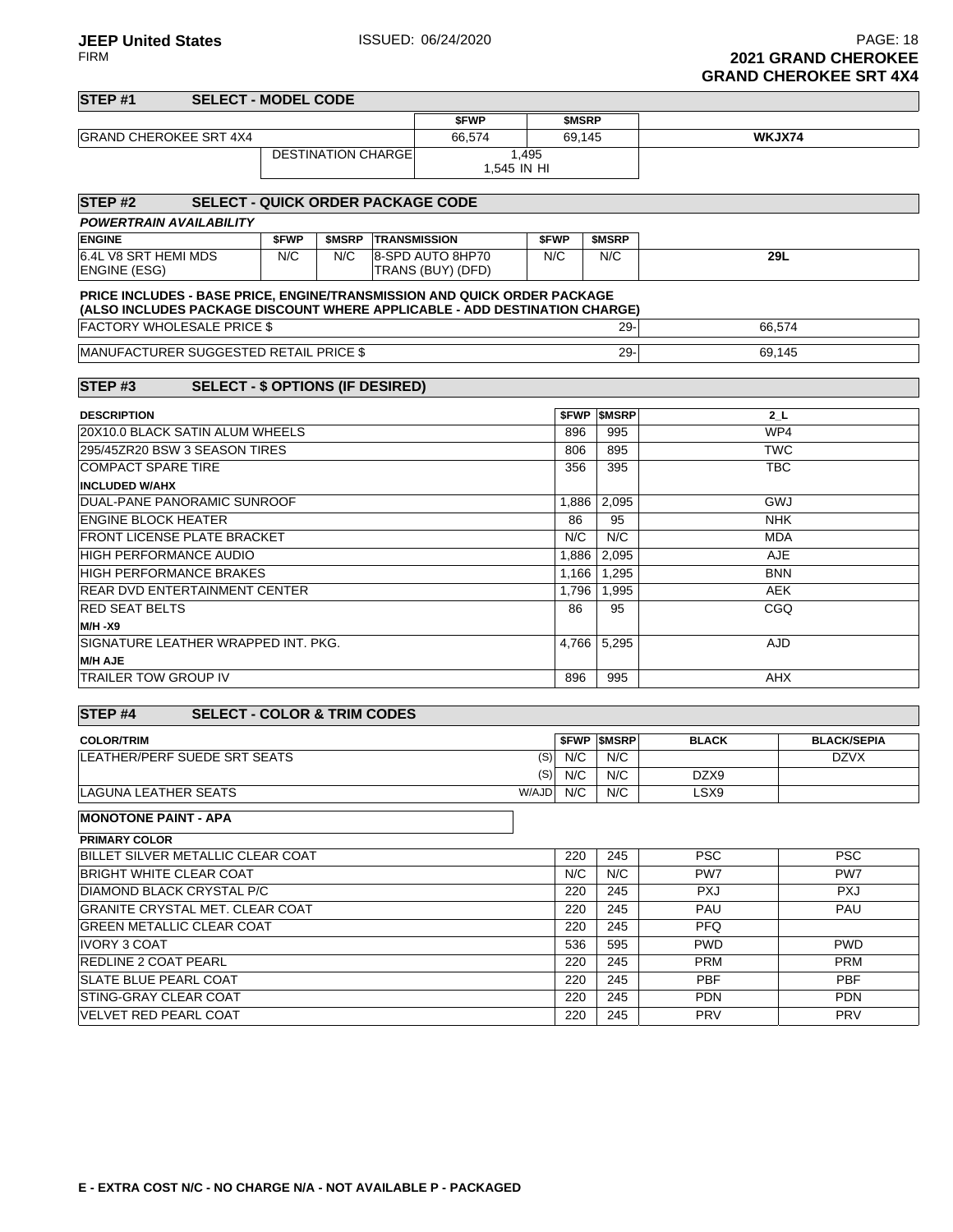**JEEP United States**
FIRM

ISSUED: 06/24/2020

**2021 GRAND CHEROKEE**
**GRAND CHEROKEE SRT 4X4**

## STEP #1 SELECT - MODEL CODE

| | | $FWP | $MSRP | |
|---|---|---|---|---|
| GRAND CHEROKEE SRT 4X4 | | 66,574 | 69,145 | WKJX74 |
| | DESTINATION CHARGE | 1,495<br>1,545 IN HI | | |

## STEP #2 SELECT - QUICK ORDER PACKAGE CODE

***POWERTRAIN AVAILABILITY***

| ENGINE | $FWP | $MSRP | TRANSMISSION | $FWP | $MSRP | |
|---|---|---|---|---|---|---|
| 6.4L V8 SRT HEMI MDS ENGINE (ESG) | N/C | N/C | 8-SPD AUTO 8HP70 TRANS (BUY) (DFD) | N/C | N/C | 29L |

**PRICE INCLUDES - BASE PRICE, ENGINE/TRANSMISSION AND QUICK ORDER PACKAGE**
**(ALSO INCLUDES PACKAGE DISCOUNT WHERE APPLICABLE - ADD DESTINATION CHARGE)**

| | | |
|---|---|---|
| FACTORY WHOLESALE PRICE $ | 29- | 66,574 |
| MANUFACTURER SUGGESTED RETAIL PRICE $ | 29- | 69,145 |

## STEP #3 SELECT - $ OPTIONS (IF DESIRED)

| DESCRIPTION | $FWP | $MSRP | 2_L |
|---|---|---|---|
| 20X10.0 BLACK SATIN ALUM WHEELS | 896 | 995 | WP4 |
| 295/45ZR20 BSW 3 SEASON TIRES | 806 | 895 | TWC |
| COMPACT SPARE TIRE | 356 | 395 | TBC |
| **INCLUDED W/AHX** | | | |
| DUAL-PANE PANORAMIC SUNROOF | 1,886 | 2,095 | GWJ |
| ENGINE BLOCK HEATER | 86 | 95 | NHK |
| FRONT LICENSE PLATE BRACKET | N/C | N/C | MDA |
| HIGH PERFORMANCE AUDIO | 1,886 | 2,095 | AJE |
| HIGH PERFORMANCE BRAKES | 1,166 | 1,295 | BNN |
| REAR DVD ENTERTAINMENT CENTER | 1,796 | 1,995 | AEK |
| RED SEAT BELTS | 86 | 95 | CGQ |
| **M/H -X9** | | | |
| SIGNATURE LEATHER WRAPPED INT. PKG. | 4,766 | 5,295 | AJD |
| **M/H AJE** | | | |
| TRAILER TOW GROUP IV | 896 | 995 | AHX |

## STEP #4 SELECT - COLOR & TRIM CODES

| COLOR/TRIM | | $FWP | $MSRP | BLACK | BLACK/SEPIA |
|---|---|---|---|---|---|
| LEATHER/PERF SUEDE SRT SEATS | (S) | N/C | N/C | | DZVX |
| | (S) | N/C | N/C | DZX9 | |
| LAGUNA LEATHER SEATS | W/AJD | N/C | N/C | LSX9 | |

**MONOTONE PAINT - APA**

| PRIMARY COLOR | $FWP | $MSRP | BLACK | BLACK/SEPIA |
|---|---|---|---|---|
| BILLET SILVER METALLIC CLEAR COAT | 220 | 245 | PSC | PSC |
| BRIGHT WHITE CLEAR COAT | N/C | N/C | PW7 | PW7 |
| DIAMOND BLACK CRYSTAL P/C | 220 | 245 | PXJ | PXJ |
| GRANITE CRYSTAL MET. CLEAR COAT | 220 | 245 | PAU | PAU |
| GREEN METALLIC CLEAR COAT | 220 | 245 | PFQ | |
| IVORY 3 COAT | 536 | 595 | PWD | PWD |
| REDLINE 2 COAT PEARL | 220 | 245 | PRM | PRM |
| SLATE BLUE PEARL COAT | 220 | 245 | PBF | PBF |
| STING-GRAY CLEAR COAT | 220 | 245 | PDN | PDN |
| VELVET RED PEARL COAT | 220 | 245 | PRV | PRV |

**E - EXTRA COST N/C - NO CHARGE N/A - NOT AVAILABLE P - PACKAGED**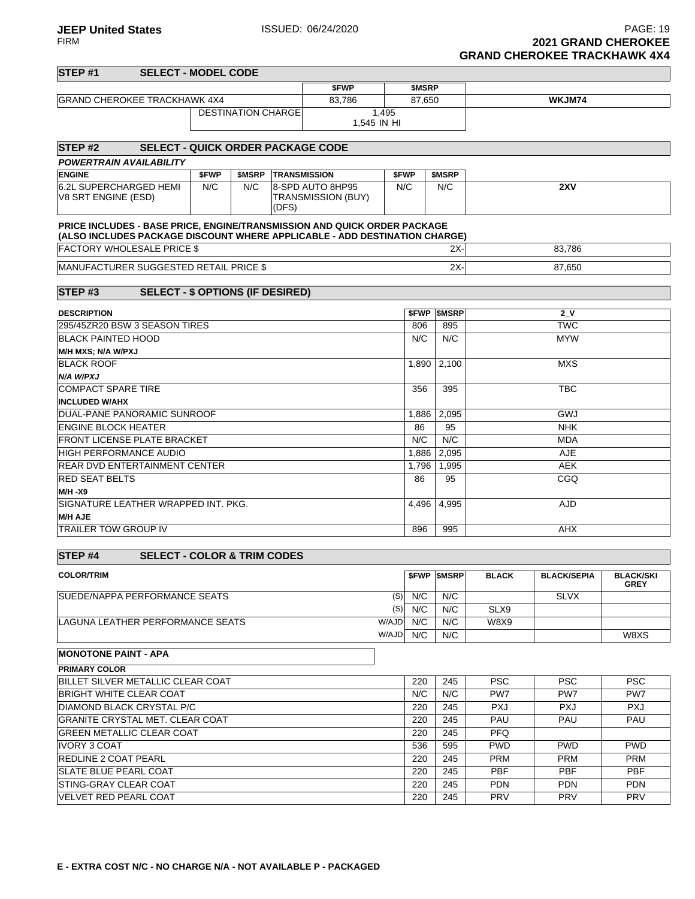**JEEP United States** ISSUED: 06/24/2020
FIRM

**2021 GRAND CHEROKEE**
**GRAND CHEROKEE TRACKHAWK 4X4**

## STEP #1 SELECT - MODEL CODE

| | $FWP | $MSRP | |
|---|---|---|---|
| GRAND CHEROKEE TRACKHAWK 4X4 | 83,786 | 87,650 | **WKJM74** |
| DESTINATION CHARGE | 1,495<br>1,545 IN HI | | |

## STEP #2 SELECT - QUICK ORDER PACKAGE CODE

***POWERTRAIN AVAILABILITY***

| ENGINE | $FWP | $MSRP | TRANSMISSION | $FWP | $MSRP | |
|---|---|---|---|---|---|---|
| 6.2L SUPERCHARGED HEMI V8 SRT ENGINE (ESD) | N/C | N/C | 8-SPD AUTO 8HP95 TRANSMISSION (BUY) (DFS) | N/C | N/C | **2XV** |

**PRICE INCLUDES - BASE PRICE, ENGINE/TRANSMISSION AND QUICK ORDER PACKAGE**
**(ALSO INCLUDES PACKAGE DISCOUNT WHERE APPLICABLE - ADD DESTINATION CHARGE)**

| | | |
|---|---|---|
| FACTORY WHOLESALE PRICE $ | 2X- | 83,786 |
| MANUFACTURER SUGGESTED RETAIL PRICE $ | 2X- | 87,650 |

## STEP #3 SELECT - $ OPTIONS (IF DESIRED)

| DESCRIPTION | $FWP | $MSRP | 2_V |
|---|---|---|---|
| 295/45ZR20 BSW 3 SEASON TIRES | 806 | 895 | TWC |
| BLACK PAINTED HOOD<br>**M/H MXS; N/A W/PXJ** | N/C | N/C | MYW |
| BLACK ROOF<br>***N/A W/PXJ*** | 1,890 | 2,100 | MXS |
| COMPACT SPARE TIRE<br>**INCLUDED W/AHX** | 356 | 395 | TBC |
| DUAL-PANE PANORAMIC SUNROOF | 1,886 | 2,095 | GWJ |
| ENGINE BLOCK HEATER | 86 | 95 | NHK |
| FRONT LICENSE PLATE BRACKET | N/C | N/C | MDA |
| HIGH PERFORMANCE AUDIO | 1,886 | 2,095 | AJE |
| REAR DVD ENTERTAINMENT CENTER | 1,796 | 1,995 | AEK |
| RED SEAT BELTS<br>**M/H -X9** | 86 | 95 | CGQ |
| SIGNATURE LEATHER WRAPPED INT. PKG.<br>**M/H AJE** | 4,496 | 4,995 | AJD |
| TRAILER TOW GROUP IV | 896 | 995 | AHX |

## STEP #4 SELECT - COLOR & TRIM CODES

| COLOR/TRIM | | $FWP | $MSRP | BLACK | BLACK/SEPIA | BLACK/SKI GREY |
|---|---|---|---|---|---|---|
| SUEDE/NAPPA PERFORMANCE SEATS | (S) | N/C | N/C | | SLVX | |
| | (S) | N/C | N/C | SLX9 | | |
| LAGUNA LEATHER PERFORMANCE SEATS | W/AJD | N/C | N/C | W8X9 | | |
| | W/AJD | N/C | N/C | | | W8XS |

**MONOTONE PAINT - APA**

| PRIMARY COLOR | $FWP | $MSRP | BLACK | BLACK/SEPIA | BLACK/SKI GREY |
|---|---|---|---|---|---|
| BILLET SILVER METALLIC CLEAR COAT | 220 | 245 | PSC | PSC | PSC |
| BRIGHT WHITE CLEAR COAT | N/C | N/C | PW7 | PW7 | PW7 |
| DIAMOND BLACK CRYSTAL P/C | 220 | 245 | PXJ | PXJ | PXJ |
| GRANITE CRYSTAL MET. CLEAR COAT | 220 | 245 | PAU | PAU | PAU |
| GREEN METALLIC CLEAR COAT | 220 | 245 | PFQ | | |
| IVORY 3 COAT | 536 | 595 | PWD | PWD | PWD |
| REDLINE 2 COAT PEARL | 220 | 245 | PRM | PRM | PRM |
| SLATE BLUE PEARL COAT | 220 | 245 | PBF | PBF | PBF |
| STING-GRAY CLEAR COAT | 220 | 245 | PDN | PDN | PDN |
| VELVET RED PEARL COAT | 220 | 245 | PRV | PRV | PRV |

**E - EXTRA COST N/C - NO CHARGE N/A - NOT AVAILABLE P - PACKAGED**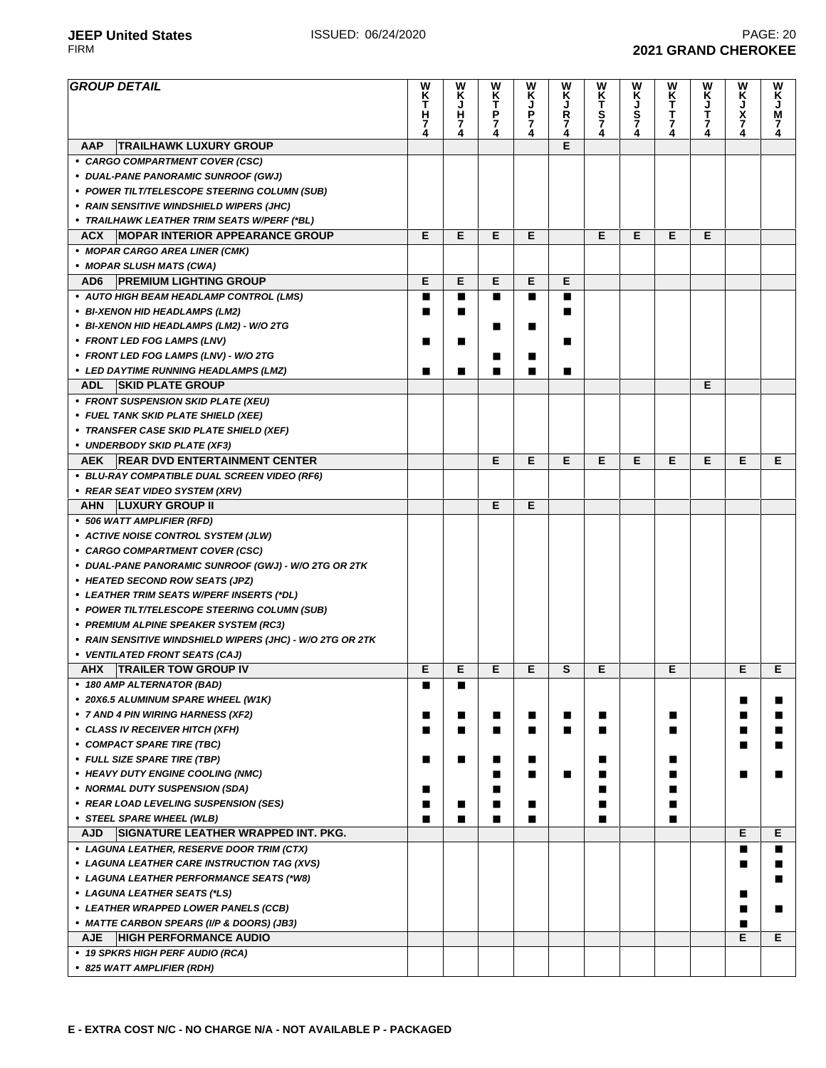| GROUP DETAIL | | WKTH74 | WKJH74 | WKTP74 | WKJP74 | WKJR74 | WKTS74 | WKJS74 | WKTT74 | WKJT74 | WKJX74 | WKJM74 |
|---|---|---|---|---|---|---|---|---|---|---|---|---|
| **AAP** | **TRAILHAWK LUXURY GROUP** | | | | | E | | | | | | |
| • CARGO COMPARTMENT COVER (CSC) | | | | | | | | | | | | |
| • DUAL-PANE PANORAMIC SUNROOF (GWJ) | | | | | | | | | | | | |
| • POWER TILT/TELESCOPE STEERING COLUMN (SUB) | | | | | | | | | | | | |
| • RAIN SENSITIVE WINDSHIELD WIPERS (JHC) | | | | | | | | | | | | |
| • TRAILHAWK LEATHER TRIM SEATS W/PERF (*BL) | | | | | | | | | | | | |
| **ACX** | **MOPAR INTERIOR APPEARANCE GROUP** | E | E | E | E | | E | E | E | E | | |
| • MOPAR CARGO AREA LINER (CMK) | | | | | | | | | | | | |
| • MOPAR SLUSH MATS (CWA) | | | | | | | | | | | | |
| **AD6** | **PREMIUM LIGHTING GROUP** | E | E | E | E | E | | | | | | |
| • AUTO HIGH BEAM HEADLAMP CONTROL (LMS) | | ■ | ■ | ■ | ■ | ■ | | | | | | |
| • BI-XENON HID HEADLAMPS (LM2) | | ■ | ■ | | | ■ | | | | | | |
| • BI-XENON HID HEADLAMPS (LM2) - W/O 2TG | | | | ■ | ■ | | | | | | | |
| • FRONT LED FOG LAMPS (LNV) | | ■ | ■ | | | ■ | | | | | | |
| • FRONT LED FOG LAMPS (LNV) - W/O 2TG | | | | ■ | ■ | | | | | | | |
| • LED DAYTIME RUNNING HEADLAMPS (LMZ) | | ■ | ■ | ■ | ■ | ■ | | | | | | |
| **ADL** | **SKID PLATE GROUP** | | | | | | | | | E | | |
| • FRONT SUSPENSION SKID PLATE (XEU) | | | | | | | | | | | | |
| • FUEL TANK SKID PLATE SHIELD (XEE) | | | | | | | | | | | | |
| • TRANSFER CASE SKID PLATE SHIELD (XEF) | | | | | | | | | | | | |
| • UNDERBODY SKID PLATE (XF3) | | | | | | | | | | | | |
| **AEK** | **REAR DVD ENTERTAINMENT CENTER** | | | E | E | E | E | E | E | E | E | E |
| • BLU-RAY COMPATIBLE DUAL SCREEN VIDEO (RF6) | | | | | | | | | | | | |
| • REAR SEAT VIDEO SYSTEM (XRV) | | | | | | | | | | | | |
| **AHN** | **LUXURY GROUP II** | | | E | E | | | | | | | |
| • 506 WATT AMPLIFIER (RFD) | | | | | | | | | | | | |
| • ACTIVE NOISE CONTROL SYSTEM (JLW) | | | | | | | | | | | | |
| • CARGO COMPARTMENT COVER (CSC) | | | | | | | | | | | | |
| • DUAL-PANE PANORAMIC SUNROOF (GWJ) - W/O 2TG OR 2TK | | | | | | | | | | | | |
| • HEATED SECOND ROW SEATS (JPZ) | | | | | | | | | | | | |
| • LEATHER TRIM SEATS W/PERF INSERTS (*DL) | | | | | | | | | | | | |
| • POWER TILT/TELESCOPE STEERING COLUMN (SUB) | | | | | | | | | | | | |
| • PREMIUM ALPINE SPEAKER SYSTEM (RC3) | | | | | | | | | | | | |
| • RAIN SENSITIVE WINDSHIELD WIPERS (JHC) - W/O 2TG OR 2TK | | | | | | | | | | | | |
| • VENTILATED FRONT SEATS (CAJ) | | | | | | | | | | | | |
| **AHX** | **TRAILER TOW GROUP IV** | E | E | E | E | S | E | | E | | E | E |
| • 180 AMP ALTERNATOR (BAD) | | ■ | ■ | | | | | | | | | |
| • 20X6.5 ALUMINUM SPARE WHEEL (W1K) | | | | | | | | | | | ■ | ■ |
| • 7 AND 4 PIN WIRING HARNESS (XF2) | | ■ | ■ | ■ | ■ | ■ | ■ | | ■ | | ■ | ■ |
| • CLASS IV RECEIVER HITCH (XFH) | | ■ | ■ | ■ | ■ | ■ | ■ | | ■ | | ■ | ■ |
| • COMPACT SPARE TIRE (TBC) | | | | | | | | | | | ■ | ■ |
| • FULL SIZE SPARE TIRE (TBP) | | ■ | ■ | ■ | ■ | | ■ | | ■ | | | |
| • HEAVY DUTY ENGINE COOLING (NMC) | | | | ■ | ■ | ■ | ■ | | ■ | | ■ | ■ |
| • NORMAL DUTY SUSPENSION (SDA) | | ■ | | ■ | | | ■ | | ■ | | | |
| • REAR LOAD LEVELING SUSPENSION (SES) | | ■ | ■ | ■ | ■ | | ■ | | ■ | | | |
| • STEEL SPARE WHEEL (WLB) | | ■ | ■ | ■ | ■ | | ■ | | ■ | | | |
| **AJD** | **SIGNATURE LEATHER WRAPPED INT. PKG.** | | | | | | | | | | E | E |
| • LAGUNA LEATHER, RESERVE DOOR TRIM (CTX) | | | | | | | | | | | ■ | ■ |
| • LAGUNA LEATHER CARE INSTRUCTION TAG (XVS) | | | | | | | | | | | ■ | ■ |
| • LAGUNA LEATHER PERFORMANCE SEATS (*W8) | | | | | | | | | | | | ■ |
| • LAGUNA LEATHER SEATS (*LS) | | | | | | | | | | | ■ | |
| • LEATHER WRAPPED LOWER PANELS (CCB) | | | | | | | | | | | ■ | ■ |
| • MATTE CARBON SPEARS (I/P & DOORS) (JB3) | | | | | | | | | | | ■ | |
| **AJE** | **HIGH PERFORMANCE AUDIO** | | | | | | | | | | E | E |
| • 19 SPKRS HIGH PERF AUDIO (RCA) | | | | | | | | | | | | |
| • 825 WATT AMPLIFIER (RDH) | | | | | | | | | | | | |

**E - EXTRA COST N/C - NO CHARGE N/A - NOT AVAILABLE P - PACKAGED**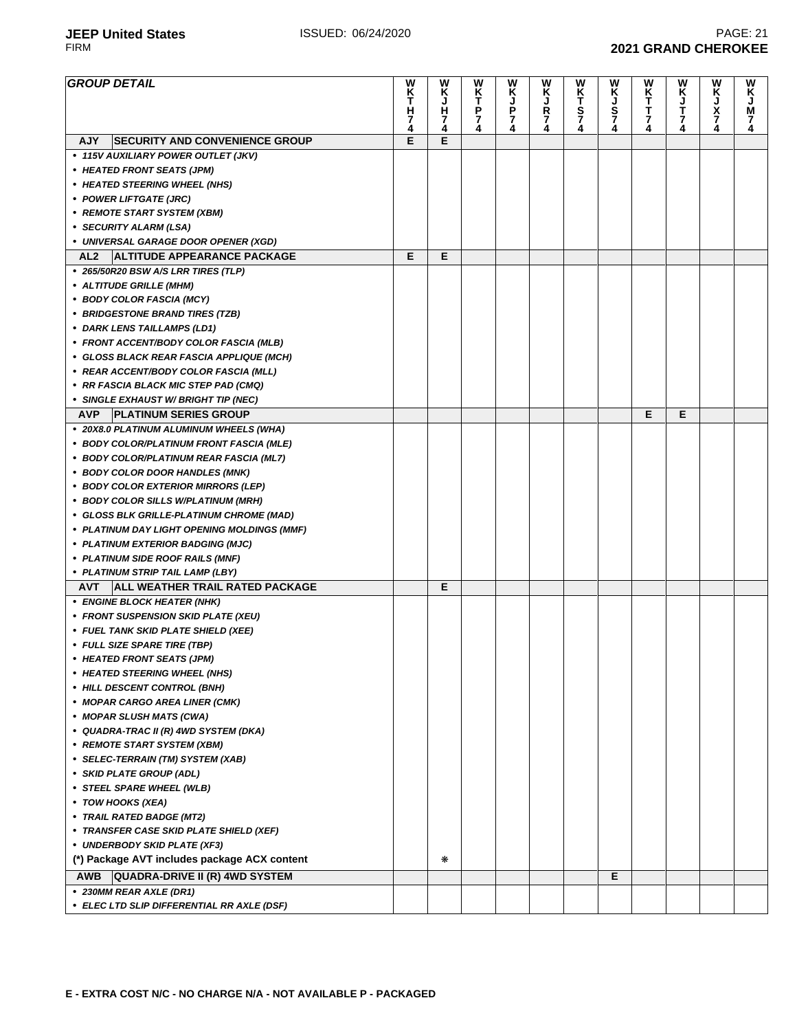| GROUP DETAIL | | WKTH74 | WKJH74 | WKTP74 | WKJP74 | WKJR74 | WKTS74 | WKJS74 | WKTT74 | WKJT74 | WKJX74 | WKJM74 |
|---|---|---|---|---|---|---|---|---|---|---|---|---|
| AJY | SECURITY AND CONVENIENCE GROUP | E | E | | | | | | | | | |
| • 115V AUXILIARY POWER OUTLET (JKV) | | | | | | | | | | | | |
| • HEATED FRONT SEATS (JPM) | | | | | | | | | | | | |
| • HEATED STEERING WHEEL (NHS) | | | | | | | | | | | | |
| • POWER LIFTGATE (JRC) | | | | | | | | | | | | |
| • REMOTE START SYSTEM (XBM) | | | | | | | | | | | | |
| • SECURITY ALARM (LSA) | | | | | | | | | | | | |
| • UNIVERSAL GARAGE DOOR OPENER (XGD) | | | | | | | | | | | | |
| AL2 | ALTITUDE APPEARANCE PACKAGE | E | E | | | | | | | | | |
| • 265/50R20 BSW A/S LRR TIRES (TLP) | | | | | | | | | | | | |
| • ALTITUDE GRILLE (MHM) | | | | | | | | | | | | |
| • BODY COLOR FASCIA (MCY) | | | | | | | | | | | | |
| • BRIDGESTONE BRAND TIRES (TZB) | | | | | | | | | | | | |
| • DARK LENS TAILLAMPS (LD1) | | | | | | | | | | | | |
| • FRONT ACCENT/BODY COLOR FASCIA (MLB) | | | | | | | | | | | | |
| • GLOSS BLACK REAR FASCIA APPLIQUE (MCH) | | | | | | | | | | | | |
| • REAR ACCENT/BODY COLOR FASCIA (MLL) | | | | | | | | | | | | |
| • RR FASCIA BLACK MIC STEP PAD (CMQ) | | | | | | | | | | | | |
| • SINGLE EXHAUST W/ BRIGHT TIP (NEC) | | | | | | | | | | | | |
| AVP | PLATINUM SERIES GROUP | | | | | | | | E | E | | |
| • 20X8.0 PLATINUM ALUMINUM WHEELS (WHA) | | | | | | | | | | | | |
| • BODY COLOR/PLATINUM FRONT FASCIA (MLE) | | | | | | | | | | | | |
| • BODY COLOR/PLATINUM REAR FASCIA (ML7) | | | | | | | | | | | | |
| • BODY COLOR DOOR HANDLES (MNK) | | | | | | | | | | | | |
| • BODY COLOR EXTERIOR MIRRORS (LEP) | | | | | | | | | | | | |
| • BODY COLOR SILLS W/PLATINUM (MRH) | | | | | | | | | | | | |
| • GLOSS BLK GRILLE-PLATINUM CHROME (MAD) | | | | | | | | | | | | |
| • PLATINUM DAY LIGHT OPENING MOLDINGS (MMF) | | | | | | | | | | | | |
| • PLATINUM EXTERIOR BADGING (MJC) | | | | | | | | | | | | |
| • PLATINUM SIDE ROOF RAILS (MNF) | | | | | | | | | | | | |
| • PLATINUM STRIP TAIL LAMP (LBY) | | | | | | | | | | | | |
| AVT | ALL WEATHER TRAIL RATED PACKAGE | | E | | | | | | | | | |
| • ENGINE BLOCK HEATER (NHK) | | | | | | | | | | | | |
| • FRONT SUSPENSION SKID PLATE (XEU) | | | | | | | | | | | | |
| • FUEL TANK SKID PLATE SHIELD (XEE) | | | | | | | | | | | | |
| • FULL SIZE SPARE TIRE (TBP) | | | | | | | | | | | | |
| • HEATED FRONT SEATS (JPM) | | | | | | | | | | | | |
| • HEATED STEERING WHEEL (NHS) | | | | | | | | | | | | |
| • HILL DESCENT CONTROL (BNH) | | | | | | | | | | | | |
| • MOPAR CARGO AREA LINER (CMK) | | | | | | | | | | | | |
| • MOPAR SLUSH MATS (CWA) | | | | | | | | | | | | |
| • QUADRA-TRAC II (R) 4WD SYSTEM (DKA) | | | | | | | | | | | | |
| • REMOTE START SYSTEM (XBM) | | | | | | | | | | | | |
| • SELEC-TERRAIN (TM) SYSTEM (XAB) | | | | | | | | | | | | |
| • SKID PLATE GROUP (ADL) | | | | | | | | | | | | |
| • STEEL SPARE WHEEL (WLB) | | | | | | | | | | | | |
| • TOW HOOKS (XEA) | | | | | | | | | | | | |
| • TRAIL RATED BADGE (MT2) | | | | | | | | | | | | |
| • TRANSFER CASE SKID PLATE SHIELD (XEF) | | | | | | | | | | | | |
| • UNDERBODY SKID PLATE (XF3) | | | | | | | | | | | | |
| (*) Package AVT includes package ACX content | | | * | | | | | | | | | |
| AWB | QUADRA-DRIVE II (R) 4WD SYSTEM | | | | | | | E | | | | |
| • 230MM REAR AXLE (DR1) | | | | | | | | | | | | |
| • ELEC LTD SLIP DIFFERENTIAL RR AXLE (DSF) | | | | | | | | | | | | |

E - EXTRA COST N/C - NO CHARGE N/A - NOT AVAILABLE P - PACKAGED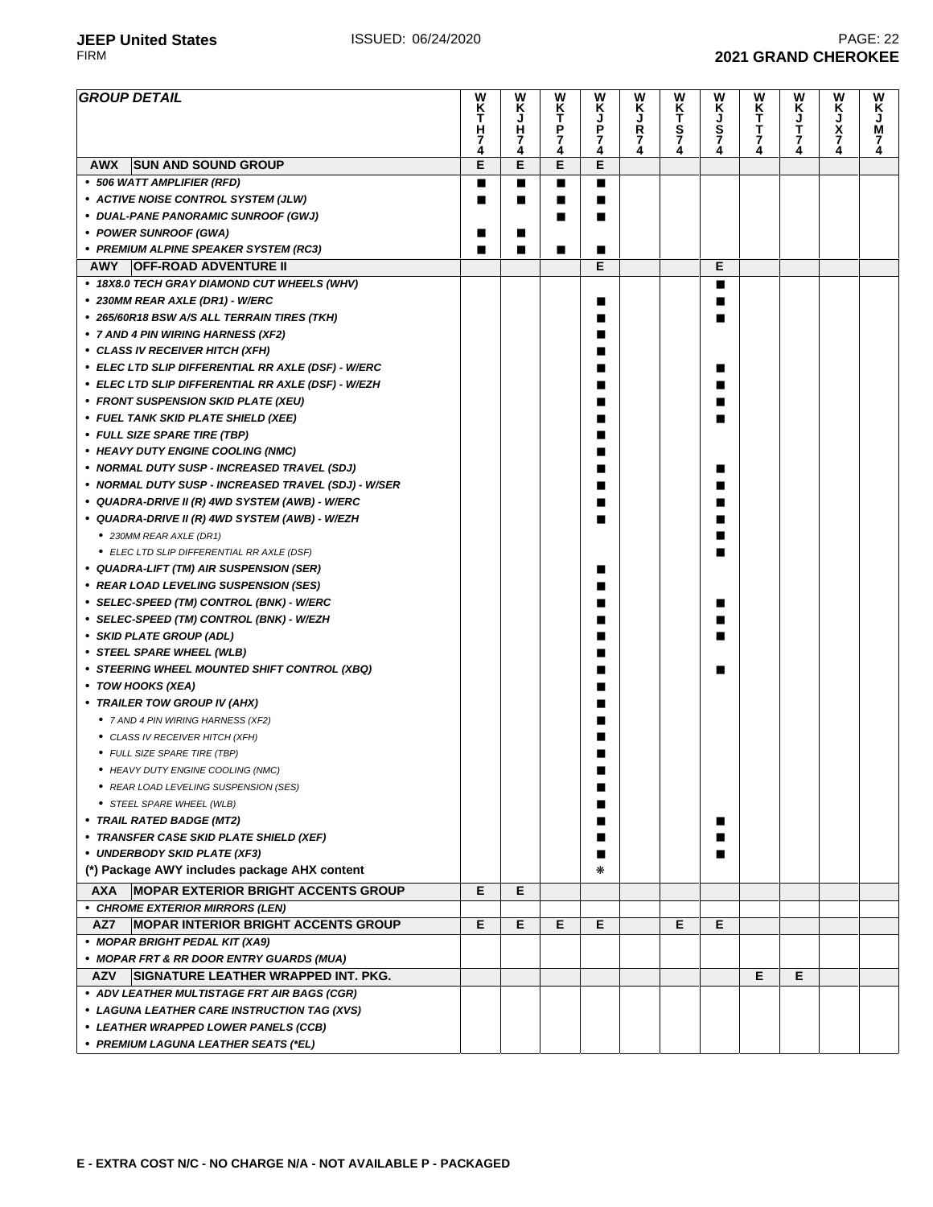| GROUP DETAIL | WKTH74 | WKJH74 | WKTP74 | WKJP74 | WKJR74 | WKTS74 | WKJS74 | WKTT74 | WKJT74 | WKJX74 | WKJM74 |
|---|---|---|---|---|---|---|---|---|---|---|---|
| **AWX SUN AND SOUND GROUP** | E | E | E | E | | | | | | | |
| • 506 WATT AMPLIFIER (RFD) | ■ | ■ | ■ | ■ | | | | | | | |
| • ACTIVE NOISE CONTROL SYSTEM (JLW) | ■ | ■ | ■ | ■ | | | | | | | |
| • DUAL-PANE PANORAMIC SUNROOF (GWJ) | | | ■ | ■ | | | | | | | |
| • POWER SUNROOF (GWA) | ■ | ■ | | | | | | | | | |
| • PREMIUM ALPINE SPEAKER SYSTEM (RC3) | ■ | ■ | ■ | ■ | | | | | | | |
| **AWY OFF-ROAD ADVENTURE II** | | | | E | | | E | | | | |
| • 18X8.0 TECH GRAY DIAMOND CUT WHEELS (WHV) | | | | | | | ■ | | | | |
| • 230MM REAR AXLE (DR1) - W/ERC | | | | ■ | | | ■ | | | | |
| • 265/60R18 BSW A/S ALL TERRAIN TIRES (TKH) | | | | ■ | | | ■ | | | | |
| • 7 AND 4 PIN WIRING HARNESS (XF2) | | | | ■ | | | | | | | |
| • CLASS IV RECEIVER HITCH (XFH) | | | | ■ | | | | | | | |
| • ELEC LTD SLIP DIFFERENTIAL RR AXLE (DSF) - W/ERC | | | | ■ | | | ■ | | | | |
| • ELEC LTD SLIP DIFFERENTIAL RR AXLE (DSF) - W/EZH | | | | ■ | | | ■ | | | | |
| • FRONT SUSPENSION SKID PLATE (XEU) | | | | ■ | | | ■ | | | | |
| • FUEL TANK SKID PLATE SHIELD (XEE) | | | | ■ | | | ■ | | | | |
| • FULL SIZE SPARE TIRE (TBP) | | | | ■ | | | | | | | |
| • HEAVY DUTY ENGINE COOLING (NMC) | | | | ■ | | | | | | | |
| • NORMAL DUTY SUSP - INCREASED TRAVEL (SDJ) | | | | ■ | | | ■ | | | | |
| • NORMAL DUTY SUSP - INCREASED TRAVEL (SDJ) - W/SER | | | | ■ | | | ■ | | | | |
| • QUADRA-DRIVE II (R) 4WD SYSTEM (AWB) - W/ERC | | | | ■ | | | ■ | | | | |
| • QUADRA-DRIVE II (R) 4WD SYSTEM (AWB) - W/EZH | | | | ■ | | | ■ | | | | |
| &nbsp;&nbsp;• 230MM REAR AXLE (DR1) | | | | | | | ■ | | | | |
| &nbsp;&nbsp;• ELEC LTD SLIP DIFFERENTIAL RR AXLE (DSF) | | | | | | | ■ | | | | |
| • QUADRA-LIFT (TM) AIR SUSPENSION (SER) | | | | ■ | | | | | | | |
| • REAR LOAD LEVELING SUSPENSION (SES) | | | | ■ | | | | | | | |
| • SELEC-SPEED (TM) CONTROL (BNK) - W/ERC | | | | ■ | | | ■ | | | | |
| • SELEC-SPEED (TM) CONTROL (BNK) - W/EZH | | | | ■ | | | ■ | | | | |
| • SKID PLATE GROUP (ADL) | | | | ■ | | | ■ | | | | |
| • STEEL SPARE WHEEL (WLB) | | | | ■ | | | | | | | |
| • STEERING WHEEL MOUNTED SHIFT CONTROL (XBQ) | | | | ■ | | | ■ | | | | |
| • TOW HOOKS (XEA) | | | | ■ | | | | | | | |
| • TRAILER TOW GROUP IV (AHX) | | | | ■ | | | | | | | |
| &nbsp;&nbsp;• 7 AND 4 PIN WIRING HARNESS (XF2) | | | | ■ | | | | | | | |
| &nbsp;&nbsp;• CLASS IV RECEIVER HITCH (XFH) | | | | ■ | | | | | | | |
| &nbsp;&nbsp;• FULL SIZE SPARE TIRE (TBP) | | | | ■ | | | | | | | |
| &nbsp;&nbsp;• HEAVY DUTY ENGINE COOLING (NMC) | | | | ■ | | | | | | | |
| &nbsp;&nbsp;• REAR LOAD LEVELING SUSPENSION (SES) | | | | ■ | | | | | | | |
| &nbsp;&nbsp;• STEEL SPARE WHEEL (WLB) | | | | ■ | | | | | | | |
| • TRAIL RATED BADGE (MT2) | | | | ■ | | | ■ | | | | |
| • TRANSFER CASE SKID PLATE SHIELD (XEF) | | | | ■ | | | ■ | | | | |
| • UNDERBODY SKID PLATE (XF3) | | | | ■ | | | ■ | | | | |
| (*) Package AWY includes package AHX content | | | | * | | | | | | | |
| **AXA MOPAR EXTERIOR BRIGHT ACCENTS GROUP** | E | E | | | | | | | | | |
| • CHROME EXTERIOR MIRRORS (LEN) | | | | | | | | | | | |
| **AZ7 MOPAR INTERIOR BRIGHT ACCENTS GROUP** | E | E | E | E | | E | E | | | | |
| • MOPAR BRIGHT PEDAL KIT (XA9) | | | | | | | | | | | |
| • MOPAR FRT & RR DOOR ENTRY GUARDS (MUA) | | | | | | | | | | | |
| **AZV SIGNATURE LEATHER WRAPPED INT. PKG.** | | | | | | | | E | E | | |
| • ADV LEATHER MULTISTAGE FRT AIR BAGS (CGR) | | | | | | | | | | | |
| • LAGUNA LEATHER CARE INSTRUCTION TAG (XVS) | | | | | | | | | | | |
| • LEATHER WRAPPED LOWER PANELS (CCB) | | | | | | | | | | | |
| • PREMIUM LAGUNA LEATHER SEATS (*EL) | | | | | | | | | | | |

E - EXTRA COST N/C - NO CHARGE N/A - NOT AVAILABLE P - PACKAGED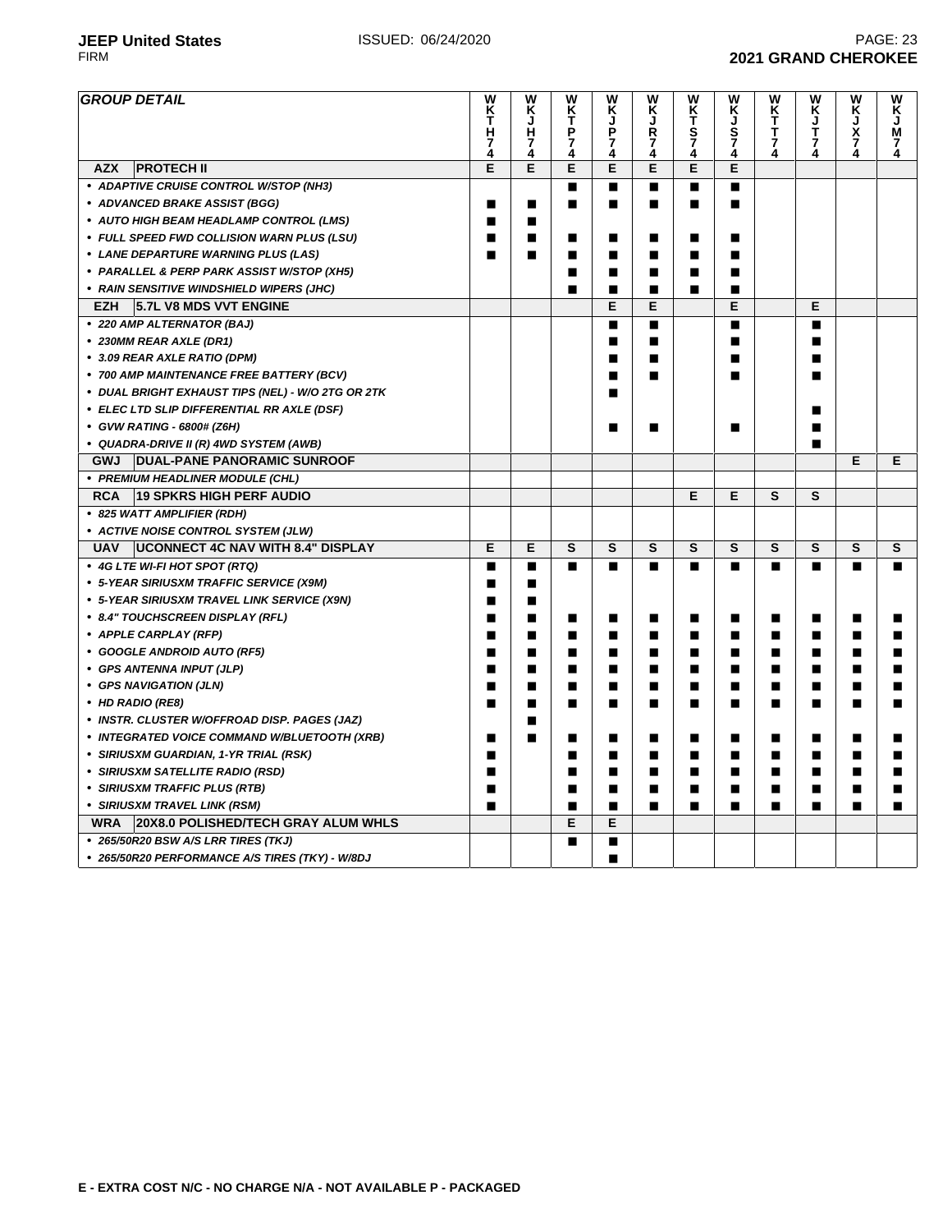| GROUP DETAIL | WKTH74 | WKJH74 | WKTP74 | WKJP74 | WKJR74 | WKTS74 | WKJS74 | WKTT74 | WKJT74 | WKJX74 | WKJM74 |
|---|---|---|---|---|---|---|---|---|---|---|---|
| **AZX PROTECH II** | E | E | E | E | E | E | E | | | | |
| • *ADAPTIVE CRUISE CONTROL W/STOP (NH3)* | | | ■ | ■ | ■ | ■ | ■ | | | | |
| • *ADVANCED BRAKE ASSIST (BGG)* | ■ | ■ | ■ | ■ | ■ | ■ | ■ | | | | |
| • *AUTO HIGH BEAM HEADLAMP CONTROL (LMS)* | ■ | ■ | | | | | | | | | |
| • *FULL SPEED FWD COLLISION WARN PLUS (LSU)* | ■ | ■ | ■ | ■ | ■ | ■ | ■ | | | | |
| • *LANE DEPARTURE WARNING PLUS (LAS)* | ■ | ■ | ■ | ■ | ■ | ■ | ■ | | | | |
| • *PARALLEL & PERP PARK ASSIST W/STOP (XH5)* | | | ■ | ■ | ■ | ■ | ■ | | | | |
| • *RAIN SENSITIVE WINDSHIELD WIPERS (JHC)* | | | ■ | ■ | ■ | ■ | ■ | | | | |
| **EZH 5.7L V8 MDS VVT ENGINE** | | | | E | E | | E | | E | | |
| • *220 AMP ALTERNATOR (BAJ)* | | | | ■ | ■ | | ■ | | ■ | | |
| • *230MM REAR AXLE (DR1)* | | | | ■ | ■ | | ■ | | ■ | | |
| • *3.09 REAR AXLE RATIO (DPM)* | | | | ■ | ■ | | ■ | | ■ | | |
| • *700 AMP MAINTENANCE FREE BATTERY (BCV)* | | | | ■ | ■ | | ■ | | ■ | | |
| • *DUAL BRIGHT EXHAUST TIPS (NEL) - W/O 2TG OR 2TK* | | | | ■ | | | | | | | |
| • *ELEC LTD SLIP DIFFERENTIAL RR AXLE (DSF)* | | | | | | | | | ■ | | |
| • *GVW RATING - 6800# (Z6H)* | | | | ■ | ■ | | ■ | | ■ | | |
| • *QUADRA-DRIVE II (R) 4WD SYSTEM (AWB)* | | | | | | | | | ■ | | |
| **GWJ DUAL-PANE PANORAMIC SUNROOF** | | | | | | | | | | E | E |
| • *PREMIUM HEADLINER MODULE (CHL)* | | | | | | | | | | | |
| **RCA 19 SPKRS HIGH PERF AUDIO** | | | | | | E | E | S | S | | |
| • *825 WATT AMPLIFIER (RDH)* | | | | | | | | | | | |
| • *ACTIVE NOISE CONTROL SYSTEM (JLW)* | | | | | | | | | | | |
| **UAV UCONNECT 4C NAV WITH 8.4" DISPLAY** | E | E | S | S | S | S | S | S | S | S | S |
| • *4G LTE WI-FI HOT SPOT (RTQ)* | ■ | ■ | ■ | ■ | ■ | ■ | ■ | ■ | ■ | ■ | ■ |
| • *5-YEAR SIRIUSXM TRAFFIC SERVICE (X9M)* | ■ | ■ | | | | | | | | | |
| • *5-YEAR SIRIUSXM TRAVEL LINK SERVICE (X9N)* | ■ | ■ | | | | | | | | | |
| • *8.4" TOUCHSCREEN DISPLAY (RFL)* | ■ | ■ | ■ | ■ | ■ | ■ | ■ | ■ | ■ | ■ | ■ |
| • *APPLE CARPLAY (RFP)* | ■ | ■ | ■ | ■ | ■ | ■ | ■ | ■ | ■ | ■ | ■ |
| • *GOOGLE ANDROID AUTO (RF5)* | ■ | ■ | ■ | ■ | ■ | ■ | ■ | ■ | ■ | ■ | ■ |
| • *GPS ANTENNA INPUT (JLP)* | ■ | ■ | ■ | ■ | ■ | ■ | ■ | ■ | ■ | ■ | ■ |
| • *GPS NAVIGATION (JLN)* | ■ | ■ | ■ | ■ | ■ | ■ | ■ | ■ | ■ | ■ | ■ |
| • *HD RADIO (RE8)* | ■ | ■ | ■ | ■ | ■ | ■ | ■ | ■ | ■ | ■ | ■ |
| • *INSTR. CLUSTER W/OFFROAD DISP. PAGES (JAZ)* | | ■ | | | | | | | | | |
| • *INTEGRATED VOICE COMMAND W/BLUETOOTH (XRB)* | ■ | ■ | ■ | ■ | ■ | ■ | ■ | ■ | ■ | ■ | ■ |
| • *SIRIUSXM GUARDIAN, 1-YR TRIAL (RSK)* | ■ | | ■ | ■ | ■ | ■ | ■ | ■ | ■ | ■ | ■ |
| • *SIRIUSXM SATELLITE RADIO (RSD)* | ■ | | ■ | ■ | ■ | ■ | ■ | ■ | ■ | ■ | ■ |
| • *SIRIUSXM TRAFFIC PLUS (RTB)* | ■ | | ■ | ■ | ■ | ■ | ■ | ■ | ■ | ■ | ■ |
| • *SIRIUSXM TRAVEL LINK (RSM)* | ■ | | ■ | ■ | ■ | ■ | ■ | ■ | ■ | ■ | ■ |
| **WRA 20X8.0 POLISHED/TECH GRAY ALUM WHLS** | | | E | E | | | | | | | |
| • *265/50R20 BSW A/S LRR TIRES (TKJ)* | | | ■ | ■ | | | | | | | |
| • *265/50R20 PERFORMANCE A/S TIRES (TKY) - W/8DJ* | | | | ■ | | | | | | | |

**E - EXTRA COST N/C - NO CHARGE N/A - NOT AVAILABLE P - PACKAGED**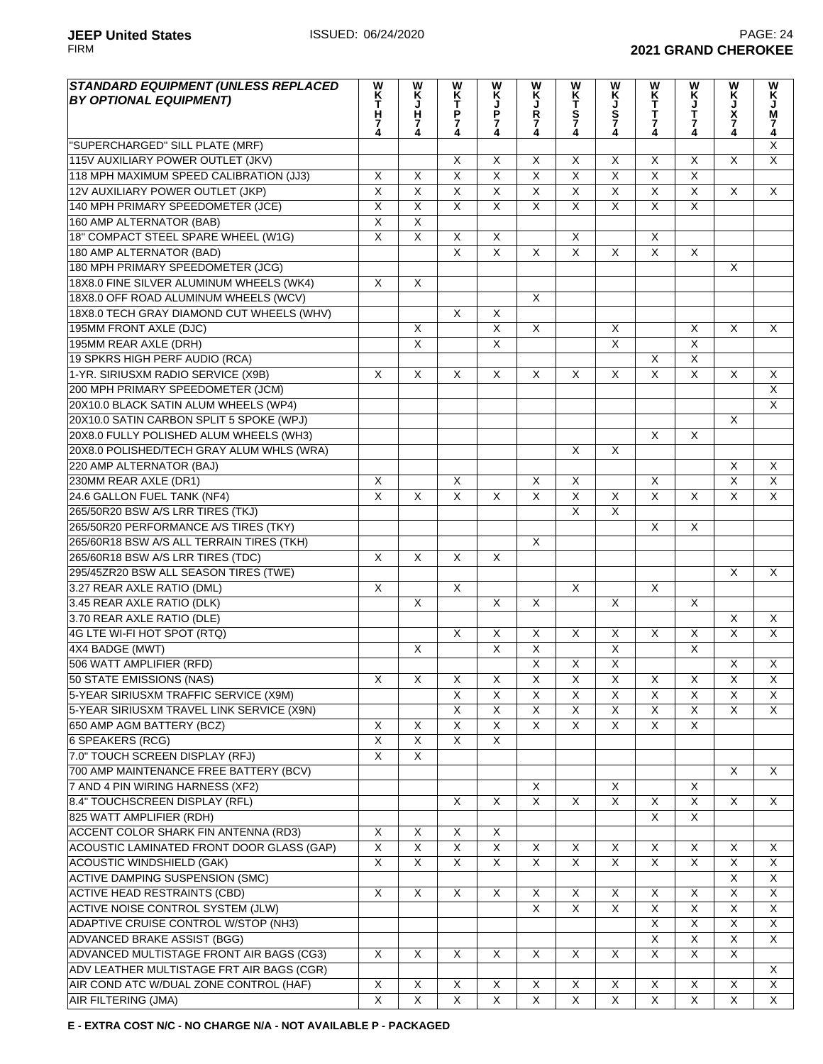| STANDARD EQUIPMENT (UNLESS REPLACED BY OPTIONAL EQUIPMENT) | WKTH74 | WKJH74 | WKTP74 | WKJP74 | WKJR74 | WKTS74 | WKJS74 | WKTT74 | WKJT74 | WKJX74 | WKJM74 |
|---|---|---|---|---|---|---|---|---|---|---|---|
| "SUPERCHARGED" SILL PLATE (MRF) | | | | | | | | | | | X |
| 115V AUXILIARY POWER OUTLET (JKV) | | | X | X | X | X | X | X | X | X | X |
| 118 MPH MAXIMUM SPEED CALIBRATION (JJ3) | X | X | X | X | X | X | X | X | X | | |
| 12V AUXILIARY POWER OUTLET (JKP) | X | X | X | X | X | X | X | X | X | X | X |
| 140 MPH PRIMARY SPEEDOMETER (JCE) | X | X | X | X | X | X | X | X | X | | |
| 160 AMP ALTERNATOR (BAB) | X | X | | | | | | | | | |
| 18" COMPACT STEEL SPARE WHEEL (W1G) | X | X | X | X | | X | | X | | | |
| 180 AMP ALTERNATOR (BAD) | | | X | X | X | X | X | X | X | | |
| 180 MPH PRIMARY SPEEDOMETER (JCG) | | | | | | | | | | X | |
| 18X8.0 FINE SILVER ALUMINUM WHEELS (WK4) | X | X | | | | | | | | | |
| 18X8.0 OFF ROAD ALUMINUM WHEELS (WCV) | | | | | X | | | | | | |
| 18X8.0 TECH GRAY DIAMOND CUT WHEELS (WHV) | | | X | X | | | | | | | |
| 195MM FRONT AXLE (DJC) | | X | | X | X | | X | | X | X | X |
| 195MM REAR AXLE (DRH) | | X | | X | | | X | | X | | |
| 19 SPKRS HIGH PERF AUDIO (RCA) | | | | | | | | X | X | | |
| 1-YR. SIRIUSXM RADIO SERVICE (X9B) | X | X | X | X | X | X | X | X | X | X | X |
| 200 MPH PRIMARY SPEEDOMETER (JCM) | | | | | | | | | | | X |
| 20X10.0 BLACK SATIN ALUM WHEELS (WP4) | | | | | | | | | | | X |
| 20X10.0 SATIN CARBON SPLIT 5 SPOKE (WPJ) | | | | | | | | | | X | |
| 20X8.0 FULLY POLISHED ALUM WHEELS (WH3) | | | | | | | | X | X | | |
| 20X8.0 POLISHED/TECH GRAY ALUM WHLS (WRA) | | | | | | X | X | | | | |
| 220 AMP ALTERNATOR (BAJ) | | | | | | | | | | X | X |
| 230MM REAR AXLE (DR1) | X | | X | | X | X | | X | | X | X |
| 24.6 GALLON FUEL TANK (NF4) | X | X | X | X | X | X | X | X | X | X | X |
| 265/50R20 BSW A/S LRR TIRES (TKJ) | | | | | | X | X | | | | |
| 265/50R20 PERFORMANCE A/S TIRES (TKY) | | | | | | | | X | X | | |
| 265/60R18 BSW A/S ALL TERRAIN TIRES (TKH) | | | | | X | | | | | | |
| 265/60R18 BSW A/S LRR TIRES (TDC) | X | X | X | X | | | | | | | |
| 295/45ZR20 BSW ALL SEASON TIRES (TWE) | | | | | | | | | | X | X |
| 3.27 REAR AXLE RATIO (DML) | X | | X | | | X | | X | | | |
| 3.45 REAR AXLE RATIO (DLK) | | X | | X | X | | X | | X | | |
| 3.70 REAR AXLE RATIO (DLE) | | | | | | | | | | X | X |
| 4G LTE WI-FI HOT SPOT (RTQ) | | | X | X | X | X | X | X | X | X | X |
| 4X4 BADGE (MWT) | | X | | X | X | | X | | X | | |
| 506 WATT AMPLIFIER (RFD) | | | | | X | X | X | | | X | X |
| 50 STATE EMISSIONS (NAS) | X | X | X | X | X | X | X | X | X | X | X |
| 5-YEAR SIRIUSXM TRAFFIC SERVICE (X9M) | | | X | X | X | X | X | X | X | X | X |
| 5-YEAR SIRIUSXM TRAVEL LINK SERVICE (X9N) | | | X | X | X | X | X | X | X | X | X |
| 650 AMP AGM BATTERY (BCZ) | X | X | X | X | X | X | X | X | X | | |
| 6 SPEAKERS (RCG) | X | X | X | X | | | | | | | |
| 7.0" TOUCH SCREEN DISPLAY (RFJ) | X | X | | | | | | | | | |
| 700 AMP MAINTENANCE FREE BATTERY (BCV) | | | | | | | | | | X | X |
| 7 AND 4 PIN WIRING HARNESS (XF2) | | | | | X | | X | | X | | |
| 8.4" TOUCHSCREEN DISPLAY (RFL) | | | X | X | X | X | X | X | X | X | X |
| 825 WATT AMPLIFIER (RDH) | | | | | | | | X | X | | |
| ACCENT COLOR SHARK FIN ANTENNA (RD3) | X | X | X | X | | | | | | | |
| ACOUSTIC LAMINATED FRONT DOOR GLASS (GAP) | X | X | X | X | X | X | X | X | X | X | X |
| ACOUSTIC WINDSHIELD (GAK) | X | X | X | X | X | X | X | X | X | X | X |
| ACTIVE DAMPING SUSPENSION (SMC) | | | | | | | | | | X | X |
| ACTIVE HEAD RESTRAINTS (CBD) | X | X | X | X | X | X | X | X | X | X | X |
| ACTIVE NOISE CONTROL SYSTEM (JLW) | | | | | X | X | X | X | X | X | X |
| ADAPTIVE CRUISE CONTROL W/STOP (NH3) | | | | | | | | X | X | X | X |
| ADVANCED BRAKE ASSIST (BGG) | | | | | | | | X | X | X | X |
| ADVANCED MULTISTAGE FRONT AIR BAGS (CG3) | X | X | X | X | X | X | X | X | X | X | |
| ADV LEATHER MULTISTAGE FRT AIR BAGS (CGR) | | | | | | | | | | | X |
| AIR COND ATC W/DUAL ZONE CONTROL (HAF) | X | X | X | X | X | X | X | X | X | X | X |
| AIR FILTERING (JMA) | X | X | X | X | X | X | X | X | X | X | X |

**E - EXTRA COST N/C - NO CHARGE N/A - NOT AVAILABLE P - PACKAGED**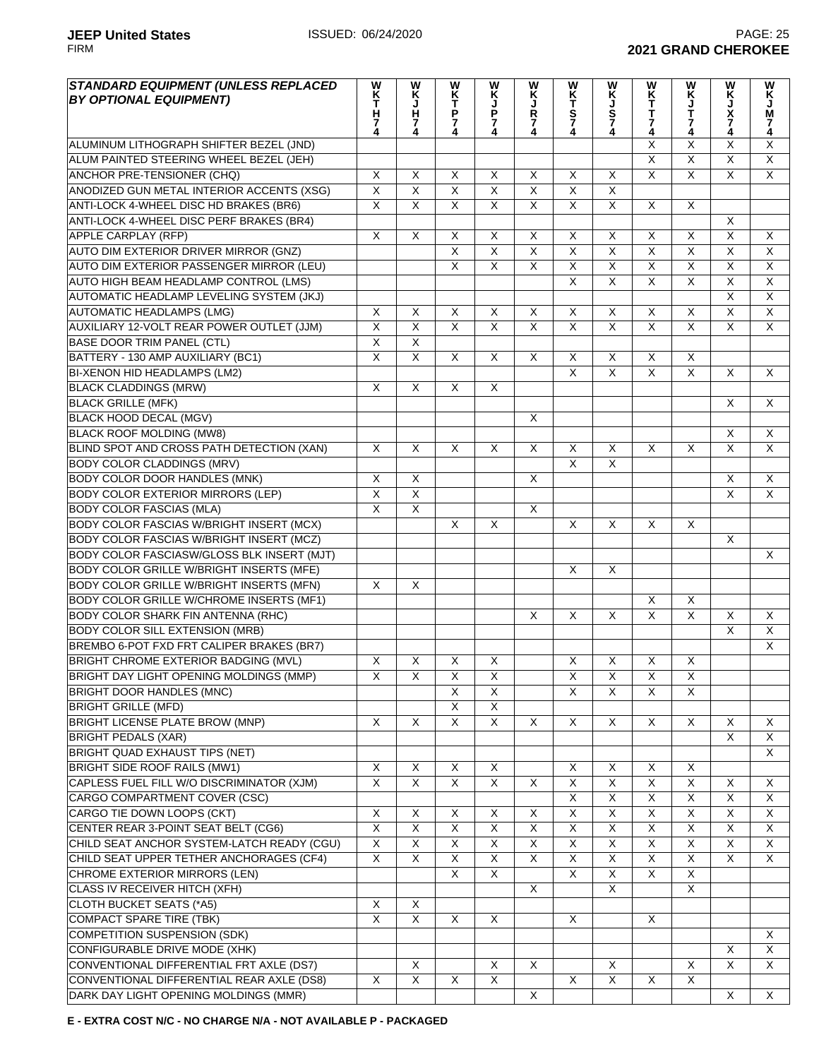**JEEP United States** ISSUED: 06/24/2020

FIRM

**2021 GRAND CHEROKEE**

| *STANDARD EQUIPMENT (UNLESS REPLACED BY OPTIONAL EQUIPMENT)* | WKTH74 | WKJH74 | WKTP74 | WKJP74 | WKJR74 | WKTS74 | WKJS74 | WKTT74 | WKJT74 | WKJX74 | WKJM74 |
|---|---|---|---|---|---|---|---|---|---|---|---|
| ALUMINUM LITHOGRAPH SHIFTER BEZEL (JND) | | | | | | | | X | X | X | X |
| ALUM PAINTED STEERING WHEEL BEZEL (JEH) | | | | | | | | X | X | X | X |
| ANCHOR PRE-TENSIONER (CHQ) | X | X | X | X | X | X | X | X | X | X | X |
| ANODIZED GUN METAL INTERIOR ACCENTS (XSG) | X | X | X | X | X | X | X | | | | |
| ANTI-LOCK 4-WHEEL DISC HD BRAKES (BR6) | X | X | X | X | X | X | X | X | X | | |
| ANTI-LOCK 4-WHEEL DISC PERF BRAKES (BR4) | | | | | | | | | | X | |
| APPLE CARPLAY (RFP) | X | X | X | X | X | X | X | X | X | X | X |
| AUTO DIM EXTERIOR DRIVER MIRROR (GNZ) | | | X | X | X | X | X | X | X | X | X |
| AUTO DIM EXTERIOR PASSENGER MIRROR (LEU) | | | X | X | X | X | X | X | X | X | X |
| AUTO HIGH BEAM HEADLAMP CONTROL (LMS) | | | | | | X | X | X | X | X | X |
| AUTOMATIC HEADLAMP LEVELING SYSTEM (JKJ) | | | | | | | | | | X | X |
| AUTOMATIC HEADLAMPS (LMG) | X | X | X | X | X | X | X | X | X | X | X |
| AUXILIARY 12-VOLT REAR POWER OUTLET (JJM) | X | X | X | X | X | X | X | X | X | X | X |
| BASE DOOR TRIM PANEL (CTL) | X | X | | | | | | | | | |
| BATTERY - 130 AMP AUXILIARY (BC1) | X | X | X | X | X | X | X | X | X | | |
| BI-XENON HID HEADLAMPS (LM2) | | | | | | X | X | X | X | X | X |
| BLACK CLADDINGS (MRW) | X | X | X | X | | | | | | | |
| BLACK GRILLE (MFK) | | | | | | | | | | X | X |
| BLACK HOOD DECAL (MGV) | | | | | X | | | | | | |
| BLACK ROOF MOLDING (MW8) | | | | | | | | | | X | X |
| BLIND SPOT AND CROSS PATH DETECTION (XAN) | X | X | X | X | X | X | X | X | X | X | X |
| BODY COLOR CLADDINGS (MRV) | | | | | | X | X | | | | |
| BODY COLOR DOOR HANDLES (MNK) | X | X | | | X | | | | | X | X |
| BODY COLOR EXTERIOR MIRRORS (LEP) | X | X | | | | | | | | X | X |
| BODY COLOR FASCIAS (MLA) | X | X | | | X | | | | | | |
| BODY COLOR FASCIAS W/BRIGHT INSERT (MCX) | | | X | X | | X | X | X | X | | |
| BODY COLOR FASCIAS W/BRIGHT INSERT (MCZ) | | | | | | | | | | X | |
| BODY COLOR FASCIASW/GLOSS BLK INSERT (MJT) | | | | | | | | | | | X |
| BODY COLOR GRILLE W/BRIGHT INSERTS (MFE) | | | | | | X | X | | | | |
| BODY COLOR GRILLE W/BRIGHT INSERTS (MFN) | X | X | | | | | | | | | |
| BODY COLOR GRILLE W/CHROME INSERTS (MF1) | | | | | | | | X | X | | |
| BODY COLOR SHARK FIN ANTENNA (RHC) | | | | | X | X | X | X | X | X | X |
| BODY COLOR SILL EXTENSION (MRB) | | | | | | | | | | X | X |
| BREMBO 6-POT FXD FRT CALIPER BRAKES (BR7) | | | | | | | | | | | X |
| BRIGHT CHROME EXTERIOR BADGING (MVL) | X | X | X | X | | X | X | X | X | | |
| BRIGHT DAY LIGHT OPENING MOLDINGS (MMP) | X | X | X | X | | X | X | X | X | | |
| BRIGHT DOOR HANDLES (MNC) | | | X | X | | X | X | X | X | | |
| BRIGHT GRILLE (MFD) | | | X | X | | | | | | | |
| BRIGHT LICENSE PLATE BROW (MNP) | X | X | X | X | X | X | X | X | X | X | X |
| BRIGHT PEDALS (XAR) | | | | | | | | | | X | X |
| BRIGHT QUAD EXHAUST TIPS (NET) | | | | | | | | | | | X |
| BRIGHT SIDE ROOF RAILS (MW1) | X | X | X | X | | X | X | X | X | | |
| CAPLESS FUEL FILL W/O DISCRIMINATOR (XJM) | X | X | X | X | X | X | X | X | X | X | X |
| CARGO COMPARTMENT COVER (CSC) | | | | | | X | X | X | X | X | X |
| CARGO TIE DOWN LOOPS (CKT) | X | X | X | X | X | X | X | X | X | X | X |
| CENTER REAR 3-POINT SEAT BELT (CG6) | X | X | X | X | X | X | X | X | X | X | X |
| CHILD SEAT ANCHOR SYSTEM-LATCH READY (CGU) | X | X | X | X | X | X | X | X | X | X | X |
| CHILD SEAT UPPER TETHER ANCHORAGES (CF4) | X | X | X | X | X | X | X | X | X | X | X |
| CHROME EXTERIOR MIRRORS (LEN) | | | X | X | | X | X | X | X | | |
| CLASS IV RECEIVER HITCH (XFH) | | | | | X | | X | | X | | |
| CLOTH BUCKET SEATS (*A5) | X | X | | | | | | | | | |
| COMPACT SPARE TIRE (TBK) | X | X | X | X | | X | | X | | | |
| COMPETITION SUSPENSION (SDK) | | | | | | | | | | | X |
| CONFIGURABLE DRIVE MODE (XHK) | | | | | | | | | | X | X |
| CONVENTIONAL DIFFERENTIAL FRT AXLE (DS7) | | X | | X | X | | X | | X | X | X |
| CONVENTIONAL DIFFERENTIAL REAR AXLE (DS8) | X | X | X | X | | X | X | X | X | | |
| DARK DAY LIGHT OPENING MOLDINGS (MMR) | | | | | X | | | | | X | X |

**E - EXTRA COST N/C - NO CHARGE N/A - NOT AVAILABLE P - PACKAGED**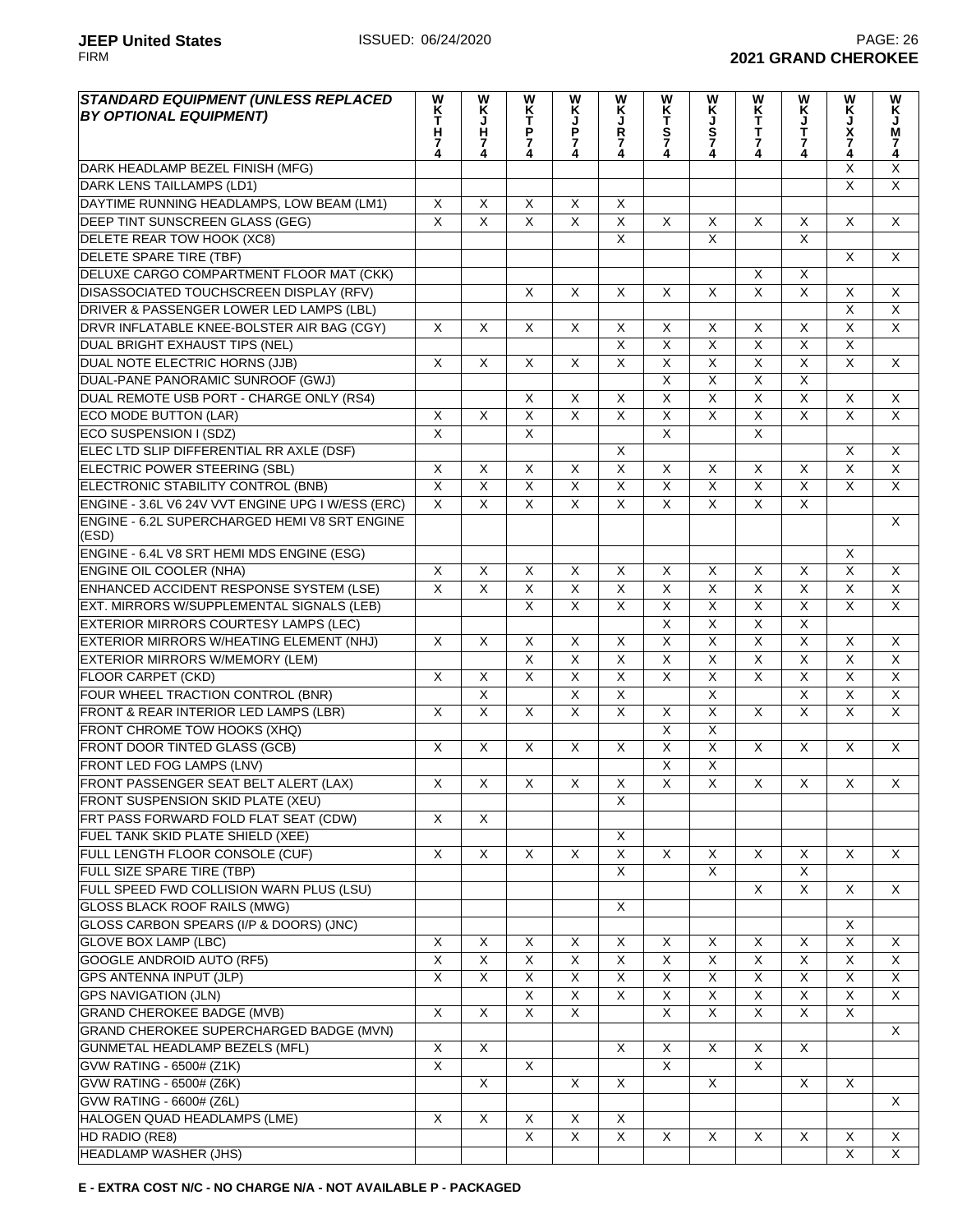| STANDARD EQUIPMENT (UNLESS REPLACED BY OPTIONAL EQUIPMENT) | WKTH74 | WKJH74 | WKTP74 | WKJP74 | WKJR74 | WKTS74 | WKJS74 | WKTT74 | WKJT74 | WKJX74 | WKJM74 |
|---|---|---|---|---|---|---|---|---|---|---|---|
| DARK HEADLAMP BEZEL FINISH (MFG) | | | | | | | | | | X | X |
| DARK LENS TAILLAMPS (LD1) | | | | | | | | | | X | X |
| DAYTIME RUNNING HEADLAMPS, LOW BEAM (LM1) | X | X | X | X | X | | | | | | |
| DEEP TINT SUNSCREEN GLASS (GEG) | X | X | X | X | X | X | X | X | X | X | X |
| DELETE REAR TOW HOOK (XC8) | | | | | X | | X | | X | | |
| DELETE SPARE TIRE (TBF) | | | | | | | | | | X | X |
| DELUXE CARGO COMPARTMENT FLOOR MAT (CKK) | | | | | | | | X | X | | |
| DISASSOCIATED TOUCHSCREEN DISPLAY (RFV) | | | X | X | X | X | X | X | X | X | X |
| DRIVER & PASSENGER LOWER LED LAMPS (LBL) | | | | | | | | | | X | X |
| DRVR INFLATABLE KNEE-BOLSTER AIR BAG (CGY) | X | X | X | X | X | X | X | X | X | X | X |
| DUAL BRIGHT EXHAUST TIPS (NEL) | | | | | X | X | X | X | X | X | |
| DUAL NOTE ELECTRIC HORNS (JJB) | X | X | X | X | X | X | X | X | X | X | X |
| DUAL-PANE PANORAMIC SUNROOF (GWJ) | | | | | | X | X | X | X | | |
| DUAL REMOTE USB PORT - CHARGE ONLY (RS4) | | | X | X | X | X | X | X | X | X | X |
| ECO MODE BUTTON (LAR) | X | X | X | X | X | X | X | X | X | X | X |
| ECO SUSPENSION I (SDZ) | X | | X | | | X | | X | | | |
| ELEC LTD SLIP DIFFERENTIAL RR AXLE (DSF) | | | | | X | | | | | X | X |
| ELECTRIC POWER STEERING (SBL) | X | X | X | X | X | X | X | X | X | X | X |
| ELECTRONIC STABILITY CONTROL (BNB) | X | X | X | X | X | X | X | X | X | X | X |
| ENGINE - 3.6L V6 24V VVT ENGINE UPG I W/ESS (ERC) | X | X | X | X | X | X | X | X | X | | |
| ENGINE - 6.2L SUPERCHARGED HEMI V8 SRT ENGINE (ESD) | | | | | | | | | | | X |
| ENGINE - 6.4L V8 SRT HEMI MDS ENGINE (ESG) | | | | | | | | | | X | |
| ENGINE OIL COOLER (NHA) | X | X | X | X | X | X | X | X | X | X | X |
| ENHANCED ACCIDENT RESPONSE SYSTEM (LSE) | X | X | X | X | X | X | X | X | X | X | X |
| EXT. MIRRORS W/SUPPLEMENTAL SIGNALS (LEB) | | | X | X | X | X | X | X | X | X | X |
| EXTERIOR MIRRORS COURTESY LAMPS (LEC) | | | | | | X | X | X | X | | |
| EXTERIOR MIRRORS W/HEATING ELEMENT (NHJ) | X | X | X | X | X | X | X | X | X | X | X |
| EXTERIOR MIRRORS W/MEMORY (LEM) | | | X | X | X | X | X | X | X | X | X |
| FLOOR CARPET (CKD) | X | X | X | X | X | X | X | X | X | X | X |
| FOUR WHEEL TRACTION CONTROL (BNR) | | X | | X | X | | X | | X | X | X |
| FRONT & REAR INTERIOR LED LAMPS (LBR) | X | X | X | X | X | X | X | X | X | X | X |
| FRONT CHROME TOW HOOKS (XHQ) | | | | | | X | X | | | | |
| FRONT DOOR TINTED GLASS (GCB) | X | X | X | X | X | X | X | X | X | X | X |
| FRONT LED FOG LAMPS (LNV) | | | | | | X | X | | | | |
| FRONT PASSENGER SEAT BELT ALERT (LAX) | X | X | X | X | X | X | X | X | X | X | X |
| FRONT SUSPENSION SKID PLATE (XEU) | | | | | X | | | | | | |
| FRT PASS FORWARD FOLD FLAT SEAT (CDW) | X | X | | | | | | | | | |
| FUEL TANK SKID PLATE SHIELD (XEE) | | | | | X | | | | | | |
| FULL LENGTH FLOOR CONSOLE (CUF) | X | X | X | X | X | X | X | X | X | X | X |
| FULL SIZE SPARE TIRE (TBP) | | | | | X | | X | | X | | |
| FULL SPEED FWD COLLISION WARN PLUS (LSU) | | | | | | | | X | X | X | X |
| GLOSS BLACK ROOF RAILS (MWG) | | | | | X | | | | | | |
| GLOSS CARBON SPEARS (I/P & DOORS) (JNC) | | | | | | | | | | X | |
| GLOVE BOX LAMP (LBC) | X | X | X | X | X | X | X | X | X | X | X |
| GOOGLE ANDROID AUTO (RF5) | X | X | X | X | X | X | X | X | X | X | X |
| GPS ANTENNA INPUT (JLP) | X | X | X | X | X | X | X | X | X | X | X |
| GPS NAVIGATION (JLN) | | | X | X | X | X | X | X | X | X | X |
| GRAND CHEROKEE BADGE (MVB) | X | X | X | X | | X | X | X | X | X | |
| GRAND CHEROKEE SUPERCHARGED BADGE (MVN) | | | | | | | | | | | X |
| GUNMETAL HEADLAMP BEZELS (MFL) | X | X | | | X | X | X | X | X | | |
| GVW RATING - 6500# (Z1K) | X | | X | | | X | | X | | | |
| GVW RATING - 6500# (Z6K) | | X | | X | X | | X | | X | X | |
| GVW RATING - 6600# (Z6L) | | | | | | | | | | | X |
| HALOGEN QUAD HEADLAMPS (LME) | X | X | X | X | X | | | | | | |
| HD RADIO (RE8) | | | X | X | X | X | X | X | X | X | X |
| HEADLAMP WASHER (JHS) | | | | | | | | | | X | X |

**E - EXTRA COST N/C - NO CHARGE N/A - NOT AVAILABLE P - PACKAGED**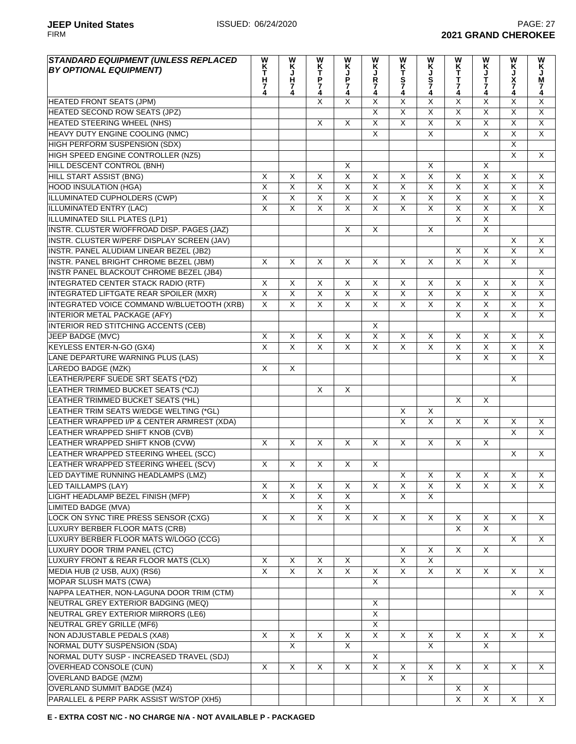**JEEP United States** ISSUED: 06/24/2020

FIRM

**2021 GRAND CHEROKEE**

| STANDARD EQUIPMENT (UNLESS REPLACED BY OPTIONAL EQUIPMENT) | WKTH74 | WKJH74 | WKTP74 | WKJP74 | WKJR74 | WKTS74 | WKJS74 | WKTT74 | WKJT74 | WKJX74 | WKJM74 |
|---|---|---|---|---|---|---|---|---|---|---|---|
| HEATED FRONT SEATS (JPM) | | | X | X | X | X | X | X | X | X | X |
| HEATED SECOND ROW SEATS (JPZ) | | | | | X | X | X | X | X | X | X |
| HEATED STEERING WHEEL (NHS) | | | X | X | X | X | X | X | X | X | X |
| HEAVY DUTY ENGINE COOLING (NMC) | | | | | X | | X | | X | X | X |
| HIGH PERFORM SUSPENSION (SDX) | | | | | | | | | | X | |
| HIGH SPEED ENGINE CONTROLLER (NZ5) | | | | | | | | | | X | X |
| HILL DESCENT CONTROL (BNH) | | | | X | | | X | | X | | |
| HILL START ASSIST (BNG) | X | X | X | X | X | X | X | X | X | X | X |
| HOOD INSULATION (HGA) | X | X | X | X | X | X | X | X | X | X | X |
| ILLUMINATED CUPHOLDERS (CWP) | X | X | X | X | X | X | X | X | X | X | X |
| ILLUMINATED ENTRY (LAC) | X | X | X | X | X | X | X | X | X | X | X |
| ILLUMINATED SILL PLATES (LP1) | | | | | | | | X | X | | |
| INSTR. CLUSTER W/OFFROAD DISP. PAGES (JAZ) | | | | X | X | | X | | X | | |
| INSTR. CLUSTER W/PERF DISPLAY SCREEN (JAV) | | | | | | | | | | X | X |
| INSTR. PANEL ALUDIAM LINEAR BEZEL (JB2) | | | | | | | | X | X | X | X |
| INSTR. PANEL BRIGHT CHROME BEZEL (JBM) | X | X | X | X | X | X | X | X | X | X | |
| INSTR PANEL BLACKOUT CHROME BEZEL (JB4) | | | | | | | | | | | X |
| INTEGRATED CENTER STACK RADIO (RTF) | X | X | X | X | X | X | X | X | X | X | X |
| INTEGRATED LIFTGATE REAR SPOILER (MXR) | X | X | X | X | X | X | X | X | X | X | X |
| INTEGRATED VOICE COMMAND W/BLUETOOTH (XRB) | X | X | X | X | X | X | X | X | X | X | X |
| INTERIOR METAL PACKAGE (AFY) | | | | | | | | X | X | X | X |
| INTERIOR RED STITCHING ACCENTS (CEB) | | | | | X | | | | | | |
| JEEP BADGE (MVC) | X | X | X | X | X | X | X | X | X | X | X |
| KEYLESS ENTER-N-GO (GX4) | X | X | X | X | X | X | X | X | X | X | X |
| LANE DEPARTURE WARNING PLUS (LAS) | | | | | | | | X | X | X | X |
| LAREDO BADGE (MZK) | X | X | | | | | | | | | |
| LEATHER/PERF SUEDE SRT SEATS (*DZ) | | | | | | | | | | X | |
| LEATHER TRIMMED BUCKET SEATS (*CJ) | | | X | X | | | | | | | |
| LEATHER TRIMMED BUCKET SEATS (*HL) | | | | | | | | X | X | | |
| LEATHER TRIM SEATS W/EDGE WELTING (*GL) | | | | | | X | X | | | | |
| LEATHER WRAPPED I/P & CENTER ARMREST (XDA) | | | | | | X | X | X | X | X | X |
| LEATHER WRAPPED SHIFT KNOB (CVB) | | | | | | | | | | X | X |
| LEATHER WRAPPED SHIFT KNOB (CVW) | X | X | X | X | X | X | X | X | X | | |
| LEATHER WRAPPED STEERING WHEEL (SCC) | | | | | | | | | | X | X |
| LEATHER WRAPPED STEERING WHEEL (SCV) | X | X | X | X | X | | | | | | |
| LED DAYTIME RUNNING HEADLAMPS (LMZ) | | | | | | X | X | X | X | X | X |
| LED TAILLAMPS (LAY) | X | X | X | X | X | X | X | X | X | X | X |
| LIGHT HEADLAMP BEZEL FINISH (MFP) | X | X | X | X | | X | X | | | | |
| LIMITED BADGE (MVA) | | | X | X | | | | | | | |
| LOCK ON SYNC TIRE PRESS SENSOR (CXG) | X | X | X | X | X | X | X | X | X | X | X |
| LUXURY BERBER FLOOR MATS (CRB) | | | | | | | | X | X | | |
| LUXURY BERBER FLOOR MATS W/LOGO (CCG) | | | | | | | | | | X | X |
| LUXURY DOOR TRIM PANEL (CTC) | | | | | | X | X | X | X | | |
| LUXURY FRONT & REAR FLOOR MATS (CLX) | X | X | X | X | | X | X | | | | |
| MEDIA HUB (2 USB, AUX) (RS6) | X | X | X | X | X | X | X | X | X | X | X |
| MOPAR SLUSH MATS (CWA) | | | | | X | | | | | | |
| NAPPA LEATHER, NON-LAGUNA DOOR TRIM (CTM) | | | | | | | | | | X | X |
| NEUTRAL GREY EXTERIOR BADGING (MEQ) | | | | | X | | | | | | |
| NEUTRAL GREY EXTERIOR MIRRORS (LE6) | | | | | X | | | | | | |
| NEUTRAL GREY GRILLE (MF6) | | | | | X | | | | | | |
| NON ADJUSTABLE PEDALS (XA8) | X | X | X | X | X | X | X | X | X | X | X |
| NORMAL DUTY SUSPENSION (SDA) | | X | | X | | | X | | X | | |
| NORMAL DUTY SUSP - INCREASED TRAVEL (SDJ) | | | | | X | | | | | | |
| OVERHEAD CONSOLE (CUN) | X | X | X | X | X | X | X | X | X | X | X |
| OVERLAND BADGE (MZM) | | | | | | X | X | | | | |
| OVERLAND SUMMIT BADGE (MZ4) | | | | | | | | X | X | | |
| PARALLEL & PERP PARK ASSIST W/STOP (XH5) | | | | | | | | X | X | X | X |

**E - EXTRA COST N/C - NO CHARGE N/A - NOT AVAILABLE P - PACKAGED**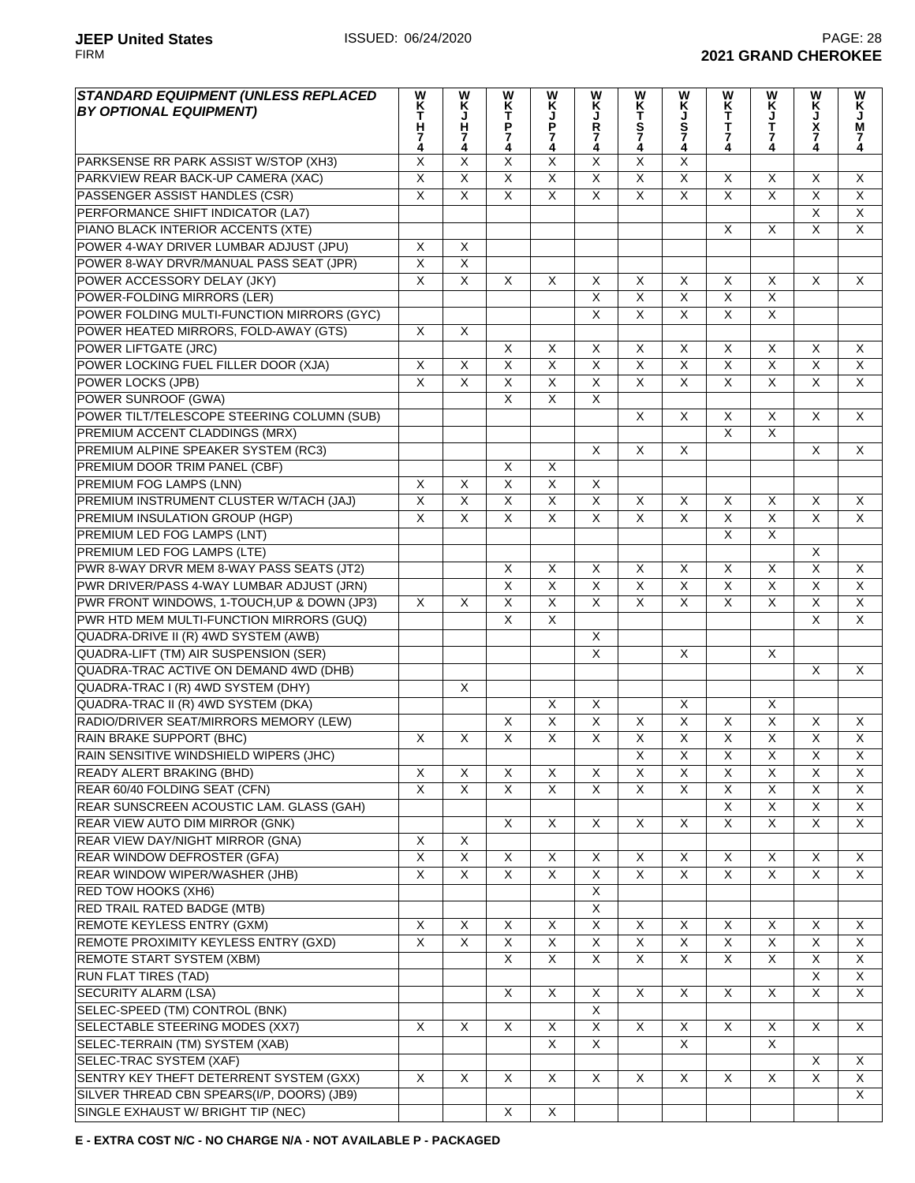| STANDARD EQUIPMENT (UNLESS REPLACED BY OPTIONAL EQUIPMENT) | WKTH74 | WKJH74 | WKTP74 | WKJP74 | WKJR74 | WKTS74 | WKJS74 | WKTT74 | WKJT74 | WKJX74 | WKJM74 |
|---|---|---|---|---|---|---|---|---|---|---|---|
| PARKSENSE RR PARK ASSIST W/STOP (XH3) | X | X | X | X | X | X | X | | | | |
| PARKVIEW REAR BACK-UP CAMERA (XAC) | X | X | X | X | X | X | X | X | X | X | X |
| PASSENGER ASSIST HANDLES (CSR) | X | X | X | X | X | X | X | X | X | X | X |
| PERFORMANCE SHIFT INDICATOR (LA7) | | | | | | | | | | X | X |
| PIANO BLACK INTERIOR ACCENTS (XTE) | | | | | | | | X | X | X | X |
| POWER 4-WAY DRIVER LUMBAR ADJUST (JPU) | X | X | | | | | | | | | |
| POWER 8-WAY DRVR/MANUAL PASS SEAT (JPR) | X | X | | | | | | | | | |
| POWER ACCESSORY DELAY (JKY) | X | X | X | X | X | X | X | X | X | X | X |
| POWER-FOLDING MIRRORS (LER) | | | | | X | X | X | X | X | | |
| POWER FOLDING MULTI-FUNCTION MIRRORS (GYC) | | | | | X | X | X | X | X | | |
| POWER HEATED MIRRORS, FOLD-AWAY (GTS) | X | X | | | | | | | | | |
| POWER LIFTGATE (JRC) | | | X | X | X | X | X | X | X | X | X |
| POWER LOCKING FUEL FILLER DOOR (XJA) | X | X | X | X | X | X | X | X | X | X | X |
| POWER LOCKS (JPB) | X | X | X | X | X | X | X | X | X | X | X |
| POWER SUNROOF (GWA) | | | X | X | X | | | | | | |
| POWER TILT/TELESCOPE STEERING COLUMN (SUB) | | | | | | X | X | X | X | X | X |
| PREMIUM ACCENT CLADDINGS (MRX) | | | | | | | | X | X | | |
| PREMIUM ALPINE SPEAKER SYSTEM (RC3) | | | | | X | X | X | | | X | X |
| PREMIUM DOOR TRIM PANEL (CBF) | | | X | X | | | | | | | |
| PREMIUM FOG LAMPS (LNN) | X | X | X | X | X | | | | | | |
| PREMIUM INSTRUMENT CLUSTER W/TACH (JAJ) | X | X | X | X | X | X | X | X | X | X | X |
| PREMIUM INSULATION GROUP (HGP) | X | X | X | X | X | X | X | X | X | X | X |
| PREMIUM LED FOG LAMPS (LNT) | | | | | | | | X | X | | |
| PREMIUM LED FOG LAMPS (LTE) | | | | | | | | | | X | |
| PWR 8-WAY DRVR MEM 8-WAY PASS SEATS (JT2) | | | X | X | X | X | X | X | X | X | X |
| PWR DRIVER/PASS 4-WAY LUMBAR ADJUST (JRN) | | | X | X | X | X | X | X | X | X | X |
| PWR FRONT WINDOWS, 1-TOUCH,UP & DOWN (JP3) | X | X | X | X | X | X | X | X | X | X | X |
| PWR HTD MEM MULTI-FUNCTION MIRRORS (GUQ) | | | X | X | | | | | | X | X |
| QUADRA-DRIVE II (R) 4WD SYSTEM (AWB) | | | | | X | | | | | | |
| QUADRA-LIFT (TM) AIR SUSPENSION (SER) | | | | | X | | X | | X | | |
| QUADRA-TRAC ACTIVE ON DEMAND 4WD (DHB) | | | | | | | | | | X | X |
| QUADRA-TRAC I (R) 4WD SYSTEM (DHY) | | X | | | | | | | | | |
| QUADRA-TRAC II (R) 4WD SYSTEM (DKA) | | | | X | X | | X | | X | | |
| RADIO/DRIVER SEAT/MIRRORS MEMORY (LEW) | | | X | X | X | X | X | X | X | X | X |
| RAIN BRAKE SUPPORT (BHC) | X | X | X | X | X | X | X | X | X | X | X |
| RAIN SENSITIVE WINDSHIELD WIPERS (JHC) | | | | | | X | X | X | X | X | X |
| READY ALERT BRAKING (BHD) | X | X | X | X | X | X | X | X | X | X | X |
| REAR 60/40 FOLDING SEAT (CFN) | X | X | X | X | X | X | X | X | X | X | X |
| REAR SUNSCREEN ACOUSTIC LAM. GLASS (GAH) | | | | | | | | X | X | X | X |
| REAR VIEW AUTO DIM MIRROR (GNK) | | | X | X | X | X | X | X | X | X | X |
| REAR VIEW DAY/NIGHT MIRROR (GNA) | X | X | | | | | | | | | |
| REAR WINDOW DEFROSTER (GFA) | X | X | X | X | X | X | X | X | X | X | X |
| REAR WINDOW WIPER/WASHER (JHB) | X | X | X | X | X | X | X | X | X | X | X |
| RED TOW HOOKS (XH6) | | | | | X | | | | | | |
| RED TRAIL RATED BADGE (MTB) | | | | | X | | | | | | |
| REMOTE KEYLESS ENTRY (GXM) | X | X | X | X | X | X | X | X | X | X | X |
| REMOTE PROXIMITY KEYLESS ENTRY (GXD) | X | X | X | X | X | X | X | X | X | X | X |
| REMOTE START SYSTEM (XBM) | | | X | X | X | X | X | X | X | X | X |
| RUN FLAT TIRES (TAD) | | | | | | | | | | X | X |
| SECURITY ALARM (LSA) | | | X | X | X | X | X | X | X | X | X |
| SELEC-SPEED (TM) CONTROL (BNK) | | | | | X | | | | | | |
| SELECTABLE STEERING MODES (XX7) | X | X | X | X | X | X | X | X | X | X | X |
| SELEC-TERRAIN (TM) SYSTEM (XAB) | | | | X | X | | X | | X | | |
| SELEC-TRAC SYSTEM (XAF) | | | | | | | | | | X | X |
| SENTRY KEY THEFT DETERRENT SYSTEM (GXX) | X | X | X | X | X | X | X | X | X | X | X |
| SILVER THREAD CBN SPEARS(I/P, DOORS) (JB9) | | | | | | | | | | | X |
| SINGLE EXHAUST W/ BRIGHT TIP (NEC) | | | X | X | | | | | | | |

**E - EXTRA COST N/C - NO CHARGE N/A - NOT AVAILABLE P - PACKAGED**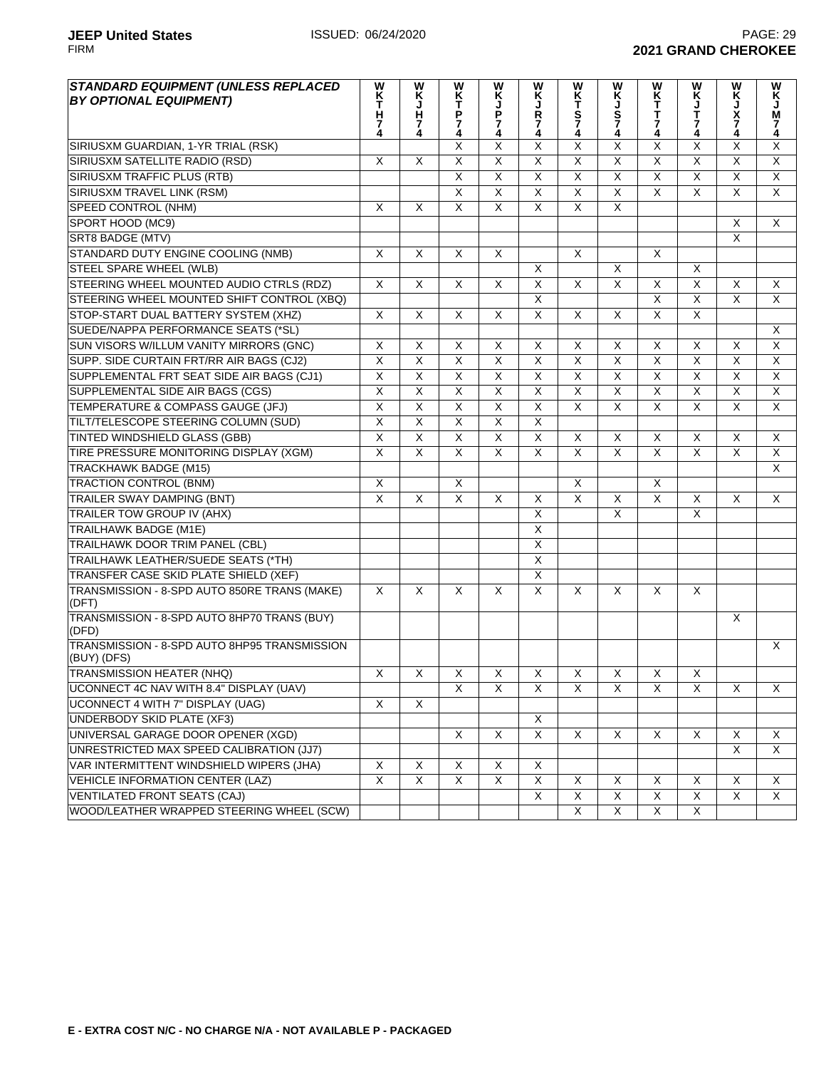| STANDARD EQUIPMENT (UNLESS REPLACED BY OPTIONAL EQUIPMENT) | WKTH74 | WKJH74 | WKTP74 | WKJP74 | WKJR74 | WKTS74 | WKJS74 | WKTT74 | WKJT74 | WKJX74 | WKJM74 |
|---|---|---|---|---|---|---|---|---|---|---|---|
| SIRIUSXM GUARDIAN, 1-YR TRIAL (RSK) | | | X | X | X | X | X | X | X | X | X |
| SIRIUSXM SATELLITE RADIO (RSD) | X | X | X | X | X | X | X | X | X | X | X |
| SIRIUSXM TRAFFIC PLUS (RTB) | | | X | X | X | X | X | X | X | X | X |
| SIRIUSXM TRAVEL LINK (RSM) | | | X | X | X | X | X | X | X | X | X |
| SPEED CONTROL (NHM) | X | X | X | X | X | X | X | | | | |
| SPORT HOOD (MC9) | | | | | | | | | | X | X |
| SRT8 BADGE (MTV) | | | | | | | | | | X | |
| STANDARD DUTY ENGINE COOLING (NMB) | X | X | X | X | | X | | X | | | |
| STEEL SPARE WHEEL (WLB) | | | | | X | | X | | X | | |
| STEERING WHEEL MOUNTED AUDIO CTRLS (RDZ) | X | X | X | X | X | X | X | X | X | X | X |
| STEERING WHEEL MOUNTED SHIFT CONTROL (XBQ) | | | | | X | | | X | X | X | X |
| STOP-START DUAL BATTERY SYSTEM (XHZ) | X | X | X | X | X | X | X | X | X | | |
| SUEDE/NAPPA PERFORMANCE SEATS (*SL) | | | | | | | | | | | X |
| SUN VISORS W/ILLUM VANITY MIRRORS (GNC) | X | X | X | X | X | X | X | X | X | X | X |
| SUPP. SIDE CURTAIN FRT/RR AIR BAGS (CJ2) | X | X | X | X | X | X | X | X | X | X | X |
| SUPPLEMENTAL FRT SEAT SIDE AIR BAGS (CJ1) | X | X | X | X | X | X | X | X | X | X | X |
| SUPPLEMENTAL SIDE AIR BAGS (CGS) | X | X | X | X | X | X | X | X | X | X | X |
| TEMPERATURE & COMPASS GAUGE (JFJ) | X | X | X | X | X | X | X | X | X | X | X |
| TILT/TELESCOPE STEERING COLUMN (SUD) | X | X | X | X | X | | | | | | |
| TINTED WINDSHIELD GLASS (GBB) | X | X | X | X | X | X | X | X | X | X | X |
| TIRE PRESSURE MONITORING DISPLAY (XGM) | X | X | X | X | X | X | X | X | X | X | X |
| TRACKHAWK BADGE (M15) | | | | | | | | | | | X |
| TRACTION CONTROL (BNM) | X | | X | | | X | | X | | | |
| TRAILER SWAY DAMPING (BNT) | X | X | X | X | X | X | X | X | X | X | X |
| TRAILER TOW GROUP IV (AHX) | | | | | X | | X | | X | | |
| TRAILHAWK BADGE (M1E) | | | | | X | | | | | | |
| TRAILHAWK DOOR TRIM PANEL (CBL) | | | | | X | | | | | | |
| TRAILHAWK LEATHER/SUEDE SEATS (*TH) | | | | | X | | | | | | |
| TRANSFER CASE SKID PLATE SHIELD (XEF) | | | | | X | | | | | | |
| TRANSMISSION - 8-SPD AUTO 850RE TRANS (MAKE) (DFT) | X | X | X | X | X | X | X | X | X | | |
| TRANSMISSION - 8-SPD AUTO 8HP70 TRANS (BUY) (DFD) | | | | | | | | | | X | |
| TRANSMISSION - 8-SPD AUTO 8HP95 TRANSMISSION (BUY) (DFS) | | | | | | | | | | | X |
| TRANSMISSION HEATER (NHQ) | X | X | X | X | X | X | X | X | X | | |
| UCONNECT 4C NAV WITH 8.4" DISPLAY (UAV) | | | X | X | X | X | X | X | X | X | X |
| UCONNECT 4 WITH 7" DISPLAY (UAG) | X | X | | | | | | | | | |
| UNDERBODY SKID PLATE (XF3) | | | | | X | | | | | | |
| UNIVERSAL GARAGE DOOR OPENER (XGD) | | | X | X | X | X | X | X | X | X | X |
| UNRESTRICTED MAX SPEED CALIBRATION (JJ7) | | | | | | | | | | X | X |
| VAR INTERMITTENT WINDSHIELD WIPERS (JHA) | X | X | X | X | X | | | | | | |
| VEHICLE INFORMATION CENTER (LAZ) | X | X | X | X | X | X | X | X | X | X | X |
| VENTILATED FRONT SEATS (CAJ) | | | | | X | X | X | X | X | X | X |
| WOOD/LEATHER WRAPPED STEERING WHEEL (SCW) | | | | | | X | X | X | X | | |

**E - EXTRA COST N/C - NO CHARGE N/A - NOT AVAILABLE P - PACKAGED**